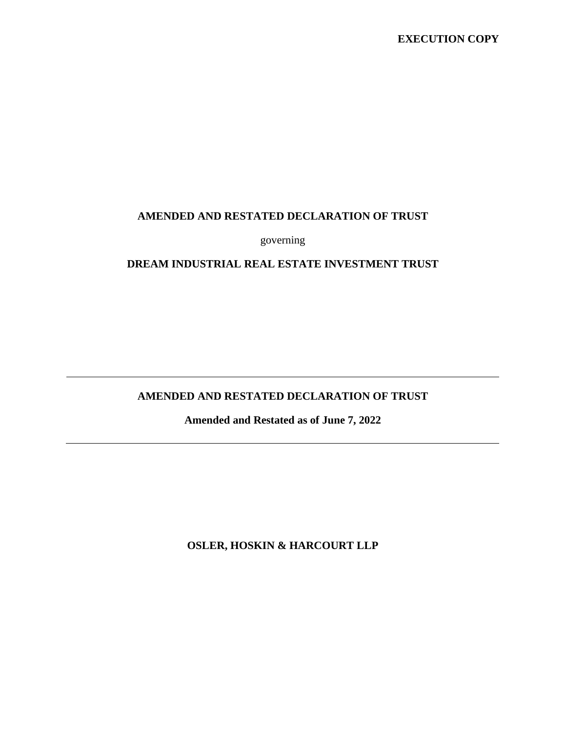**EXECUTION COPY**

# AMENDED AND RESTATED DECLARATION OF TRUST

governing

## DREAM INDUSTRIAL REAL ESTATE INVESTMENT TRUST

---

## AMENDED AND RESTATED DECLARATION OF TRUST

**Amended and Restated as of June 7, 2022**

---

**OSLER, HOSKIN & HARCOURT LLP**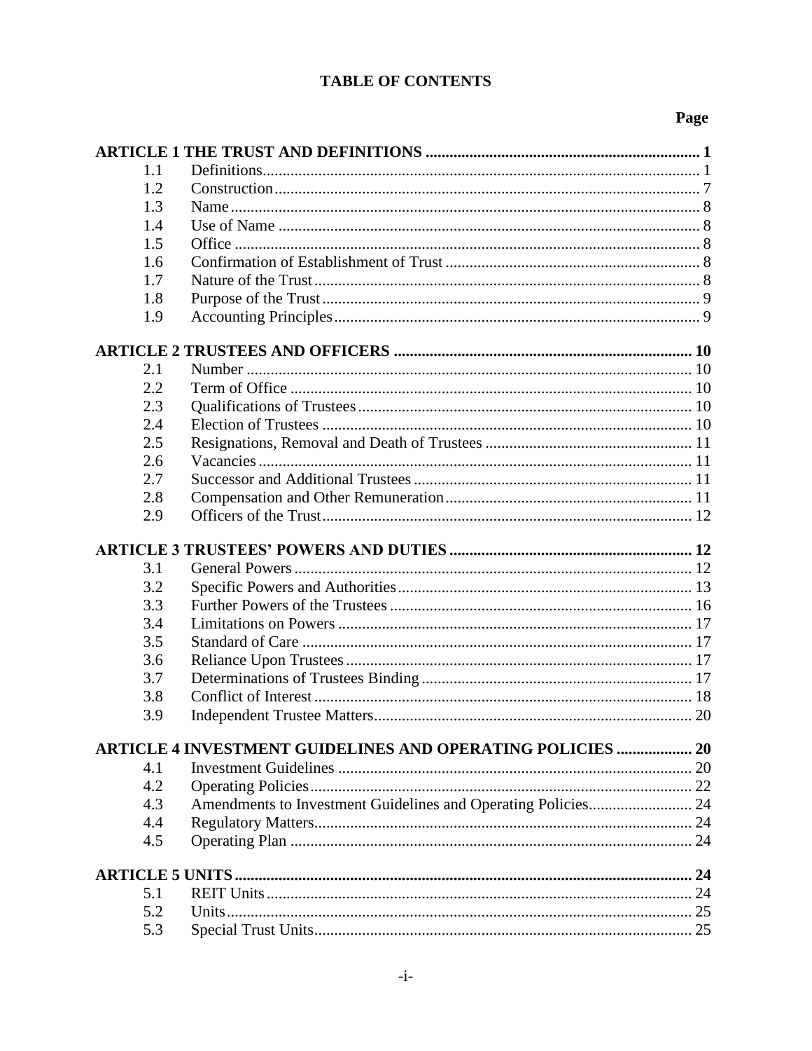# TABLE OF CONTENTS

| | | Page |
|---|---|---|
| **ARTICLE 1 THE TRUST AND DEFINITIONS** | | **1** |
| 1.1 | Definitions | 1 |
| 1.2 | Construction | 7 |
| 1.3 | Name | 8 |
| 1.4 | Use of Name | 8 |
| 1.5 | Office | 8 |
| 1.6 | Confirmation of Establishment of Trust | 8 |
| 1.7 | Nature of the Trust | 8 |
| 1.8 | Purpose of the Trust | 9 |
| 1.9 | Accounting Principles | 9 |
| **ARTICLE 2 TRUSTEES AND OFFICERS** | | **10** |
| 2.1 | Number | 10 |
| 2.2 | Term of Office | 10 |
| 2.3 | Qualifications of Trustees | 10 |
| 2.4 | Election of Trustees | 10 |
| 2.5 | Resignations, Removal and Death of Trustees | 11 |
| 2.6 | Vacancies | 11 |
| 2.7 | Successor and Additional Trustees | 11 |
| 2.8 | Compensation and Other Remuneration | 11 |
| 2.9 | Officers of the Trust | 12 |
| **ARTICLE 3 TRUSTEES' POWERS AND DUTIES** | | **12** |
| 3.1 | General Powers | 12 |
| 3.2 | Specific Powers and Authorities | 13 |
| 3.3 | Further Powers of the Trustees | 16 |
| 3.4 | Limitations on Powers | 17 |
| 3.5 | Standard of Care | 17 |
| 3.6 | Reliance Upon Trustees | 17 |
| 3.7 | Determinations of Trustees Binding | 17 |
| 3.8 | Conflict of Interest | 18 |
| 3.9 | Independent Trustee Matters | 20 |
| **ARTICLE 4 INVESTMENT GUIDELINES AND OPERATING POLICIES** | | **20** |
| 4.1 | Investment Guidelines | 20 |
| 4.2 | Operating Policies | 22 |
| 4.3 | Amendments to Investment Guidelines and Operating Policies | 24 |
| 4.4 | Regulatory Matters | 24 |
| 4.5 | Operating Plan | 24 |
| **ARTICLE 5 UNITS** | | **24** |
| 5.1 | REIT Units | 24 |
| 5.2 | Units | 25 |
| 5.3 | Special Trust Units | 25 |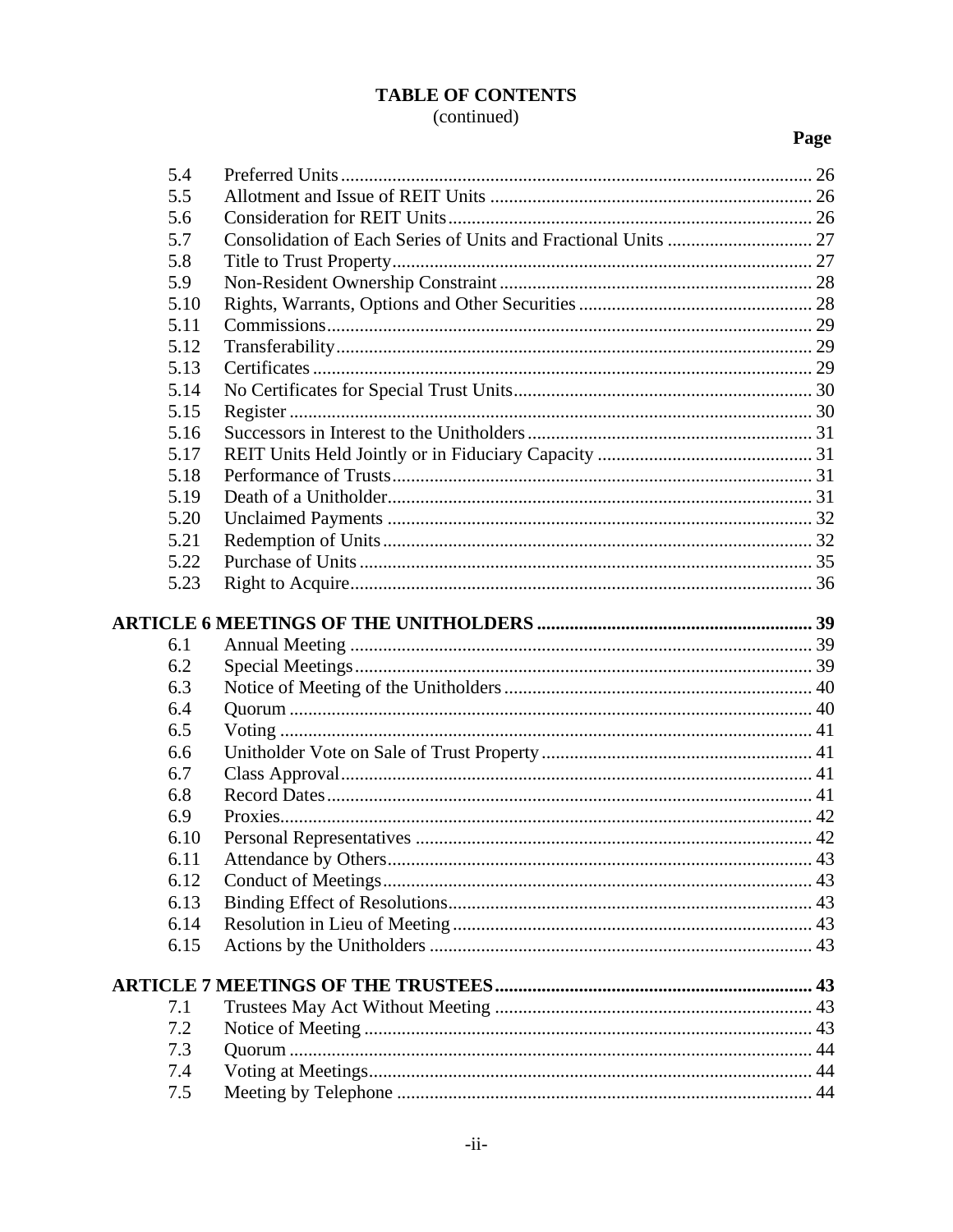**TABLE OF CONTENTS**
(continued)

| | | Page |
|---|---|---|
| 5.4 | Preferred Units | 26 |
| 5.5 | Allotment and Issue of REIT Units | 26 |
| 5.6 | Consideration for REIT Units | 26 |
| 5.7 | Consolidation of Each Series of Units and Fractional Units | 27 |
| 5.8 | Title to Trust Property | 27 |
| 5.9 | Non-Resident Ownership Constraint | 28 |
| 5.10 | Rights, Warrants, Options and Other Securities | 28 |
| 5.11 | Commissions | 29 |
| 5.12 | Transferability | 29 |
| 5.13 | Certificates | 29 |
| 5.14 | No Certificates for Special Trust Units | 30 |
| 5.15 | Register | 30 |
| 5.16 | Successors in Interest to the Unitholders | 31 |
| 5.17 | REIT Units Held Jointly or in Fiduciary Capacity | 31 |
| 5.18 | Performance of Trusts | 31 |
| 5.19 | Death of a Unitholder | 31 |
| 5.20 | Unclaimed Payments | 32 |
| 5.21 | Redemption of Units | 32 |
| 5.22 | Purchase of Units | 35 |
| 5.23 | Right to Acquire | 36 |
| **ARTICLE 6 MEETINGS OF THE UNITHOLDERS** | | **39** |
| 6.1 | Annual Meeting | 39 |
| 6.2 | Special Meetings | 39 |
| 6.3 | Notice of Meeting of the Unitholders | 40 |
| 6.4 | Quorum | 40 |
| 6.5 | Voting | 41 |
| 6.6 | Unitholder Vote on Sale of Trust Property | 41 |
| 6.7 | Class Approval | 41 |
| 6.8 | Record Dates | 41 |
| 6.9 | Proxies | 42 |
| 6.10 | Personal Representatives | 42 |
| 6.11 | Attendance by Others | 43 |
| 6.12 | Conduct of Meetings | 43 |
| 6.13 | Binding Effect of Resolutions | 43 |
| 6.14 | Resolution in Lieu of Meeting | 43 |
| 6.15 | Actions by the Unitholders | 43 |
| **ARTICLE 7 MEETINGS OF THE TRUSTEES** | | **43** |
| 7.1 | Trustees May Act Without Meeting | 43 |
| 7.2 | Notice of Meeting | 43 |
| 7.3 | Quorum | 44 |
| 7.4 | Voting at Meetings | 44 |
| 7.5 | Meeting by Telephone | 44 |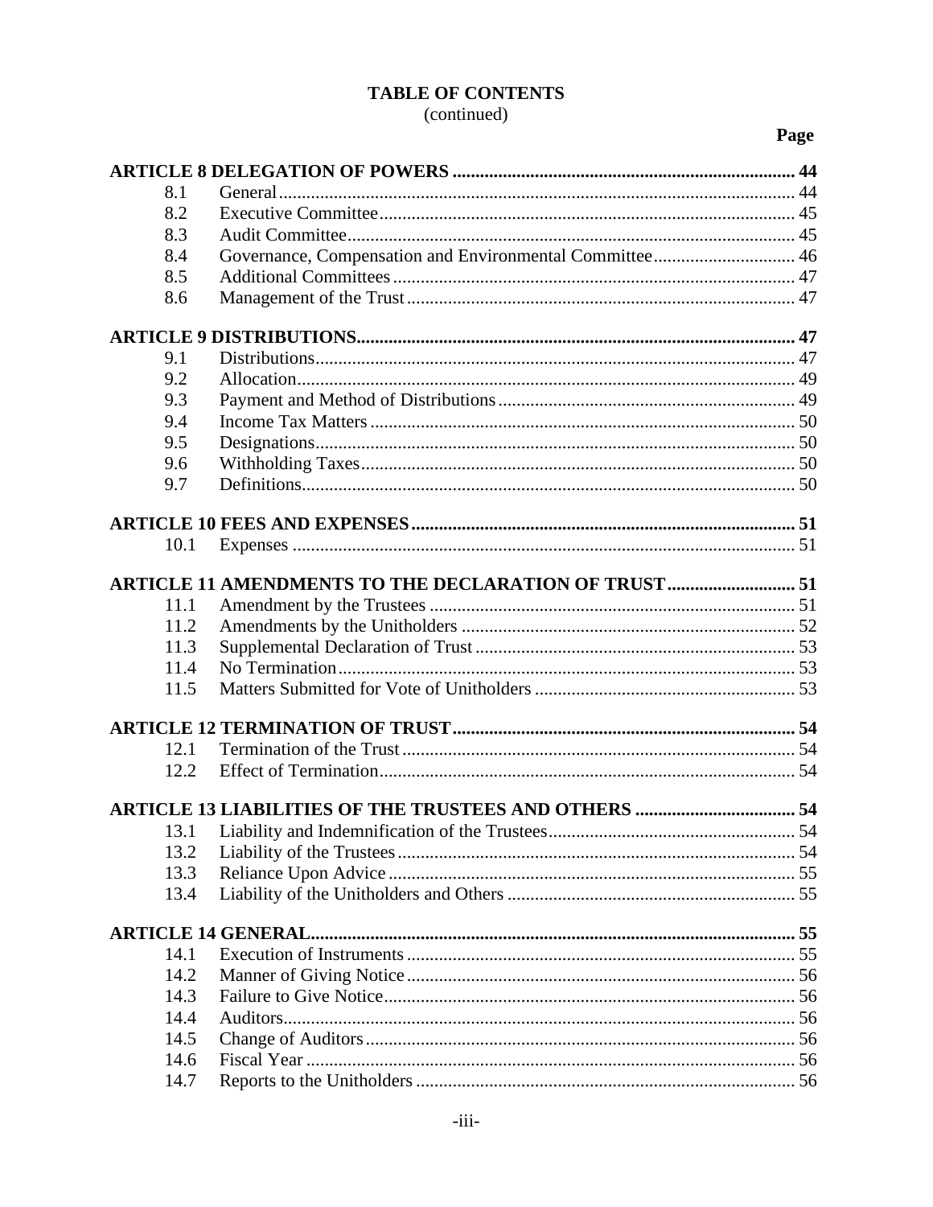**TABLE OF CONTENTS**
(continued)

| | | Page |
|---|---|---|
| **ARTICLE 8 DELEGATION OF POWERS** | | **44** |
| 8.1 | General | 44 |
| 8.2 | Executive Committee | 45 |
| 8.3 | Audit Committee | 45 |
| 8.4 | Governance, Compensation and Environmental Committee | 46 |
| 8.5 | Additional Committees | 47 |
| 8.6 | Management of the Trust | 47 |
| **ARTICLE 9 DISTRIBUTIONS** | | **47** |
| 9.1 | Distributions | 47 |
| 9.2 | Allocation | 49 |
| 9.3 | Payment and Method of Distributions | 49 |
| 9.4 | Income Tax Matters | 50 |
| 9.5 | Designations | 50 |
| 9.6 | Withholding Taxes | 50 |
| 9.7 | Definitions | 50 |
| **ARTICLE 10 FEES AND EXPENSES** | | **51** |
| 10.1 | Expenses | 51 |
| **ARTICLE 11 AMENDMENTS TO THE DECLARATION OF TRUST** | | **51** |
| 11.1 | Amendment by the Trustees | 51 |
| 11.2 | Amendments by the Unitholders | 52 |
| 11.3 | Supplemental Declaration of Trust | 53 |
| 11.4 | No Termination | 53 |
| 11.5 | Matters Submitted for Vote of Unitholders | 53 |
| **ARTICLE 12 TERMINATION OF TRUST** | | **54** |
| 12.1 | Termination of the Trust | 54 |
| 12.2 | Effect of Termination | 54 |
| **ARTICLE 13 LIABILITIES OF THE TRUSTEES AND OTHERS** | | **54** |
| 13.1 | Liability and Indemnification of the Trustees | 54 |
| 13.2 | Liability of the Trustees | 54 |
| 13.3 | Reliance Upon Advice | 55 |
| 13.4 | Liability of the Unitholders and Others | 55 |
| **ARTICLE 14 GENERAL** | | **55** |
| 14.1 | Execution of Instruments | 55 |
| 14.2 | Manner of Giving Notice | 56 |
| 14.3 | Failure to Give Notice | 56 |
| 14.4 | Auditors | 56 |
| 14.5 | Change of Auditors | 56 |
| 14.6 | Fiscal Year | 56 |
| 14.7 | Reports to the Unitholders | 56 |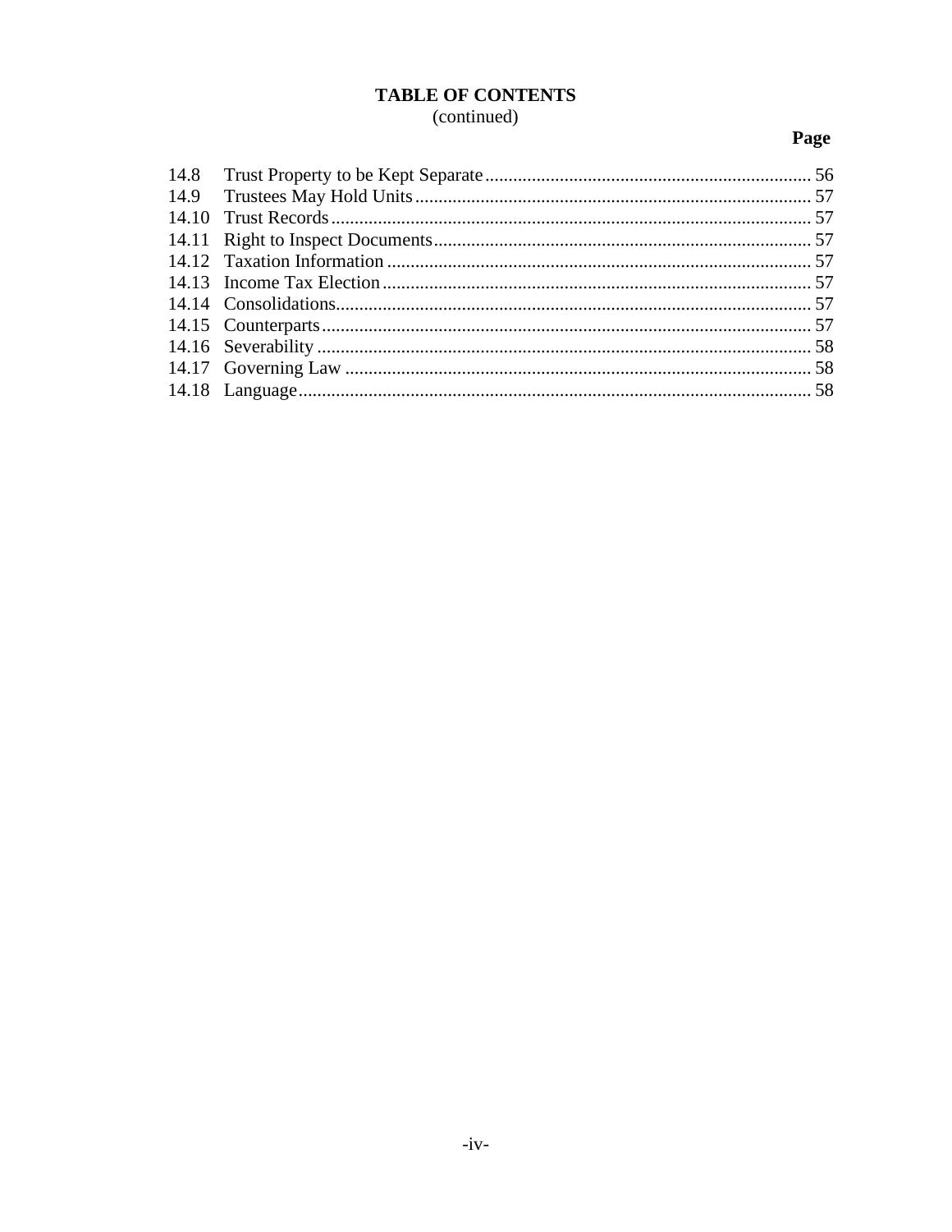**TABLE OF CONTENTS**
(continued)

| | | Page |
|---|---|---|
| 14.8 | Trust Property to be Kept Separate | 56 |
| 14.9 | Trustees May Hold Units | 57 |
| 14.10 | Trust Records | 57 |
| 14.11 | Right to Inspect Documents | 57 |
| 14.12 | Taxation Information | 57 |
| 14.13 | Income Tax Election | 57 |
| 14.14 | Consolidations | 57 |
| 14.15 | Counterparts | 57 |
| 14.16 | Severability | 58 |
| 14.17 | Governing Law | 58 |
| 14.18 | Language | 58 |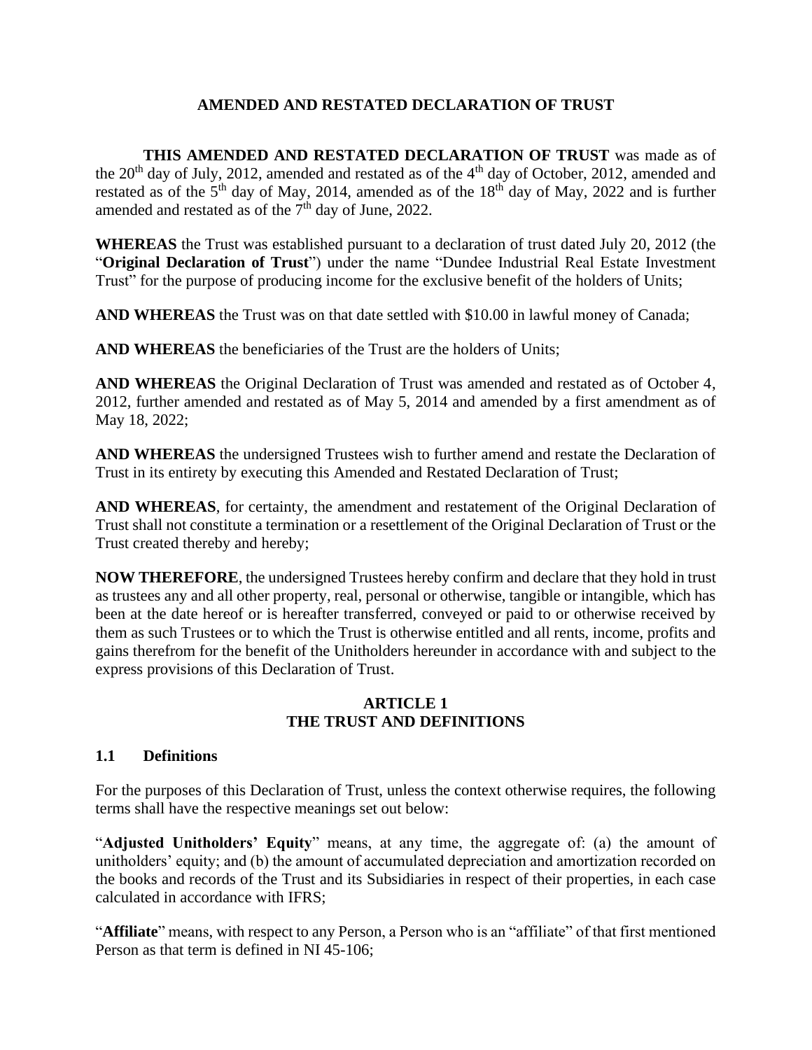# AMENDED AND RESTATED DECLARATION OF TRUST

**THIS AMENDED AND RESTATED DECLARATION OF TRUST** was made as of the 20th day of July, 2012, amended and restated as of the 4th day of October, 2012, amended and restated as of the 5th day of May, 2014, amended as of the 18th day of May, 2022 and is further amended and restated as of the 7th day of June, 2022.

**WHEREAS** the Trust was established pursuant to a declaration of trust dated July 20, 2012 (the "**Original Declaration of Trust**") under the name "Dundee Industrial Real Estate Investment Trust" for the purpose of producing income for the exclusive benefit of the holders of Units;

**AND WHEREAS** the Trust was on that date settled with $10.00 in lawful money of Canada;

**AND WHEREAS** the beneficiaries of the Trust are the holders of Units;

**AND WHEREAS** the Original Declaration of Trust was amended and restated as of October 4, 2012, further amended and restated as of May 5, 2014 and amended by a first amendment as of May 18, 2022;

**AND WHEREAS** the undersigned Trustees wish to further amend and restate the Declaration of Trust in its entirety by executing this Amended and Restated Declaration of Trust;

**AND WHEREAS**, for certainty, the amendment and restatement of the Original Declaration of Trust shall not constitute a termination or a resettlement of the Original Declaration of Trust or the Trust created thereby and hereby;

**NOW THEREFORE**, the undersigned Trustees hereby confirm and declare that they hold in trust as trustees any and all other property, real, personal or otherwise, tangible or intangible, which has been at the date hereof or is hereafter transferred, conveyed or paid to or otherwise received by them as such Trustees or to which the Trust is otherwise entitled and all rents, income, profits and gains therefrom for the benefit of the Unitholders hereunder in accordance with and subject to the express provisions of this Declaration of Trust.

## ARTICLE 1
## THE TRUST AND DEFINITIONS

### 1.1 Definitions

For the purposes of this Declaration of Trust, unless the context otherwise requires, the following terms shall have the respective meanings set out below:

"**Adjusted Unitholders' Equity**" means, at any time, the aggregate of: (a) the amount of unitholders' equity; and (b) the amount of accumulated depreciation and amortization recorded on the books and records of the Trust and its Subsidiaries in respect of their properties, in each case calculated in accordance with IFRS;

"**Affiliate**" means, with respect to any Person, a Person who is an "affiliate" of that first mentioned Person as that term is defined in NI 45-106;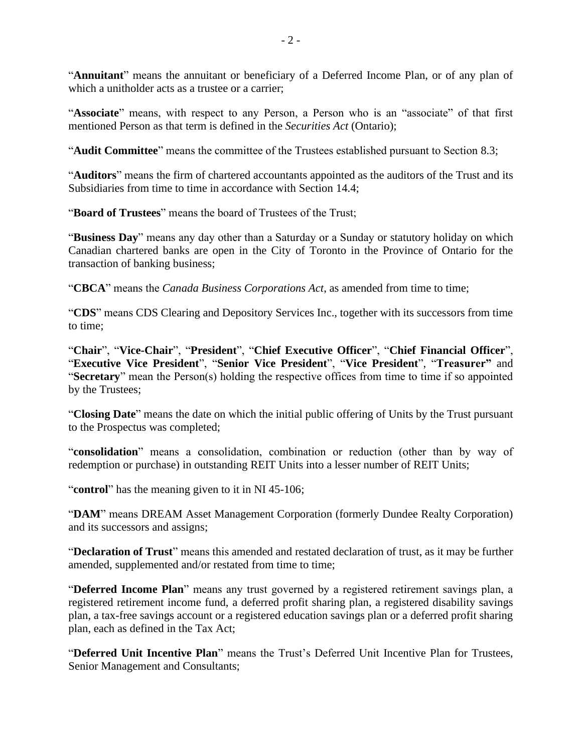"**Annuitant**" means the annuitant or beneficiary of a Deferred Income Plan, or of any plan of which a unitholder acts as a trustee or a carrier;

"**Associate**" means, with respect to any Person, a Person who is an "associate" of that first mentioned Person as that term is defined in the *Securities Act* (Ontario);

"**Audit Committee**" means the committee of the Trustees established pursuant to Section 8.3;

"**Auditors**" means the firm of chartered accountants appointed as the auditors of the Trust and its Subsidiaries from time to time in accordance with Section 14.4;

"**Board of Trustees**" means the board of Trustees of the Trust;

"**Business Day**" means any day other than a Saturday or a Sunday or statutory holiday on which Canadian chartered banks are open in the City of Toronto in the Province of Ontario for the transaction of banking business;

"**CBCA**" means the *Canada Business Corporations Act*, as amended from time to time;

"**CDS**" means CDS Clearing and Depository Services Inc., together with its successors from time to time;

"**Chair**", "**Vice-Chair**", "**President**", "**Chief Executive Officer**", "**Chief Financial Officer**", "**Executive Vice President**", "**Senior Vice President**", "**Vice President**", "**Treasurer**" and "**Secretary**" mean the Person(s) holding the respective offices from time to time if so appointed by the Trustees;

"**Closing Date**" means the date on which the initial public offering of Units by the Trust pursuant to the Prospectus was completed;

"**consolidation**" means a consolidation, combination or reduction (other than by way of redemption or purchase) in outstanding REIT Units into a lesser number of REIT Units;

"**control**" has the meaning given to it in NI 45-106;

"**DAM**" means DREAM Asset Management Corporation (formerly Dundee Realty Corporation) and its successors and assigns;

"**Declaration of Trust**" means this amended and restated declaration of trust, as it may be further amended, supplemented and/or restated from time to time;

"**Deferred Income Plan**" means any trust governed by a registered retirement savings plan, a registered retirement income fund, a deferred profit sharing plan, a registered disability savings plan, a tax-free savings account or a registered education savings plan or a deferred profit sharing plan, each as defined in the Tax Act;

"**Deferred Unit Incentive Plan**" means the Trust's Deferred Unit Incentive Plan for Trustees, Senior Management and Consultants;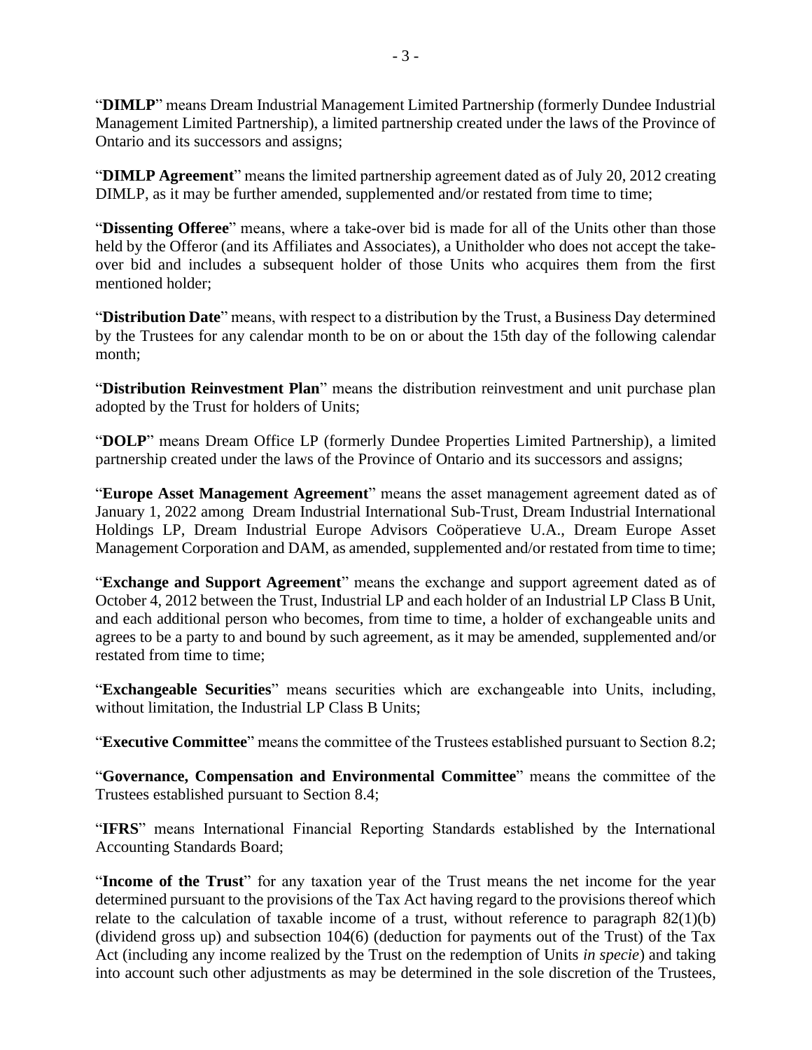"**DIMLP**" means Dream Industrial Management Limited Partnership (formerly Dundee Industrial Management Limited Partnership), a limited partnership created under the laws of the Province of Ontario and its successors and assigns;

"**DIMLP Agreement**" means the limited partnership agreement dated as of July 20, 2012 creating DIMLP, as it may be further amended, supplemented and/or restated from time to time;

"**Dissenting Offeree**" means, where a take-over bid is made for all of the Units other than those held by the Offeror (and its Affiliates and Associates), a Unitholder who does not accept the take-over bid and includes a subsequent holder of those Units who acquires them from the first mentioned holder;

"**Distribution Date**" means, with respect to a distribution by the Trust, a Business Day determined by the Trustees for any calendar month to be on or about the 15th day of the following calendar month;

"**Distribution Reinvestment Plan**" means the distribution reinvestment and unit purchase plan adopted by the Trust for holders of Units;

"**DOLP**" means Dream Office LP (formerly Dundee Properties Limited Partnership), a limited partnership created under the laws of the Province of Ontario and its successors and assigns;

"**Europe Asset Management Agreement**" means the asset management agreement dated as of January 1, 2022 among Dream Industrial International Sub-Trust, Dream Industrial International Holdings LP, Dream Industrial Europe Advisors Coöperatieve U.A., Dream Europe Asset Management Corporation and DAM, as amended, supplemented and/or restated from time to time;

"**Exchange and Support Agreement**" means the exchange and support agreement dated as of October 4, 2012 between the Trust, Industrial LP and each holder of an Industrial LP Class B Unit, and each additional person who becomes, from time to time, a holder of exchangeable units and agrees to be a party to and bound by such agreement, as it may be amended, supplemented and/or restated from time to time;

"**Exchangeable Securities**" means securities which are exchangeable into Units, including, without limitation, the Industrial LP Class B Units;

"**Executive Committee**" means the committee of the Trustees established pursuant to Section 8.2;

"**Governance, Compensation and Environmental Committee**" means the committee of the Trustees established pursuant to Section 8.4;

"**IFRS**" means International Financial Reporting Standards established by the International Accounting Standards Board;

"**Income of the Trust**" for any taxation year of the Trust means the net income for the year determined pursuant to the provisions of the Tax Act having regard to the provisions thereof which relate to the calculation of taxable income of a trust, without reference to paragraph 82(1)(b) (dividend gross up) and subsection 104(6) (deduction for payments out of the Trust) of the Tax Act (including any income realized by the Trust on the redemption of Units *in specie*) and taking into account such other adjustments as may be determined in the sole discretion of the Trustees,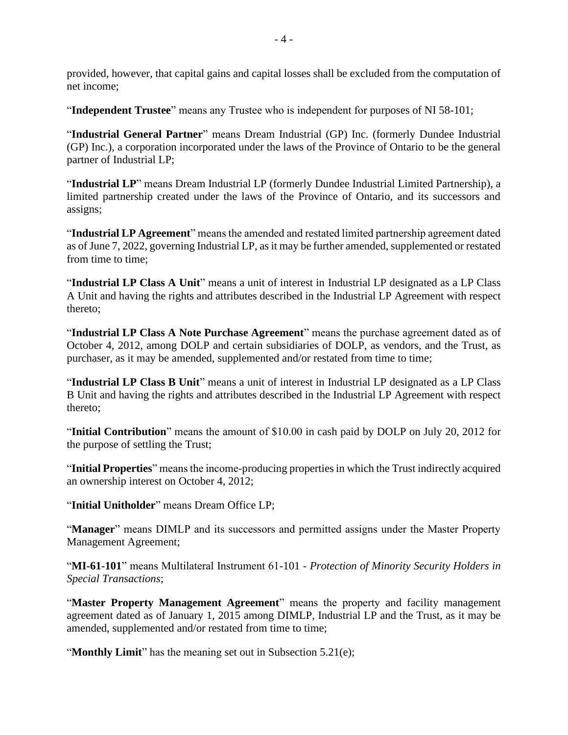provided, however, that capital gains and capital losses shall be excluded from the computation of net income;

"**Independent Trustee**" means any Trustee who is independent for purposes of NI 58-101;

"**Industrial General Partner**" means Dream Industrial (GP) Inc. (formerly Dundee Industrial (GP) Inc.), a corporation incorporated under the laws of the Province of Ontario to be the general partner of Industrial LP;

"**Industrial LP**" means Dream Industrial LP (formerly Dundee Industrial Limited Partnership), a limited partnership created under the laws of the Province of Ontario, and its successors and assigns;

"**Industrial LP Agreement**" means the amended and restated limited partnership agreement dated as of June 7, 2022, governing Industrial LP, as it may be further amended, supplemented or restated from time to time;

"**Industrial LP Class A Unit**" means a unit of interest in Industrial LP designated as a LP Class A Unit and having the rights and attributes described in the Industrial LP Agreement with respect thereto;

"**Industrial LP Class A Note Purchase Agreement**" means the purchase agreement dated as of October 4, 2012, among DOLP and certain subsidiaries of DOLP, as vendors, and the Trust, as purchaser, as it may be amended, supplemented and/or restated from time to time;

"**Industrial LP Class B Unit**" means a unit of interest in Industrial LP designated as a LP Class B Unit and having the rights and attributes described in the Industrial LP Agreement with respect thereto;

"**Initial Contribution**" means the amount of $10.00 in cash paid by DOLP on July 20, 2012 for the purpose of settling the Trust;

"**Initial Properties**" means the income-producing properties in which the Trust indirectly acquired an ownership interest on October 4, 2012;

"**Initial Unitholder**" means Dream Office LP;

"**Manager**" means DIMLP and its successors and permitted assigns under the Master Property Management Agreement;

"**MI-61-101**" means Multilateral Instrument 61-101 - *Protection of Minority Security Holders in Special Transactions*;

"**Master Property Management Agreement**" means the property and facility management agreement dated as of January 1, 2015 among DIMLP, Industrial LP and the Trust, as it may be amended, supplemented and/or restated from time to time;

"**Monthly Limit**" has the meaning set out in Subsection 5.21(e);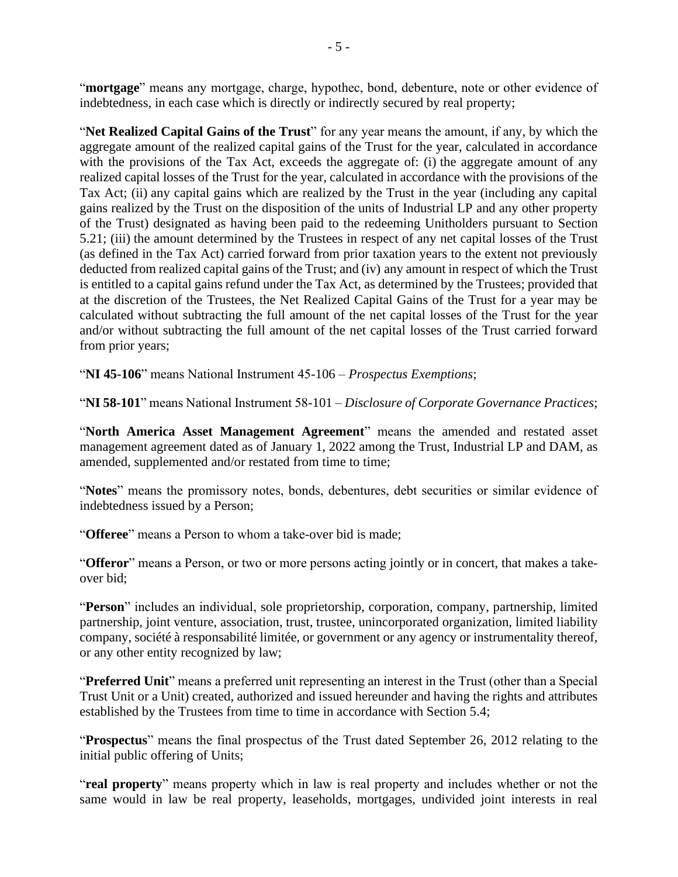"**mortgage**" means any mortgage, charge, hypothec, bond, debenture, note or other evidence of indebtedness, in each case which is directly or indirectly secured by real property;

"**Net Realized Capital Gains of the Trust**" for any year means the amount, if any, by which the aggregate amount of the realized capital gains of the Trust for the year, calculated in accordance with the provisions of the Tax Act, exceeds the aggregate of: (i) the aggregate amount of any realized capital losses of the Trust for the year, calculated in accordance with the provisions of the Tax Act; (ii) any capital gains which are realized by the Trust in the year (including any capital gains realized by the Trust on the disposition of the units of Industrial LP and any other property of the Trust) designated as having been paid to the redeeming Unitholders pursuant to Section 5.21; (iii) the amount determined by the Trustees in respect of any net capital losses of the Trust (as defined in the Tax Act) carried forward from prior taxation years to the extent not previously deducted from realized capital gains of the Trust; and (iv) any amount in respect of which the Trust is entitled to a capital gains refund under the Tax Act, as determined by the Trustees; provided that at the discretion of the Trustees, the Net Realized Capital Gains of the Trust for a year may be calculated without subtracting the full amount of the net capital losses of the Trust for the year and/or without subtracting the full amount of the net capital losses of the Trust carried forward from prior years;

"**NI 45-106**" means National Instrument 45-106 – *Prospectus Exemptions*;

"**NI 58-101**" means National Instrument 58-101 – *Disclosure of Corporate Governance Practices*;

"**North America Asset Management Agreement**" means the amended and restated asset management agreement dated as of January 1, 2022 among the Trust, Industrial LP and DAM, as amended, supplemented and/or restated from time to time;

"**Notes**" means the promissory notes, bonds, debentures, debt securities or similar evidence of indebtedness issued by a Person;

"**Offeree**" means a Person to whom a take-over bid is made;

"**Offeror**" means a Person, or two or more persons acting jointly or in concert, that makes a take-over bid;

"**Person**" includes an individual, sole proprietorship, corporation, company, partnership, limited partnership, joint venture, association, trust, trustee, unincorporated organization, limited liability company, société à responsabilité limitée, or government or any agency or instrumentality thereof, or any other entity recognized by law;

"**Preferred Unit**" means a preferred unit representing an interest in the Trust (other than a Special Trust Unit or a Unit) created, authorized and issued hereunder and having the rights and attributes established by the Trustees from time to time in accordance with Section 5.4;

"**Prospectus**" means the final prospectus of the Trust dated September 26, 2012 relating to the initial public offering of Units;

"**real property**" means property which in law is real property and includes whether or not the same would in law be real property, leaseholds, mortgages, undivided joint interests in real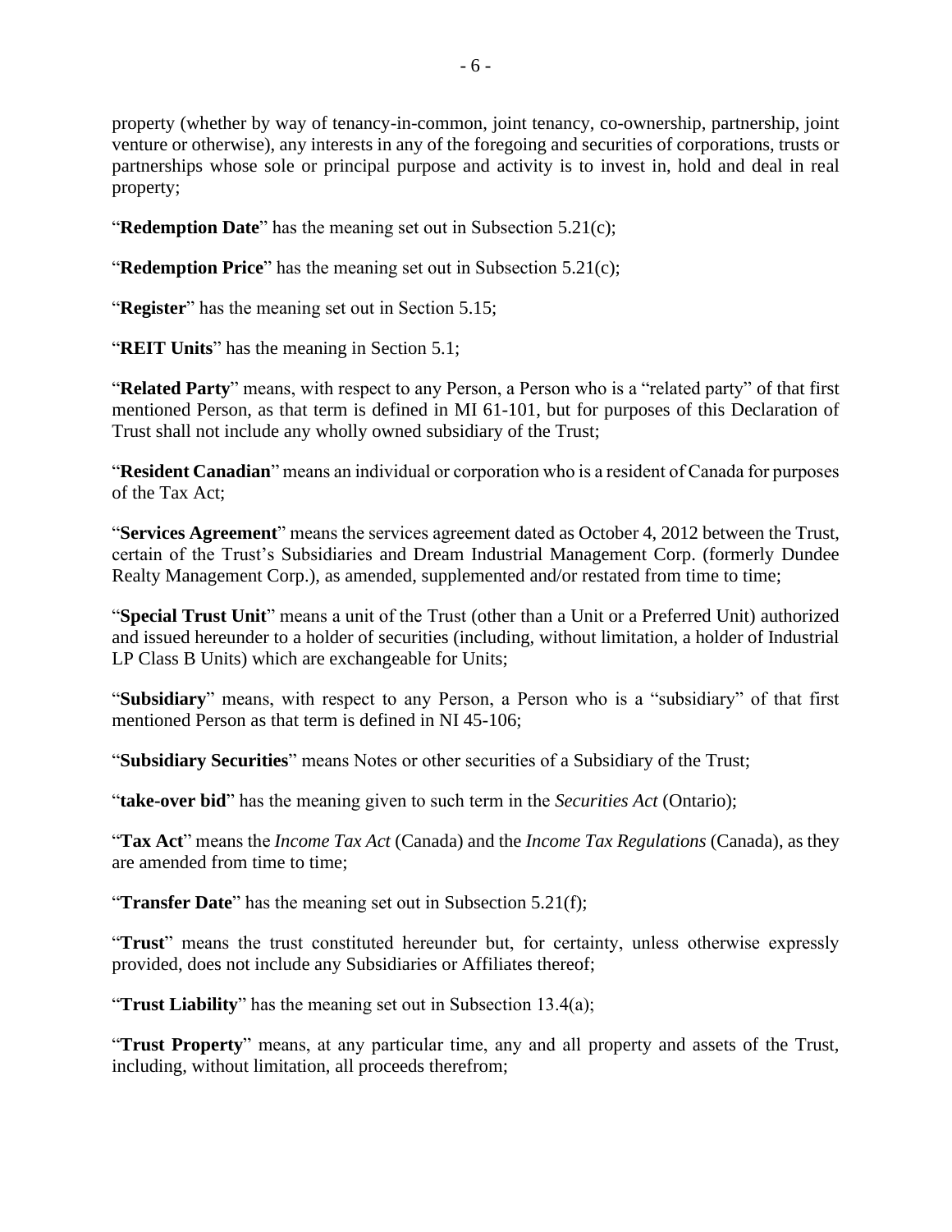property (whether by way of tenancy-in-common, joint tenancy, co-ownership, partnership, joint venture or otherwise), any interests in any of the foregoing and securities of corporations, trusts or partnerships whose sole or principal purpose and activity is to invest in, hold and deal in real property;

"**Redemption Date**" has the meaning set out in Subsection 5.21(c);

"**Redemption Price**" has the meaning set out in Subsection 5.21(c);

"**Register**" has the meaning set out in Section 5.15;

"**REIT Units**" has the meaning in Section 5.1;

"**Related Party**" means, with respect to any Person, a Person who is a "related party" of that first mentioned Person, as that term is defined in MI 61-101, but for purposes of this Declaration of Trust shall not include any wholly owned subsidiary of the Trust;

"**Resident Canadian**" means an individual or corporation who is a resident of Canada for purposes of the Tax Act;

"**Services Agreement**" means the services agreement dated as October 4, 2012 between the Trust, certain of the Trust's Subsidiaries and Dream Industrial Management Corp. (formerly Dundee Realty Management Corp.), as amended, supplemented and/or restated from time to time;

"**Special Trust Unit**" means a unit of the Trust (other than a Unit or a Preferred Unit) authorized and issued hereunder to a holder of securities (including, without limitation, a holder of Industrial LP Class B Units) which are exchangeable for Units;

"**Subsidiary**" means, with respect to any Person, a Person who is a "subsidiary" of that first mentioned Person as that term is defined in NI 45-106;

"**Subsidiary Securities**" means Notes or other securities of a Subsidiary of the Trust;

"**take-over bid**" has the meaning given to such term in the *Securities Act* (Ontario);

"**Tax Act**" means the *Income Tax Act* (Canada) and the *Income Tax Regulations* (Canada), as they are amended from time to time;

"**Transfer Date**" has the meaning set out in Subsection 5.21(f);

"**Trust**" means the trust constituted hereunder but, for certainty, unless otherwise expressly provided, does not include any Subsidiaries or Affiliates thereof;

"**Trust Liability**" has the meaning set out in Subsection 13.4(a);

"**Trust Property**" means, at any particular time, any and all property and assets of the Trust, including, without limitation, all proceeds therefrom;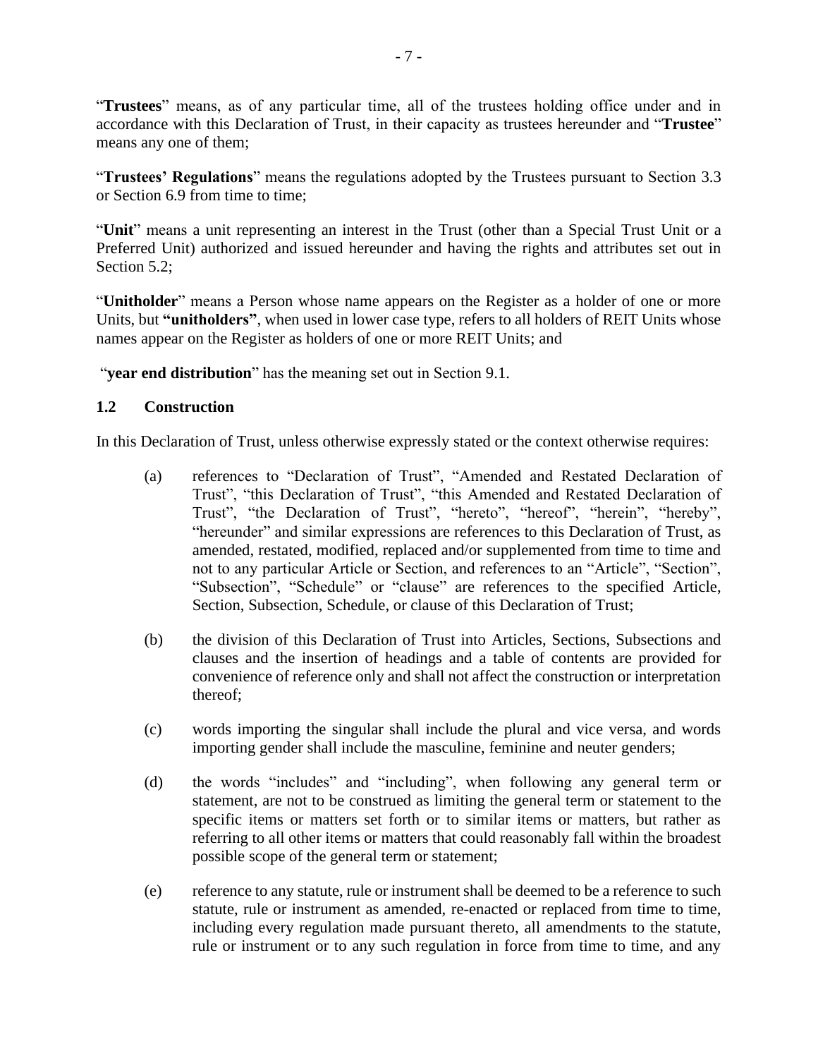"**Trustees**" means, as of any particular time, all of the trustees holding office under and in accordance with this Declaration of Trust, in their capacity as trustees hereunder and "**Trustee**" means any one of them;

"**Trustees' Regulations**" means the regulations adopted by the Trustees pursuant to Section 3.3 or Section 6.9 from time to time;

"**Unit**" means a unit representing an interest in the Trust (other than a Special Trust Unit or a Preferred Unit) authorized and issued hereunder and having the rights and attributes set out in Section 5.2;

"**Unitholder**" means a Person whose name appears on the Register as a holder of one or more Units, but **"unitholders"**, when used in lower case type, refers to all holders of REIT Units whose names appear on the Register as holders of one or more REIT Units; and

"**year end distribution**" has the meaning set out in Section 9.1.

### 1.2 Construction

In this Declaration of Trust, unless otherwise expressly stated or the context otherwise requires:

(a) references to "Declaration of Trust", "Amended and Restated Declaration of Trust", "this Declaration of Trust", "this Amended and Restated Declaration of Trust", "the Declaration of Trust", "hereto", "hereof", "herein", "hereby", "hereunder" and similar expressions are references to this Declaration of Trust, as amended, restated, modified, replaced and/or supplemented from time to time and not to any particular Article or Section, and references to an "Article", "Section", "Subsection", "Schedule" or "clause" are references to the specified Article, Section, Subsection, Schedule, or clause of this Declaration of Trust;

(b) the division of this Declaration of Trust into Articles, Sections, Subsections and clauses and the insertion of headings and a table of contents are provided for convenience of reference only and shall not affect the construction or interpretation thereof;

(c) words importing the singular shall include the plural and vice versa, and words importing gender shall include the masculine, feminine and neuter genders;

(d) the words "includes" and "including", when following any general term or statement, are not to be construed as limiting the general term or statement to the specific items or matters set forth or to similar items or matters, but rather as referring to all other items or matters that could reasonably fall within the broadest possible scope of the general term or statement;

(e) reference to any statute, rule or instrument shall be deemed to be a reference to such statute, rule or instrument as amended, re-enacted or replaced from time to time, including every regulation made pursuant thereto, all amendments to the statute, rule or instrument or to any such regulation in force from time to time, and any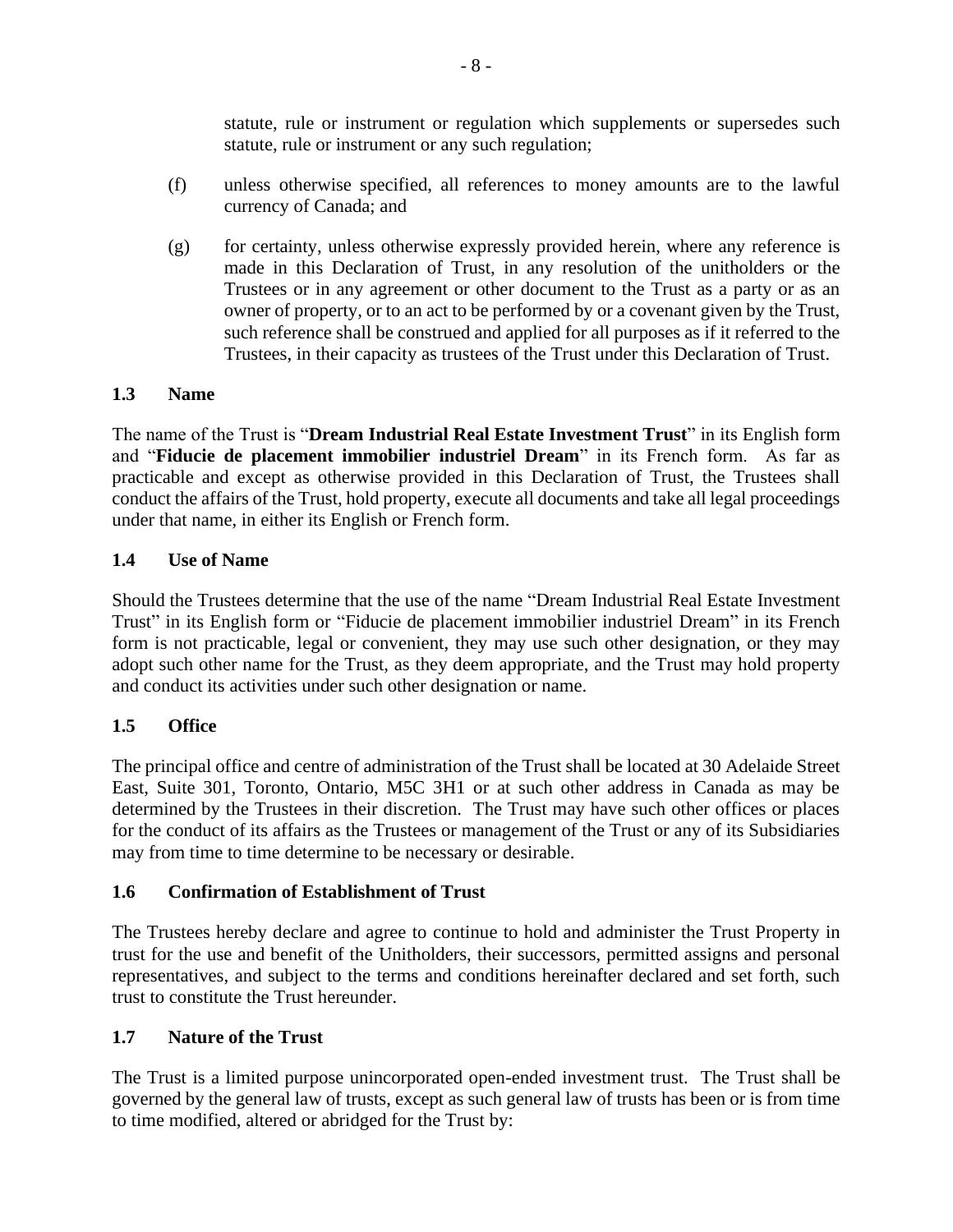statute, rule or instrument or regulation which supplements or supersedes such statute, rule or instrument or any such regulation;

(f) unless otherwise specified, all references to money amounts are to the lawful currency of Canada; and

(g) for certainty, unless otherwise expressly provided herein, where any reference is made in this Declaration of Trust, in any resolution of the unitholders or the Trustees or in any agreement or other document to the Trust as a party or as an owner of property, or to an act to be performed by or a covenant given by the Trust, such reference shall be construed and applied for all purposes as if it referred to the Trustees, in their capacity as trustees of the Trust under this Declaration of Trust.

### 1.3 Name

The name of the Trust is "**Dream Industrial Real Estate Investment Trust**" in its English form and "**Fiducie de placement immobilier industriel Dream**" in its French form. As far as practicable and except as otherwise provided in this Declaration of Trust, the Trustees shall conduct the affairs of the Trust, hold property, execute all documents and take all legal proceedings under that name, in either its English or French form.

### 1.4 Use of Name

Should the Trustees determine that the use of the name "Dream Industrial Real Estate Investment Trust" in its English form or "Fiducie de placement immobilier industriel Dream" in its French form is not practicable, legal or convenient, they may use such other designation, or they may adopt such other name for the Trust, as they deem appropriate, and the Trust may hold property and conduct its activities under such other designation or name.

### 1.5 Office

The principal office and centre of administration of the Trust shall be located at 30 Adelaide Street East, Suite 301, Toronto, Ontario, M5C 3H1 or at such other address in Canada as may be determined by the Trustees in their discretion. The Trust may have such other offices or places for the conduct of its affairs as the Trustees or management of the Trust or any of its Subsidiaries may from time to time determine to be necessary or desirable.

### 1.6 Confirmation of Establishment of Trust

The Trustees hereby declare and agree to continue to hold and administer the Trust Property in trust for the use and benefit of the Unitholders, their successors, permitted assigns and personal representatives, and subject to the terms and conditions hereinafter declared and set forth, such trust to constitute the Trust hereunder.

### 1.7 Nature of the Trust

The Trust is a limited purpose unincorporated open-ended investment trust. The Trust shall be governed by the general law of trusts, except as such general law of trusts has been or is from time to time modified, altered or abridged for the Trust by: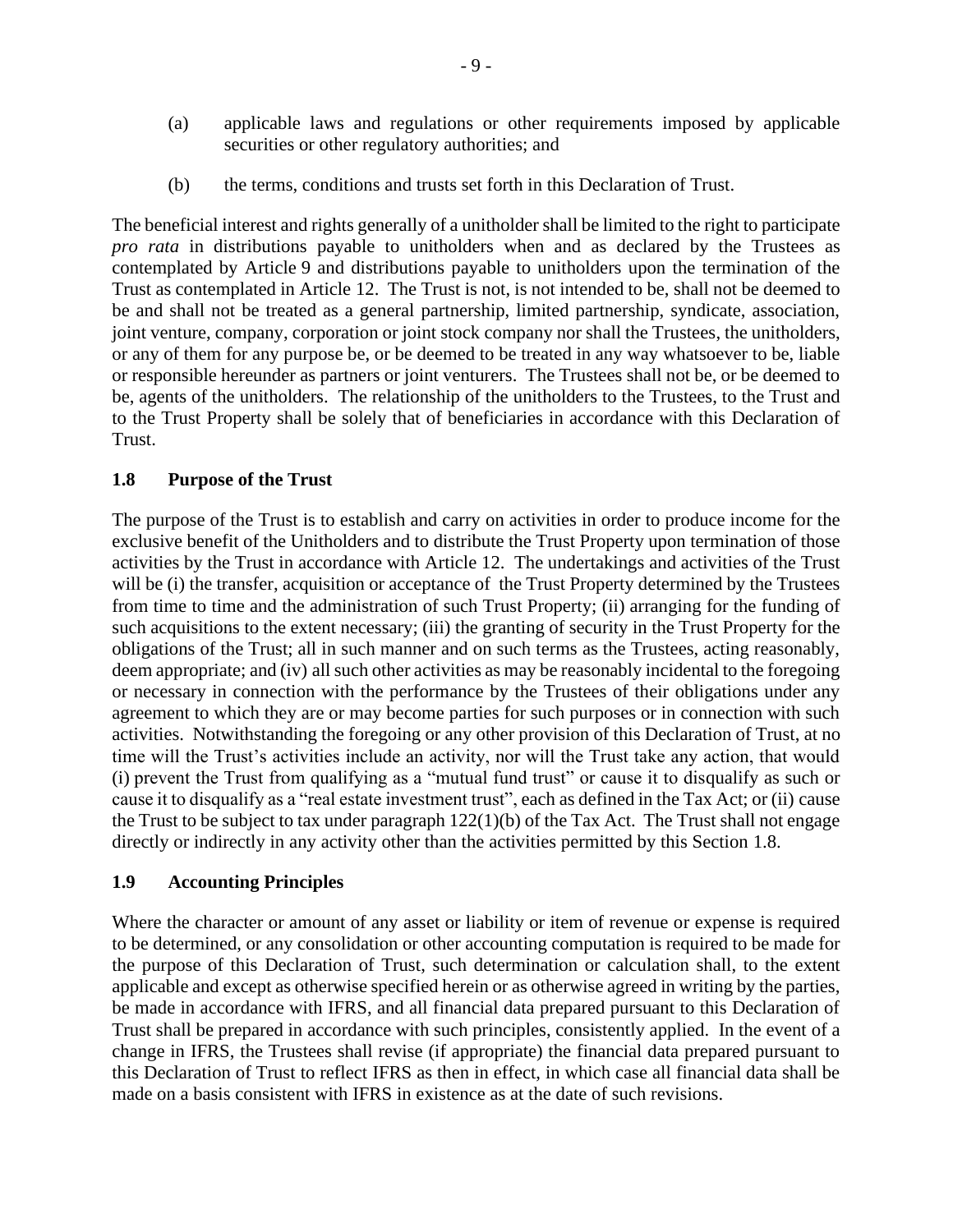(a) applicable laws and regulations or other requirements imposed by applicable securities or other regulatory authorities; and

(b) the terms, conditions and trusts set forth in this Declaration of Trust.

The beneficial interest and rights generally of a unitholder shall be limited to the right to participate *pro rata* in distributions payable to unitholders when and as declared by the Trustees as contemplated by Article 9 and distributions payable to unitholders upon the termination of the Trust as contemplated in Article 12. The Trust is not, is not intended to be, shall not be deemed to be and shall not be treated as a general partnership, limited partnership, syndicate, association, joint venture, company, corporation or joint stock company nor shall the Trustees, the unitholders, or any of them for any purpose be, or be deemed to be treated in any way whatsoever to be, liable or responsible hereunder as partners or joint venturers. The Trustees shall not be, or be deemed to be, agents of the unitholders. The relationship of the unitholders to the Trustees, to the Trust and to the Trust Property shall be solely that of beneficiaries in accordance with this Declaration of Trust.

### 1.8 Purpose of the Trust

The purpose of the Trust is to establish and carry on activities in order to produce income for the exclusive benefit of the Unitholders and to distribute the Trust Property upon termination of those activities by the Trust in accordance with Article 12. The undertakings and activities of the Trust will be (i) the transfer, acquisition or acceptance of the Trust Property determined by the Trustees from time to time and the administration of such Trust Property; (ii) arranging for the funding of such acquisitions to the extent necessary; (iii) the granting of security in the Trust Property for the obligations of the Trust; all in such manner and on such terms as the Trustees, acting reasonably, deem appropriate; and (iv) all such other activities as may be reasonably incidental to the foregoing or necessary in connection with the performance by the Trustees of their obligations under any agreement to which they are or may become parties for such purposes or in connection with such activities. Notwithstanding the foregoing or any other provision of this Declaration of Trust, at no time will the Trust's activities include an activity, nor will the Trust take any action, that would (i) prevent the Trust from qualifying as a "mutual fund trust" or cause it to disqualify as such or cause it to disqualify as a "real estate investment trust", each as defined in the Tax Act; or (ii) cause the Trust to be subject to tax under paragraph 122(1)(b) of the Tax Act. The Trust shall not engage directly or indirectly in any activity other than the activities permitted by this Section 1.8.

### 1.9 Accounting Principles

Where the character or amount of any asset or liability or item of revenue or expense is required to be determined, or any consolidation or other accounting computation is required to be made for the purpose of this Declaration of Trust, such determination or calculation shall, to the extent applicable and except as otherwise specified herein or as otherwise agreed in writing by the parties, be made in accordance with IFRS, and all financial data prepared pursuant to this Declaration of Trust shall be prepared in accordance with such principles, consistently applied. In the event of a change in IFRS, the Trustees shall revise (if appropriate) the financial data prepared pursuant to this Declaration of Trust to reflect IFRS as then in effect, in which case all financial data shall be made on a basis consistent with IFRS in existence as at the date of such revisions.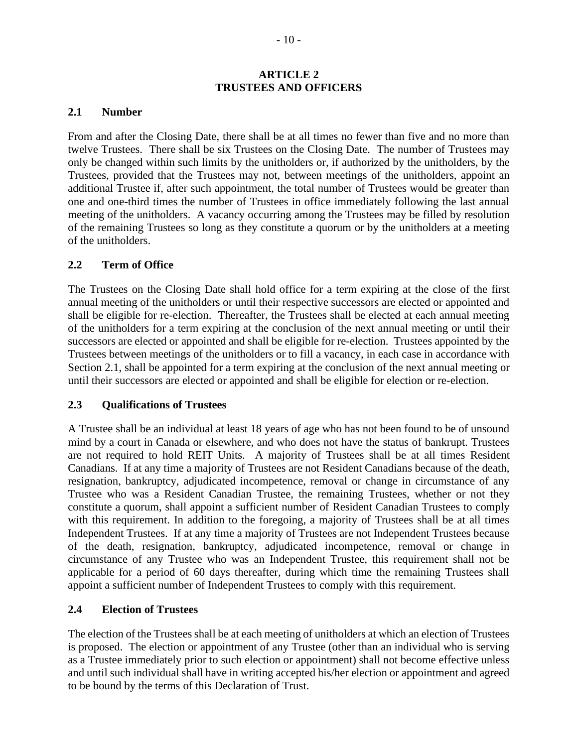# ARTICLE 2
# TRUSTEES AND OFFICERS

## 2.1 Number

From and after the Closing Date, there shall be at all times no fewer than five and no more than twelve Trustees. There shall be six Trustees on the Closing Date. The number of Trustees may only be changed within such limits by the unitholders or, if authorized by the unitholders, by the Trustees, provided that the Trustees may not, between meetings of the unitholders, appoint an additional Trustee if, after such appointment, the total number of Trustees would be greater than one and one-third times the number of Trustees in office immediately following the last annual meeting of the unitholders. A vacancy occurring among the Trustees may be filled by resolution of the remaining Trustees so long as they constitute a quorum or by the unitholders at a meeting of the unitholders.

## 2.2 Term of Office

The Trustees on the Closing Date shall hold office for a term expiring at the close of the first annual meeting of the unitholders or until their respective successors are elected or appointed and shall be eligible for re-election. Thereafter, the Trustees shall be elected at each annual meeting of the unitholders for a term expiring at the conclusion of the next annual meeting or until their successors are elected or appointed and shall be eligible for re-election. Trustees appointed by the Trustees between meetings of the unitholders or to fill a vacancy, in each case in accordance with Section 2.1, shall be appointed for a term expiring at the conclusion of the next annual meeting or until their successors are elected or appointed and shall be eligible for election or re-election.

## 2.3 Qualifications of Trustees

A Trustee shall be an individual at least 18 years of age who has not been found to be of unsound mind by a court in Canada or elsewhere, and who does not have the status of bankrupt. Trustees are not required to hold REIT Units. A majority of Trustees shall be at all times Resident Canadians. If at any time a majority of Trustees are not Resident Canadians because of the death, resignation, bankruptcy, adjudicated incompetence, removal or change in circumstance of any Trustee who was a Resident Canadian Trustee, the remaining Trustees, whether or not they constitute a quorum, shall appoint a sufficient number of Resident Canadian Trustees to comply with this requirement. In addition to the foregoing, a majority of Trustees shall be at all times Independent Trustees. If at any time a majority of Trustees are not Independent Trustees because of the death, resignation, bankruptcy, adjudicated incompetence, removal or change in circumstance of any Trustee who was an Independent Trustee, this requirement shall not be applicable for a period of 60 days thereafter, during which time the remaining Trustees shall appoint a sufficient number of Independent Trustees to comply with this requirement.

## 2.4 Election of Trustees

The election of the Trustees shall be at each meeting of unitholders at which an election of Trustees is proposed. The election or appointment of any Trustee (other than an individual who is serving as a Trustee immediately prior to such election or appointment) shall not become effective unless and until such individual shall have in writing accepted his/her election or appointment and agreed to be bound by the terms of this Declaration of Trust.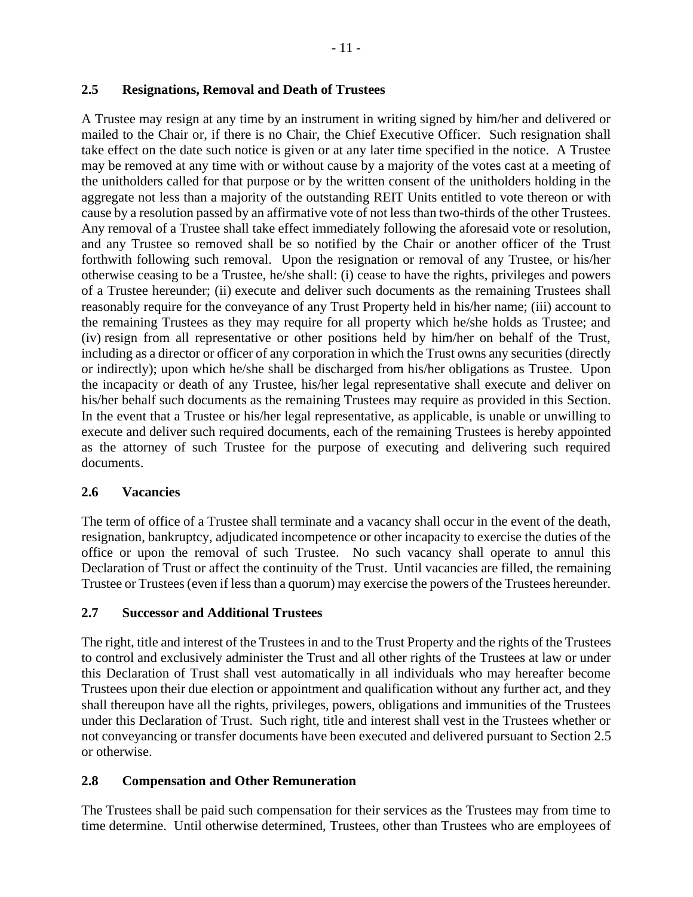### 2.5 Resignations, Removal and Death of Trustees

A Trustee may resign at any time by an instrument in writing signed by him/her and delivered or mailed to the Chair or, if there is no Chair, the Chief Executive Officer. Such resignation shall take effect on the date such notice is given or at any later time specified in the notice. A Trustee may be removed at any time with or without cause by a majority of the votes cast at a meeting of the unitholders called for that purpose or by the written consent of the unitholders holding in the aggregate not less than a majority of the outstanding REIT Units entitled to vote thereon or with cause by a resolution passed by an affirmative vote of not less than two-thirds of the other Trustees. Any removal of a Trustee shall take effect immediately following the aforesaid vote or resolution, and any Trustee so removed shall be so notified by the Chair or another officer of the Trust forthwith following such removal. Upon the resignation or removal of any Trustee, or his/her otherwise ceasing to be a Trustee, he/she shall: (i) cease to have the rights, privileges and powers of a Trustee hereunder; (ii) execute and deliver such documents as the remaining Trustees shall reasonably require for the conveyance of any Trust Property held in his/her name; (iii) account to the remaining Trustees as they may require for all property which he/she holds as Trustee; and (iv) resign from all representative or other positions held by him/her on behalf of the Trust, including as a director or officer of any corporation in which the Trust owns any securities (directly or indirectly); upon which he/she shall be discharged from his/her obligations as Trustee. Upon the incapacity or death of any Trustee, his/her legal representative shall execute and deliver on his/her behalf such documents as the remaining Trustees may require as provided in this Section. In the event that a Trustee or his/her legal representative, as applicable, is unable or unwilling to execute and deliver such required documents, each of the remaining Trustees is hereby appointed as the attorney of such Trustee for the purpose of executing and delivering such required documents.

### 2.6 Vacancies

The term of office of a Trustee shall terminate and a vacancy shall occur in the event of the death, resignation, bankruptcy, adjudicated incompetence or other incapacity to exercise the duties of the office or upon the removal of such Trustee. No such vacancy shall operate to annul this Declaration of Trust or affect the continuity of the Trust. Until vacancies are filled, the remaining Trustee or Trustees (even if less than a quorum) may exercise the powers of the Trustees hereunder.

### 2.7 Successor and Additional Trustees

The right, title and interest of the Trustees in and to the Trust Property and the rights of the Trustees to control and exclusively administer the Trust and all other rights of the Trustees at law or under this Declaration of Trust shall vest automatically in all individuals who may hereafter become Trustees upon their due election or appointment and qualification without any further act, and they shall thereupon have all the rights, privileges, powers, obligations and immunities of the Trustees under this Declaration of Trust. Such right, title and interest shall vest in the Trustees whether or not conveyancing or transfer documents have been executed and delivered pursuant to Section 2.5 or otherwise.

### 2.8 Compensation and Other Remuneration

The Trustees shall be paid such compensation for their services as the Trustees may from time to time determine. Until otherwise determined, Trustees, other than Trustees who are employees of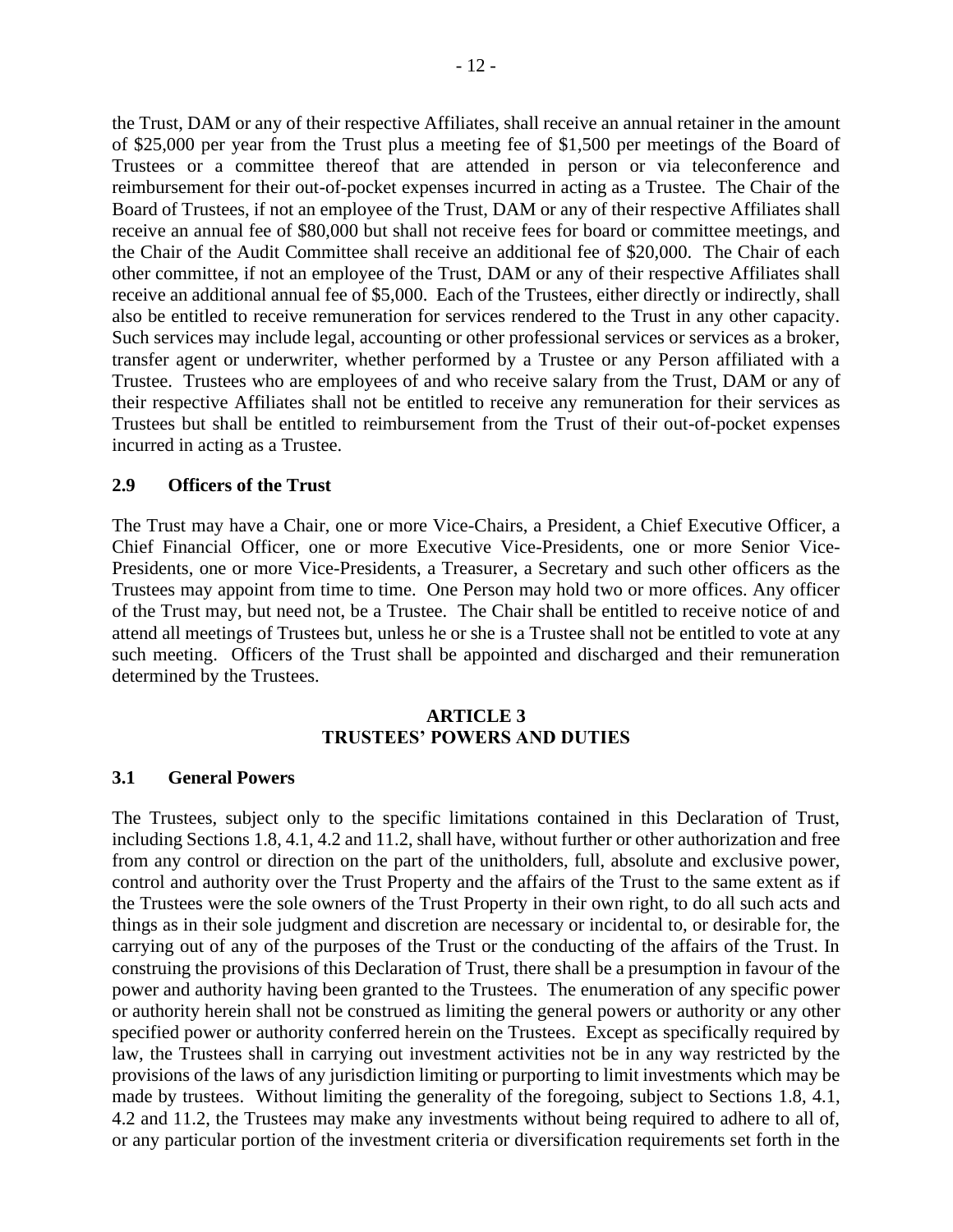the Trust, DAM or any of their respective Affiliates, shall receive an annual retainer in the amount of $25,000 per year from the Trust plus a meeting fee of $1,500 per meetings of the Board of Trustees or a committee thereof that are attended in person or via teleconference and reimbursement for their out-of-pocket expenses incurred in acting as a Trustee. The Chair of the Board of Trustees, if not an employee of the Trust, DAM or any of their respective Affiliates shall receive an annual fee of $80,000 but shall not receive fees for board or committee meetings, and the Chair of the Audit Committee shall receive an additional fee of $20,000. The Chair of each other committee, if not an employee of the Trust, DAM or any of their respective Affiliates shall receive an additional annual fee of $5,000. Each of the Trustees, either directly or indirectly, shall also be entitled to receive remuneration for services rendered to the Trust in any other capacity. Such services may include legal, accounting or other professional services or services as a broker, transfer agent or underwriter, whether performed by a Trustee or any Person affiliated with a Trustee. Trustees who are employees of and who receive salary from the Trust, DAM or any of their respective Affiliates shall not be entitled to receive any remuneration for their services as Trustees but shall be entitled to reimbursement from the Trust of their out-of-pocket expenses incurred in acting as a Trustee.

### 2.9 Officers of the Trust

The Trust may have a Chair, one or more Vice-Chairs, a President, a Chief Executive Officer, a Chief Financial Officer, one or more Executive Vice-Presidents, one or more Senior Vice-Presidents, one or more Vice-Presidents, a Treasurer, a Secretary and such other officers as the Trustees may appoint from time to time. One Person may hold two or more offices. Any officer of the Trust may, but need not, be a Trustee. The Chair shall be entitled to receive notice of and attend all meetings of Trustees but, unless he or she is a Trustee shall not be entitled to vote at any such meeting. Officers of the Trust shall be appointed and discharged and their remuneration determined by the Trustees.

## ARTICLE 3
## TRUSTEES' POWERS AND DUTIES

### 3.1 General Powers

The Trustees, subject only to the specific limitations contained in this Declaration of Trust, including Sections 1.8, 4.1, 4.2 and 11.2, shall have, without further or other authorization and free from any control or direction on the part of the unitholders, full, absolute and exclusive power, control and authority over the Trust Property and the affairs of the Trust to the same extent as if the Trustees were the sole owners of the Trust Property in their own right, to do all such acts and things as in their sole judgment and discretion are necessary or incidental to, or desirable for, the carrying out of any of the purposes of the Trust or the conducting of the affairs of the Trust. In construing the provisions of this Declaration of Trust, there shall be a presumption in favour of the power and authority having been granted to the Trustees. The enumeration of any specific power or authority herein shall not be construed as limiting the general powers or authority or any other specified power or authority conferred herein on the Trustees. Except as specifically required by law, the Trustees shall in carrying out investment activities not be in any way restricted by the provisions of the laws of any jurisdiction limiting or purporting to limit investments which may be made by trustees. Without limiting the generality of the foregoing, subject to Sections 1.8, 4.1, 4.2 and 11.2, the Trustees may make any investments without being required to adhere to all of, or any particular portion of the investment criteria or diversification requirements set forth in the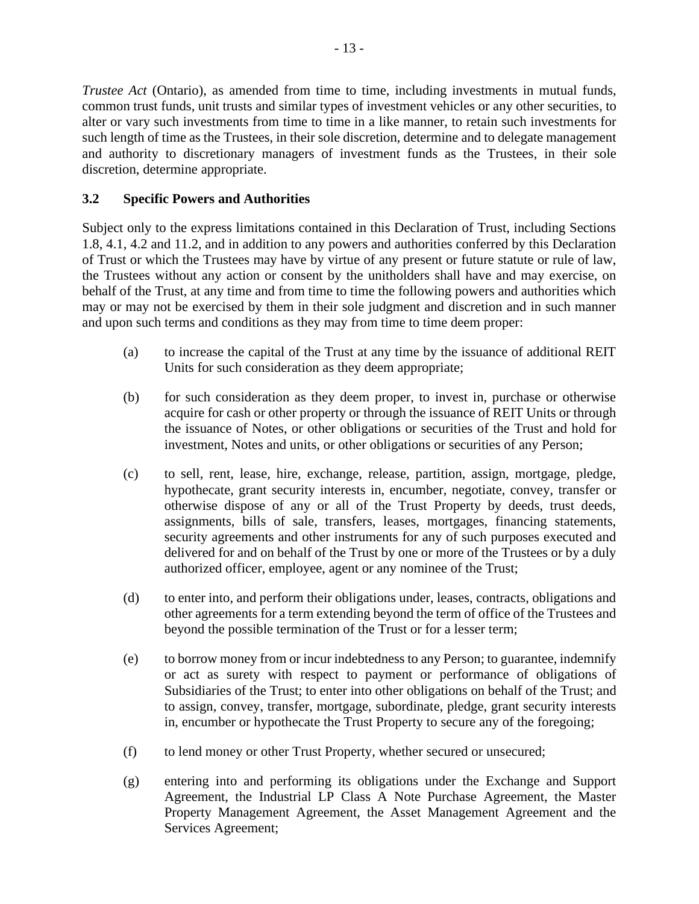*Trustee Act* (Ontario), as amended from time to time, including investments in mutual funds, common trust funds, unit trusts and similar types of investment vehicles or any other securities, to alter or vary such investments from time to time in a like manner, to retain such investments for such length of time as the Trustees, in their sole discretion, determine and to delegate management and authority to discretionary managers of investment funds as the Trustees, in their sole discretion, determine appropriate.

### 3.2 Specific Powers and Authorities

Subject only to the express limitations contained in this Declaration of Trust, including Sections 1.8, 4.1, 4.2 and 11.2, and in addition to any powers and authorities conferred by this Declaration of Trust or which the Trustees may have by virtue of any present or future statute or rule of law, the Trustees without any action or consent by the unitholders shall have and may exercise, on behalf of the Trust, at any time and from time to time the following powers and authorities which may or may not be exercised by them in their sole judgment and discretion and in such manner and upon such terms and conditions as they may from time to time deem proper:

(a) to increase the capital of the Trust at any time by the issuance of additional REIT Units for such consideration as they deem appropriate;

(b) for such consideration as they deem proper, to invest in, purchase or otherwise acquire for cash or other property or through the issuance of REIT Units or through the issuance of Notes, or other obligations or securities of the Trust and hold for investment, Notes and units, or other obligations or securities of any Person;

(c) to sell, rent, lease, hire, exchange, release, partition, assign, mortgage, pledge, hypothecate, grant security interests in, encumber, negotiate, convey, transfer or otherwise dispose of any or all of the Trust Property by deeds, trust deeds, assignments, bills of sale, transfers, leases, mortgages, financing statements, security agreements and other instruments for any of such purposes executed and delivered for and on behalf of the Trust by one or more of the Trustees or by a duly authorized officer, employee, agent or any nominee of the Trust;

(d) to enter into, and perform their obligations under, leases, contracts, obligations and other agreements for a term extending beyond the term of office of the Trustees and beyond the possible termination of the Trust or for a lesser term;

(e) to borrow money from or incur indebtedness to any Person; to guarantee, indemnify or act as surety with respect to payment or performance of obligations of Subsidiaries of the Trust; to enter into other obligations on behalf of the Trust; and to assign, convey, transfer, mortgage, subordinate, pledge, grant security interests in, encumber or hypothecate the Trust Property to secure any of the foregoing;

(f) to lend money or other Trust Property, whether secured or unsecured;

(g) entering into and performing its obligations under the Exchange and Support Agreement, the Industrial LP Class A Note Purchase Agreement, the Master Property Management Agreement, the Asset Management Agreement and the Services Agreement;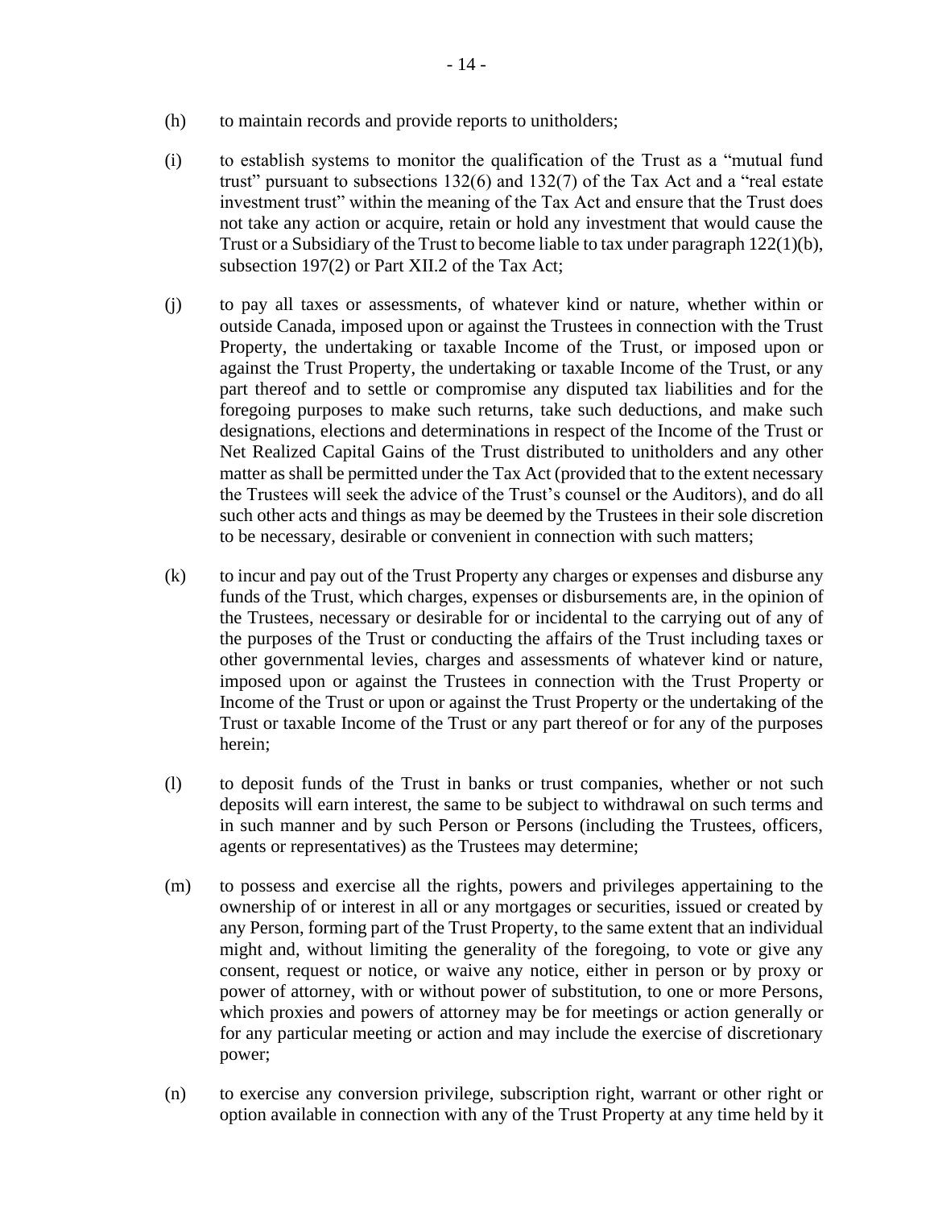(h) to maintain records and provide reports to unitholders;

(i) to establish systems to monitor the qualification of the Trust as a "mutual fund trust" pursuant to subsections 132(6) and 132(7) of the Tax Act and a "real estate investment trust" within the meaning of the Tax Act and ensure that the Trust does not take any action or acquire, retain or hold any investment that would cause the Trust or a Subsidiary of the Trust to become liable to tax under paragraph 122(1)(b), subsection 197(2) or Part XII.2 of the Tax Act;

(j) to pay all taxes or assessments, of whatever kind or nature, whether within or outside Canada, imposed upon or against the Trustees in connection with the Trust Property, the undertaking or taxable Income of the Trust, or imposed upon or against the Trust Property, the undertaking or taxable Income of the Trust, or any part thereof and to settle or compromise any disputed tax liabilities and for the foregoing purposes to make such returns, take such deductions, and make such designations, elections and determinations in respect of the Income of the Trust or Net Realized Capital Gains of the Trust distributed to unitholders and any other matter as shall be permitted under the Tax Act (provided that to the extent necessary the Trustees will seek the advice of the Trust's counsel or the Auditors), and do all such other acts and things as may be deemed by the Trustees in their sole discretion to be necessary, desirable or convenient in connection with such matters;

(k) to incur and pay out of the Trust Property any charges or expenses and disburse any funds of the Trust, which charges, expenses or disbursements are, in the opinion of the Trustees, necessary or desirable for or incidental to the carrying out of any of the purposes of the Trust or conducting the affairs of the Trust including taxes or other governmental levies, charges and assessments of whatever kind or nature, imposed upon or against the Trustees in connection with the Trust Property or Income of the Trust or upon or against the Trust Property or the undertaking of the Trust or taxable Income of the Trust or any part thereof or for any of the purposes herein;

(l) to deposit funds of the Trust in banks or trust companies, whether or not such deposits will earn interest, the same to be subject to withdrawal on such terms and in such manner and by such Person or Persons (including the Trustees, officers, agents or representatives) as the Trustees may determine;

(m) to possess and exercise all the rights, powers and privileges appertaining to the ownership of or interest in all or any mortgages or securities, issued or created by any Person, forming part of the Trust Property, to the same extent that an individual might and, without limiting the generality of the foregoing, to vote or give any consent, request or notice, or waive any notice, either in person or by proxy or power of attorney, with or without power of substitution, to one or more Persons, which proxies and powers of attorney may be for meetings or action generally or for any particular meeting or action and may include the exercise of discretionary power;

(n) to exercise any conversion privilege, subscription right, warrant or other right or option available in connection with any of the Trust Property at any time held by it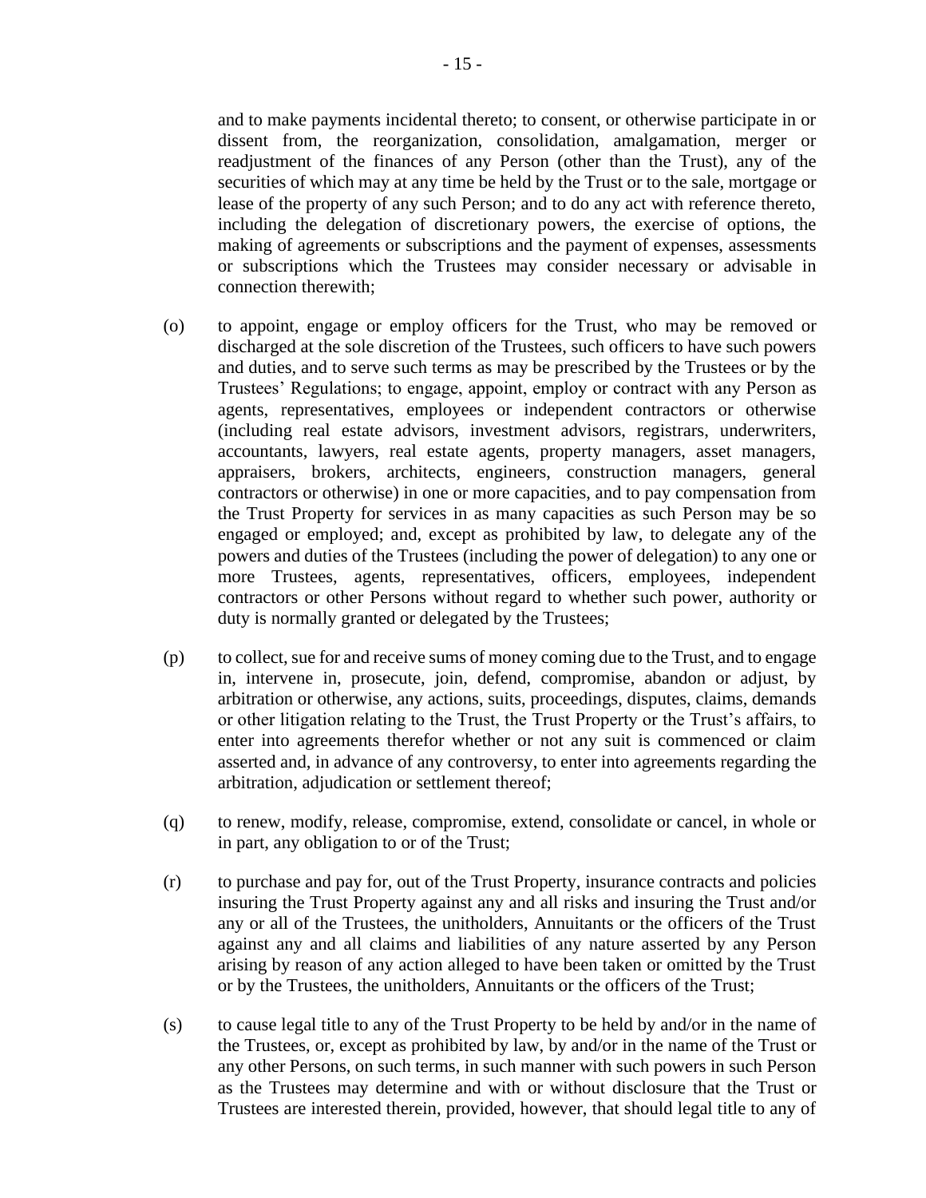and to make payments incidental thereto; to consent, or otherwise participate in or dissent from, the reorganization, consolidation, amalgamation, merger or readjustment of the finances of any Person (other than the Trust), any of the securities of which may at any time be held by the Trust or to the sale, mortgage or lease of the property of any such Person; and to do any act with reference thereto, including the delegation of discretionary powers, the exercise of options, the making of agreements or subscriptions and the payment of expenses, assessments or subscriptions which the Trustees may consider necessary or advisable in connection therewith;

(o) to appoint, engage or employ officers for the Trust, who may be removed or discharged at the sole discretion of the Trustees, such officers to have such powers and duties, and to serve such terms as may be prescribed by the Trustees or by the Trustees' Regulations; to engage, appoint, employ or contract with any Person as agents, representatives, employees or independent contractors or otherwise (including real estate advisors, investment advisors, registrars, underwriters, accountants, lawyers, real estate agents, property managers, asset managers, appraisers, brokers, architects, engineers, construction managers, general contractors or otherwise) in one or more capacities, and to pay compensation from the Trust Property for services in as many capacities as such Person may be so engaged or employed; and, except as prohibited by law, to delegate any of the powers and duties of the Trustees (including the power of delegation) to any one or more Trustees, agents, representatives, officers, employees, independent contractors or other Persons without regard to whether such power, authority or duty is normally granted or delegated by the Trustees;

(p) to collect, sue for and receive sums of money coming due to the Trust, and to engage in, intervene in, prosecute, join, defend, compromise, abandon or adjust, by arbitration or otherwise, any actions, suits, proceedings, disputes, claims, demands or other litigation relating to the Trust, the Trust Property or the Trust's affairs, to enter into agreements therefor whether or not any suit is commenced or claim asserted and, in advance of any controversy, to enter into agreements regarding the arbitration, adjudication or settlement thereof;

(q) to renew, modify, release, compromise, extend, consolidate or cancel, in whole or in part, any obligation to or of the Trust;

(r) to purchase and pay for, out of the Trust Property, insurance contracts and policies insuring the Trust Property against any and all risks and insuring the Trust and/or any or all of the Trustees, the unitholders, Annuitants or the officers of the Trust against any and all claims and liabilities of any nature asserted by any Person arising by reason of any action alleged to have been taken or omitted by the Trust or by the Trustees, the unitholders, Annuitants or the officers of the Trust;

(s) to cause legal title to any of the Trust Property to be held by and/or in the name of the Trustees, or, except as prohibited by law, by and/or in the name of the Trust or any other Persons, on such terms, in such manner with such powers in such Person as the Trustees may determine and with or without disclosure that the Trust or Trustees are interested therein, provided, however, that should legal title to any of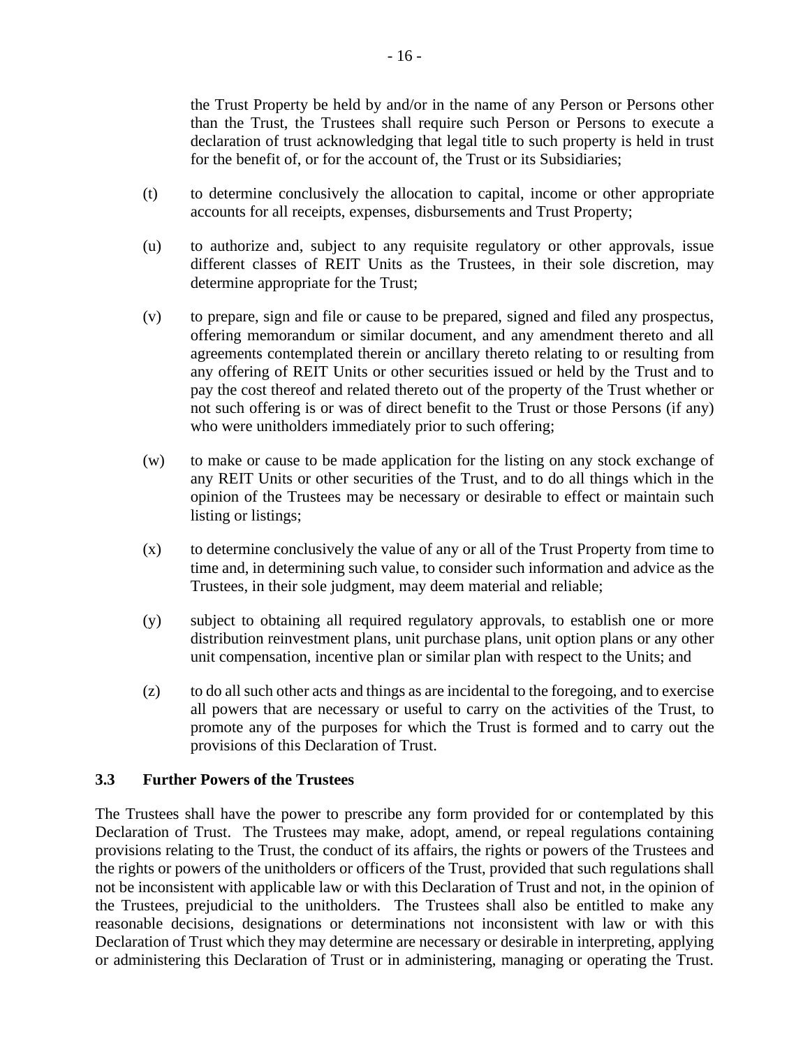the Trust Property be held by and/or in the name of any Person or Persons other than the Trust, the Trustees shall require such Person or Persons to execute a declaration of trust acknowledging that legal title to such property is held in trust for the benefit of, or for the account of, the Trust or its Subsidiaries;

(t) to determine conclusively the allocation to capital, income or other appropriate accounts for all receipts, expenses, disbursements and Trust Property;

(u) to authorize and, subject to any requisite regulatory or other approvals, issue different classes of REIT Units as the Trustees, in their sole discretion, may determine appropriate for the Trust;

(v) to prepare, sign and file or cause to be prepared, signed and filed any prospectus, offering memorandum or similar document, and any amendment thereto and all agreements contemplated therein or ancillary thereto relating to or resulting from any offering of REIT Units or other securities issued or held by the Trust and to pay the cost thereof and related thereto out of the property of the Trust whether or not such offering is or was of direct benefit to the Trust or those Persons (if any) who were unitholders immediately prior to such offering;

(w) to make or cause to be made application for the listing on any stock exchange of any REIT Units or other securities of the Trust, and to do all things which in the opinion of the Trustees may be necessary or desirable to effect or maintain such listing or listings;

(x) to determine conclusively the value of any or all of the Trust Property from time to time and, in determining such value, to consider such information and advice as the Trustees, in their sole judgment, may deem material and reliable;

(y) subject to obtaining all required regulatory approvals, to establish one or more distribution reinvestment plans, unit purchase plans, unit option plans or any other unit compensation, incentive plan or similar plan with respect to the Units; and

(z) to do all such other acts and things as are incidental to the foregoing, and to exercise all powers that are necessary or useful to carry on the activities of the Trust, to promote any of the purposes for which the Trust is formed and to carry out the provisions of this Declaration of Trust.

### 3.3 Further Powers of the Trustees

The Trustees shall have the power to prescribe any form provided for or contemplated by this Declaration of Trust. The Trustees may make, adopt, amend, or repeal regulations containing provisions relating to the Trust, the conduct of its affairs, the rights or powers of the Trustees and the rights or powers of the unitholders or officers of the Trust, provided that such regulations shall not be inconsistent with applicable law or with this Declaration of Trust and not, in the opinion of the Trustees, prejudicial to the unitholders. The Trustees shall also be entitled to make any reasonable decisions, designations or determinations not inconsistent with law or with this Declaration of Trust which they may determine are necessary or desirable in interpreting, applying or administering this Declaration of Trust or in administering, managing or operating the Trust.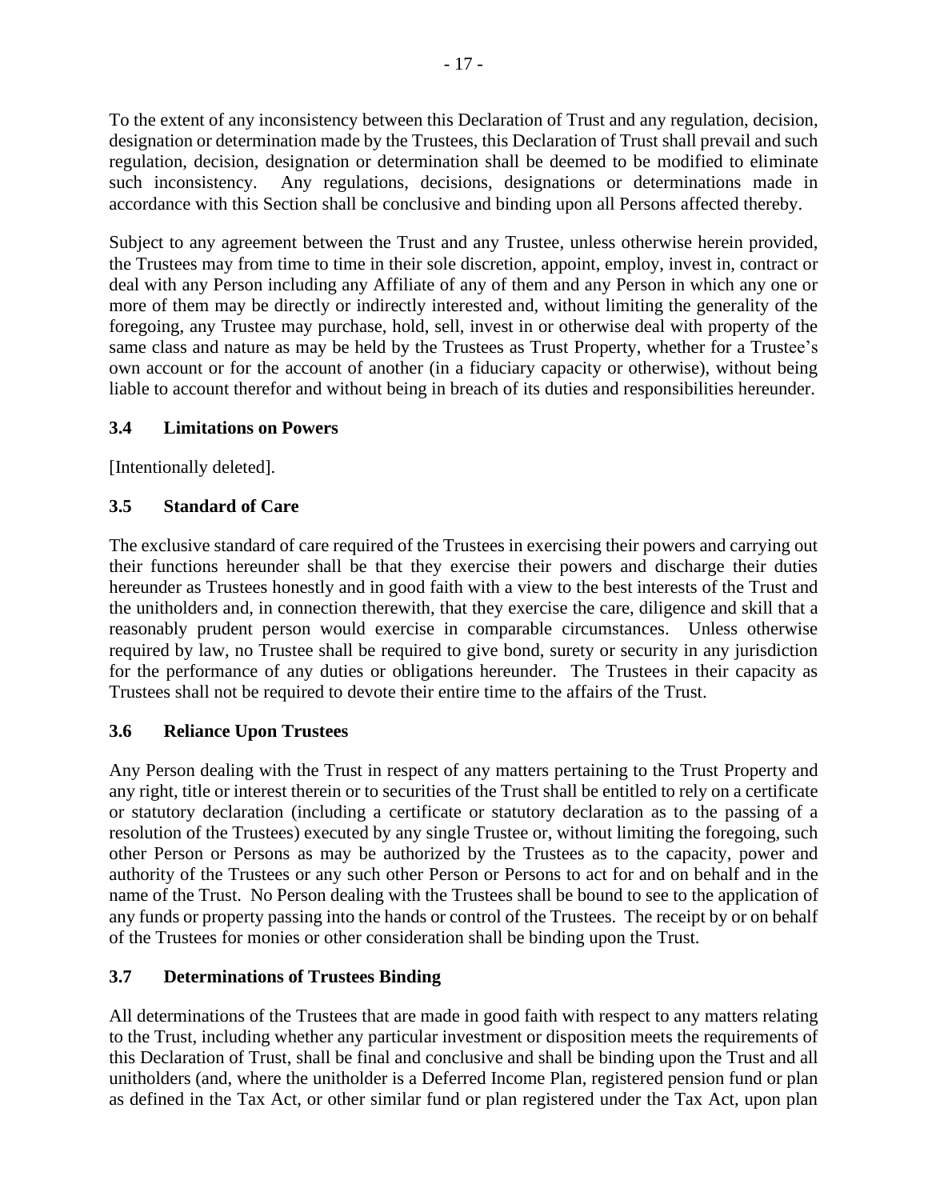To the extent of any inconsistency between this Declaration of Trust and any regulation, decision, designation or determination made by the Trustees, this Declaration of Trust shall prevail and such regulation, decision, designation or determination shall be deemed to be modified to eliminate such inconsistency. Any regulations, decisions, designations or determinations made in accordance with this Section shall be conclusive and binding upon all Persons affected thereby.

Subject to any agreement between the Trust and any Trustee, unless otherwise herein provided, the Trustees may from time to time in their sole discretion, appoint, employ, invest in, contract or deal with any Person including any Affiliate of any of them and any Person in which any one or more of them may be directly or indirectly interested and, without limiting the generality of the foregoing, any Trustee may purchase, hold, sell, invest in or otherwise deal with property of the same class and nature as may be held by the Trustees as Trust Property, whether for a Trustee's own account or for the account of another (in a fiduciary capacity or otherwise), without being liable to account therefor and without being in breach of its duties and responsibilities hereunder.

### 3.4 Limitations on Powers

[Intentionally deleted].

### 3.5 Standard of Care

The exclusive standard of care required of the Trustees in exercising their powers and carrying out their functions hereunder shall be that they exercise their powers and discharge their duties hereunder as Trustees honestly and in good faith with a view to the best interests of the Trust and the unitholders and, in connection therewith, that they exercise the care, diligence and skill that a reasonably prudent person would exercise in comparable circumstances. Unless otherwise required by law, no Trustee shall be required to give bond, surety or security in any jurisdiction for the performance of any duties or obligations hereunder. The Trustees in their capacity as Trustees shall not be required to devote their entire time to the affairs of the Trust.

### 3.6 Reliance Upon Trustees

Any Person dealing with the Trust in respect of any matters pertaining to the Trust Property and any right, title or interest therein or to securities of the Trust shall be entitled to rely on a certificate or statutory declaration (including a certificate or statutory declaration as to the passing of a resolution of the Trustees) executed by any single Trustee or, without limiting the foregoing, such other Person or Persons as may be authorized by the Trustees as to the capacity, power and authority of the Trustees or any such other Person or Persons to act for and on behalf and in the name of the Trust. No Person dealing with the Trustees shall be bound to see to the application of any funds or property passing into the hands or control of the Trustees. The receipt by or on behalf of the Trustees for monies or other consideration shall be binding upon the Trust.

### 3.7 Determinations of Trustees Binding

All determinations of the Trustees that are made in good faith with respect to any matters relating to the Trust, including whether any particular investment or disposition meets the requirements of this Declaration of Trust, shall be final and conclusive and shall be binding upon the Trust and all unitholders (and, where the unitholder is a Deferred Income Plan, registered pension fund or plan as defined in the Tax Act, or other similar fund or plan registered under the Tax Act, upon plan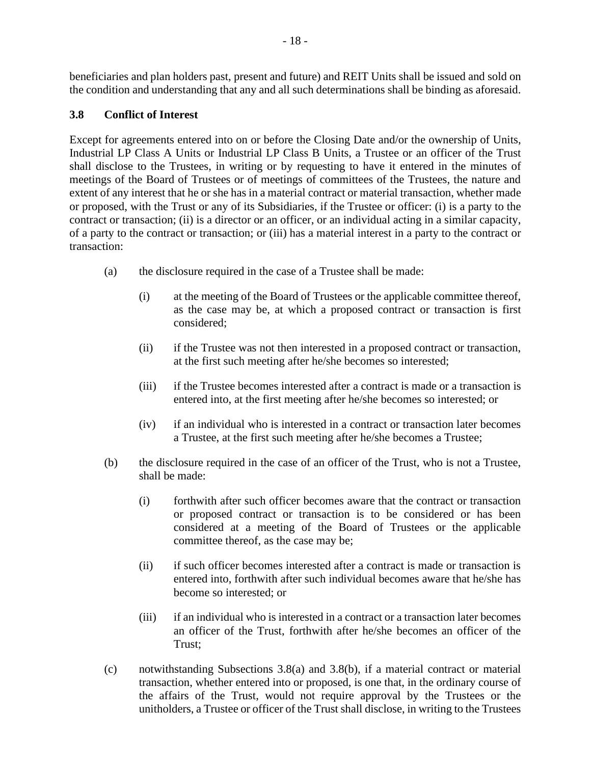beneficiaries and plan holders past, present and future) and REIT Units shall be issued and sold on the condition and understanding that any and all such determinations shall be binding as aforesaid.

### 3.8 Conflict of Interest

Except for agreements entered into on or before the Closing Date and/or the ownership of Units, Industrial LP Class A Units or Industrial LP Class B Units, a Trustee or an officer of the Trust shall disclose to the Trustees, in writing or by requesting to have it entered in the minutes of meetings of the Board of Trustees or of meetings of committees of the Trustees, the nature and extent of any interest that he or she has in a material contract or material transaction, whether made or proposed, with the Trust or any of its Subsidiaries, if the Trustee or officer: (i) is a party to the contract or transaction; (ii) is a director or an officer, or an individual acting in a similar capacity, of a party to the contract or transaction; or (iii) has a material interest in a party to the contract or transaction:

(a) the disclosure required in the case of a Trustee shall be made:

 (i) at the meeting of the Board of Trustees or the applicable committee thereof, as the case may be, at which a proposed contract or transaction is first considered;

 (ii) if the Trustee was not then interested in a proposed contract or transaction, at the first such meeting after he/she becomes so interested;

 (iii) if the Trustee becomes interested after a contract is made or a transaction is entered into, at the first meeting after he/she becomes so interested; or

 (iv) if an individual who is interested in a contract or transaction later becomes a Trustee, at the first such meeting after he/she becomes a Trustee;

(b) the disclosure required in the case of an officer of the Trust, who is not a Trustee, shall be made:

 (i) forthwith after such officer becomes aware that the contract or transaction or proposed contract or transaction is to be considered or has been considered at a meeting of the Board of Trustees or the applicable committee thereof, as the case may be;

 (ii) if such officer becomes interested after a contract is made or transaction is entered into, forthwith after such individual becomes aware that he/she has become so interested; or

 (iii) if an individual who is interested in a contract or a transaction later becomes an officer of the Trust, forthwith after he/she becomes an officer of the Trust;

(c) notwithstanding Subsections 3.8(a) and 3.8(b), if a material contract or material transaction, whether entered into or proposed, is one that, in the ordinary course of the affairs of the Trust, would not require approval by the Trustees or the unitholders, a Trustee or officer of the Trust shall disclose, in writing to the Trustees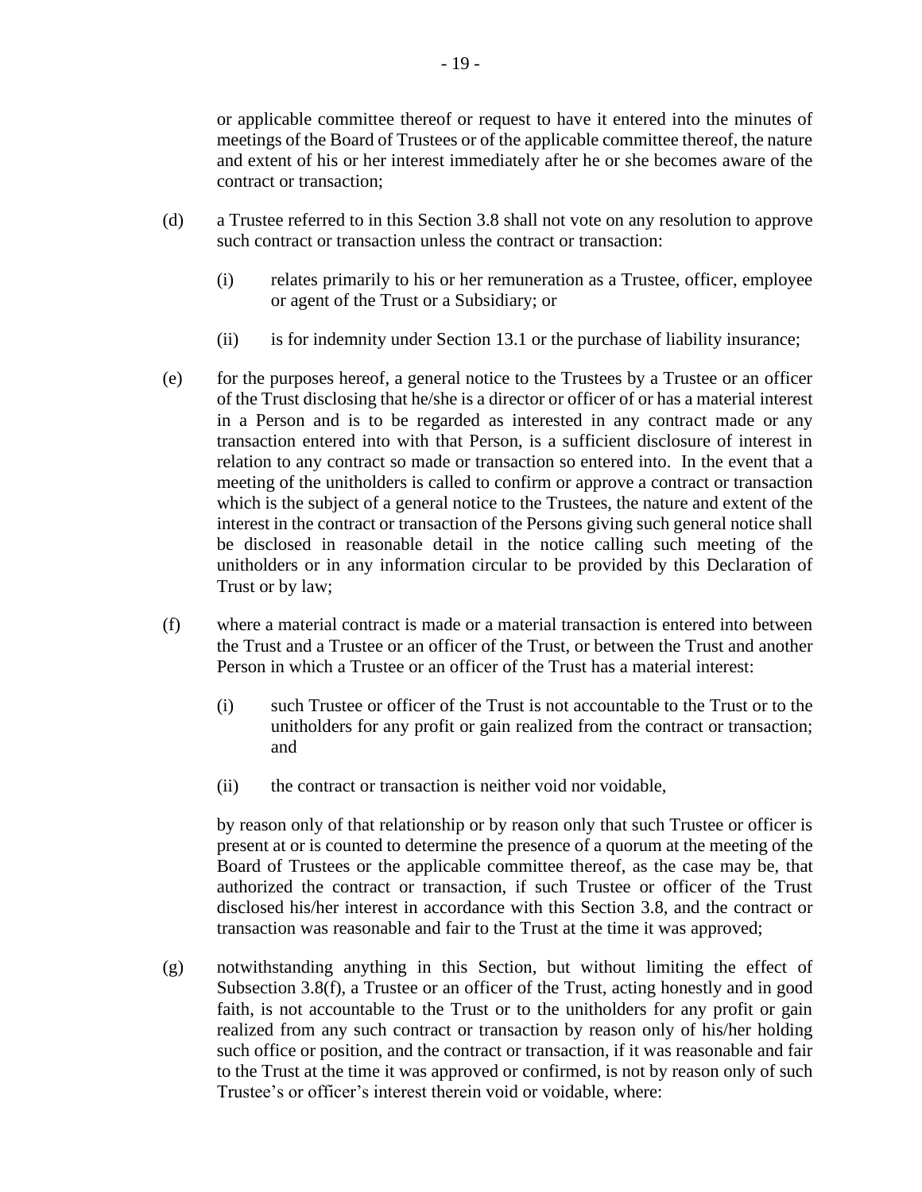or applicable committee thereof or request to have it entered into the minutes of meetings of the Board of Trustees or of the applicable committee thereof, the nature and extent of his or her interest immediately after he or she becomes aware of the contract or transaction;

(d) a Trustee referred to in this Section 3.8 shall not vote on any resolution to approve such contract or transaction unless the contract or transaction:

(i) relates primarily to his or her remuneration as a Trustee, officer, employee or agent of the Trust or a Subsidiary; or

(ii) is for indemnity under Section 13.1 or the purchase of liability insurance;

(e) for the purposes hereof, a general notice to the Trustees by a Trustee or an officer of the Trust disclosing that he/she is a director or officer of or has a material interest in a Person and is to be regarded as interested in any contract made or any transaction entered into with that Person, is a sufficient disclosure of interest in relation to any contract so made or transaction so entered into. In the event that a meeting of the unitholders is called to confirm or approve a contract or transaction which is the subject of a general notice to the Trustees, the nature and extent of the interest in the contract or transaction of the Persons giving such general notice shall be disclosed in reasonable detail in the notice calling such meeting of the unitholders or in any information circular to be provided by this Declaration of Trust or by law;

(f) where a material contract is made or a material transaction is entered into between the Trust and a Trustee or an officer of the Trust, or between the Trust and another Person in which a Trustee or an officer of the Trust has a material interest:

(i) such Trustee or officer of the Trust is not accountable to the Trust or to the unitholders for any profit or gain realized from the contract or transaction; and

(ii) the contract or transaction is neither void nor voidable,

by reason only of that relationship or by reason only that such Trustee or officer is present at or is counted to determine the presence of a quorum at the meeting of the Board of Trustees or the applicable committee thereof, as the case may be, that authorized the contract or transaction, if such Trustee or officer of the Trust disclosed his/her interest in accordance with this Section 3.8, and the contract or transaction was reasonable and fair to the Trust at the time it was approved;

(g) notwithstanding anything in this Section, but without limiting the effect of Subsection 3.8(f), a Trustee or an officer of the Trust, acting honestly and in good faith, is not accountable to the Trust or to the unitholders for any profit or gain realized from any such contract or transaction by reason only of his/her holding such office or position, and the contract or transaction, if it was reasonable and fair to the Trust at the time it was approved or confirmed, is not by reason only of such Trustee's or officer's interest therein void or voidable, where: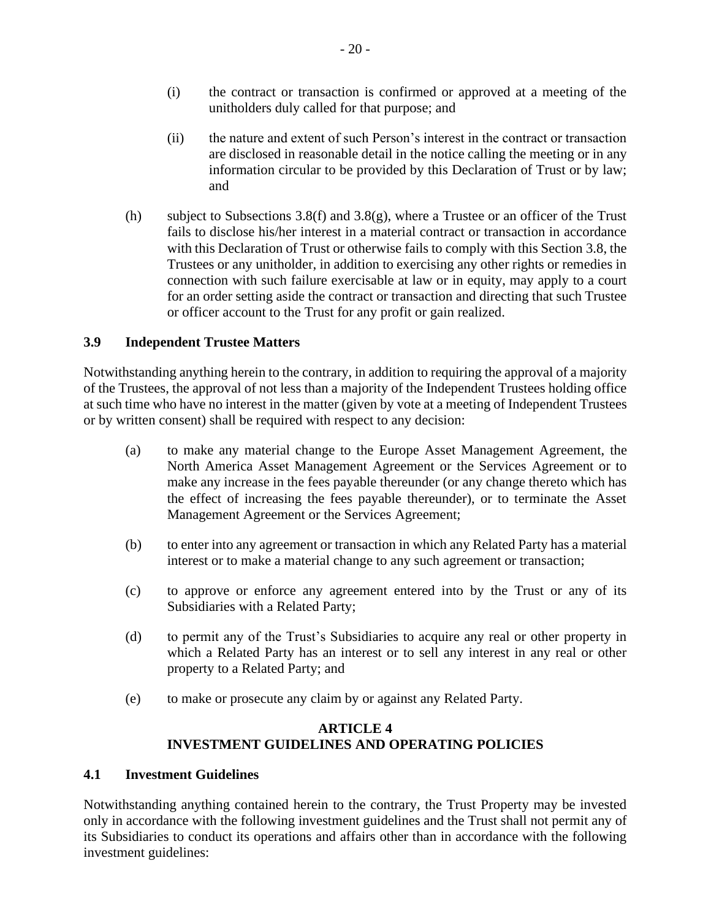(i) the contract or transaction is confirmed or approved at a meeting of the unitholders duly called for that purpose; and

(ii) the nature and extent of such Person's interest in the contract or transaction are disclosed in reasonable detail in the notice calling the meeting or in any information circular to be provided by this Declaration of Trust or by law; and

(h) subject to Subsections 3.8(f) and 3.8(g), where a Trustee or an officer of the Trust fails to disclose his/her interest in a material contract or transaction in accordance with this Declaration of Trust or otherwise fails to comply with this Section 3.8, the Trustees or any unitholder, in addition to exercising any other rights or remedies in connection with such failure exercisable at law or in equity, may apply to a court for an order setting aside the contract or transaction and directing that such Trustee or officer account to the Trust for any profit or gain realized.

### 3.9 Independent Trustee Matters

Notwithstanding anything herein to the contrary, in addition to requiring the approval of a majority of the Trustees, the approval of not less than a majority of the Independent Trustees holding office at such time who have no interest in the matter (given by vote at a meeting of Independent Trustees or by written consent) shall be required with respect to any decision:

(a) to make any material change to the Europe Asset Management Agreement, the North America Asset Management Agreement or the Services Agreement or to make any increase in the fees payable thereunder (or any change thereto which has the effect of increasing the fees payable thereunder), or to terminate the Asset Management Agreement or the Services Agreement;

(b) to enter into any agreement or transaction in which any Related Party has a material interest or to make a material change to any such agreement or transaction;

(c) to approve or enforce any agreement entered into by the Trust or any of its Subsidiaries with a Related Party;

(d) to permit any of the Trust's Subsidiaries to acquire any real or other property in which a Related Party has an interest or to sell any interest in any real or other property to a Related Party; and

(e) to make or prosecute any claim by or against any Related Party.

## ARTICLE 4
## INVESTMENT GUIDELINES AND OPERATING POLICIES

### 4.1 Investment Guidelines

Notwithstanding anything contained herein to the contrary, the Trust Property may be invested only in accordance with the following investment guidelines and the Trust shall not permit any of its Subsidiaries to conduct its operations and affairs other than in accordance with the following investment guidelines: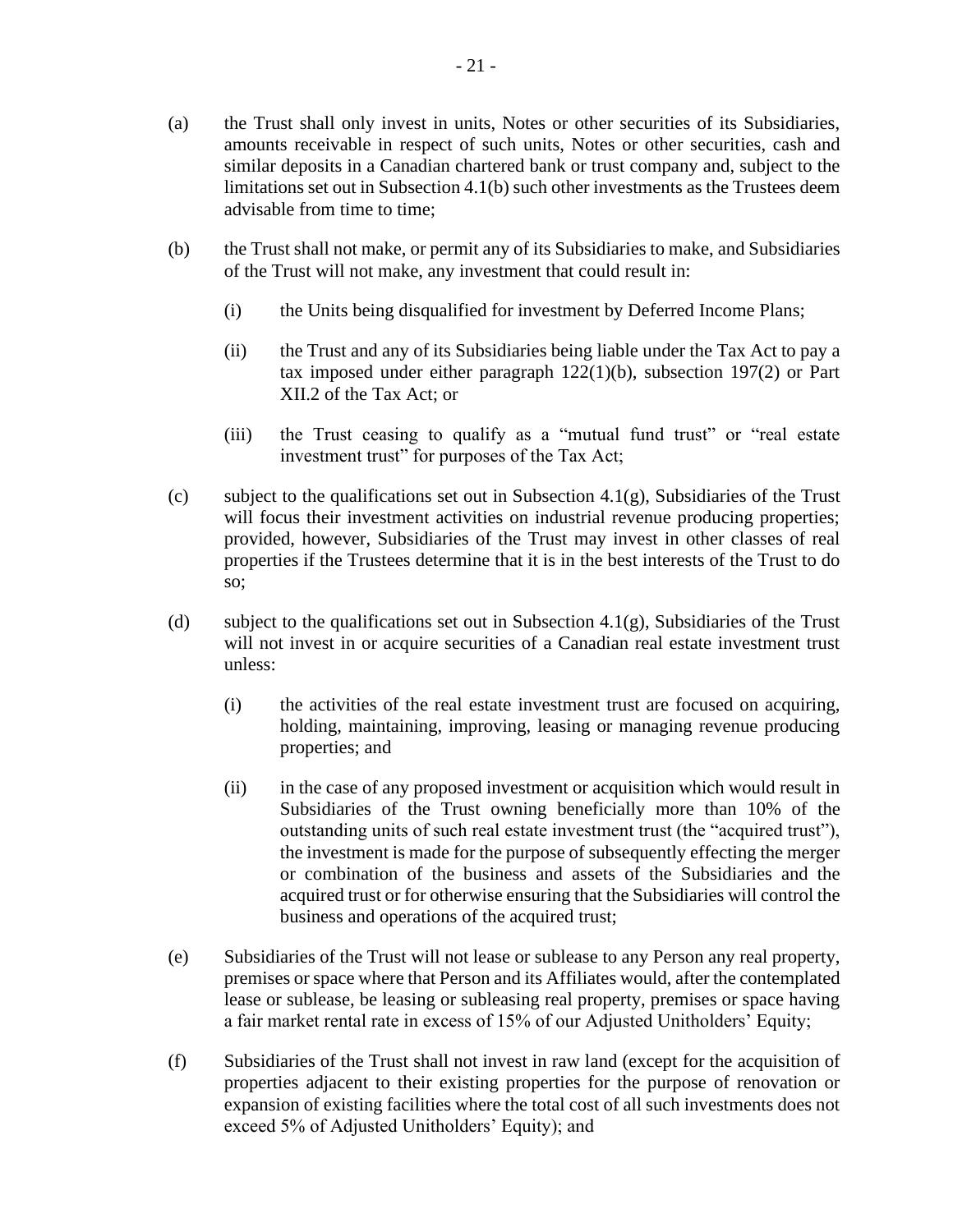(a) the Trust shall only invest in units, Notes or other securities of its Subsidiaries, amounts receivable in respect of such units, Notes or other securities, cash and similar deposits in a Canadian chartered bank or trust company and, subject to the limitations set out in Subsection 4.1(b) such other investments as the Trustees deem advisable from time to time;

(b) the Trust shall not make, or permit any of its Subsidiaries to make, and Subsidiaries of the Trust will not make, any investment that could result in:

(i) the Units being disqualified for investment by Deferred Income Plans;

(ii) the Trust and any of its Subsidiaries being liable under the Tax Act to pay a tax imposed under either paragraph 122(1)(b), subsection 197(2) or Part XII.2 of the Tax Act; or

(iii) the Trust ceasing to qualify as a "mutual fund trust" or "real estate investment trust" for purposes of the Tax Act;

(c) subject to the qualifications set out in Subsection 4.1(g), Subsidiaries of the Trust will focus their investment activities on industrial revenue producing properties; provided, however, Subsidiaries of the Trust may invest in other classes of real properties if the Trustees determine that it is in the best interests of the Trust to do so;

(d) subject to the qualifications set out in Subsection 4.1(g), Subsidiaries of the Trust will not invest in or acquire securities of a Canadian real estate investment trust unless:

(i) the activities of the real estate investment trust are focused on acquiring, holding, maintaining, improving, leasing or managing revenue producing properties; and

(ii) in the case of any proposed investment or acquisition which would result in Subsidiaries of the Trust owning beneficially more than 10% of the outstanding units of such real estate investment trust (the "acquired trust"), the investment is made for the purpose of subsequently effecting the merger or combination of the business and assets of the Subsidiaries and the acquired trust or for otherwise ensuring that the Subsidiaries will control the business and operations of the acquired trust;

(e) Subsidiaries of the Trust will not lease or sublease to any Person any real property, premises or space where that Person and its Affiliates would, after the contemplated lease or sublease, be leasing or subleasing real property, premises or space having a fair market rental rate in excess of 15% of our Adjusted Unitholders' Equity;

(f) Subsidiaries of the Trust shall not invest in raw land (except for the acquisition of properties adjacent to their existing properties for the purpose of renovation or expansion of existing facilities where the total cost of all such investments does not exceed 5% of Adjusted Unitholders' Equity); and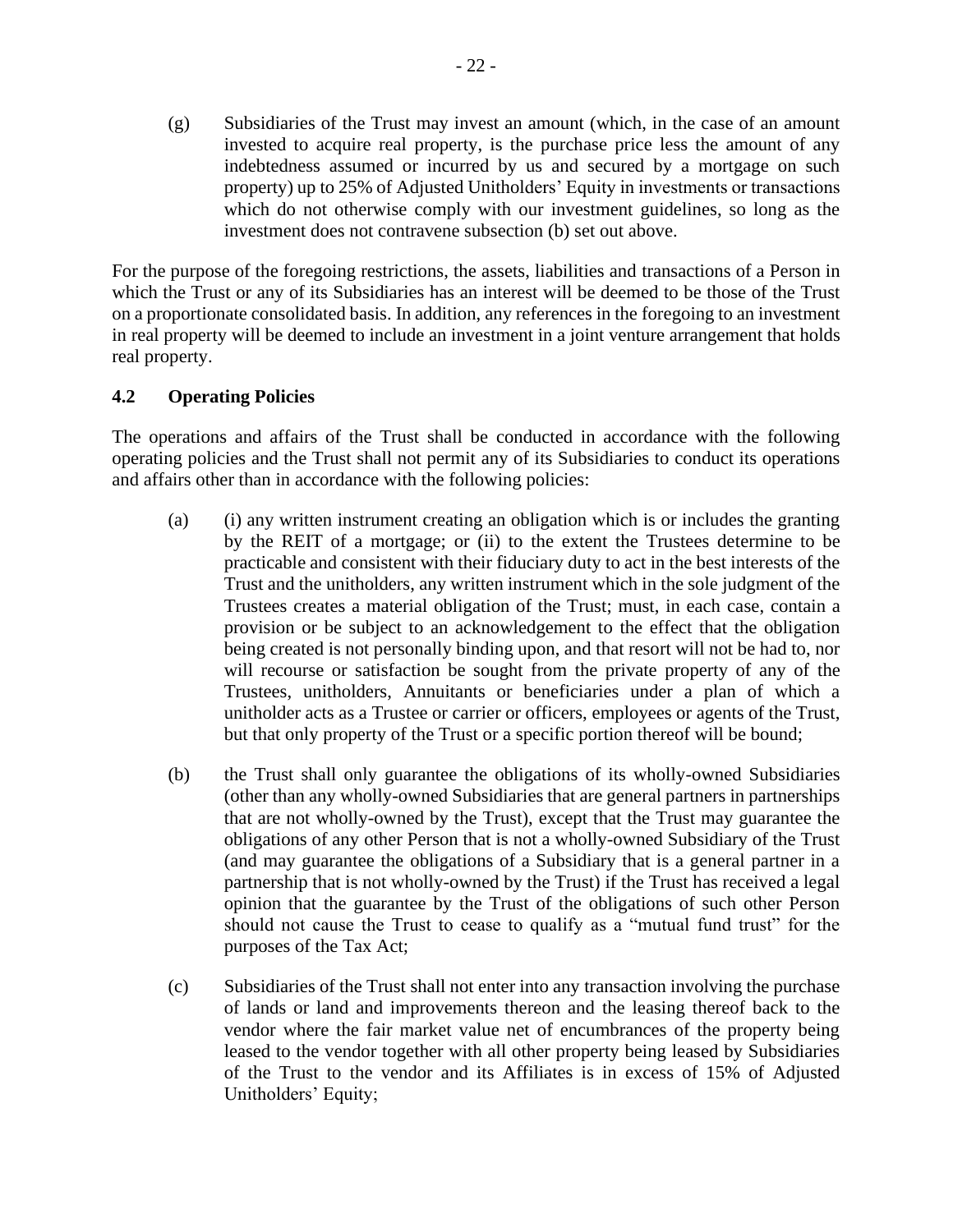(g) Subsidiaries of the Trust may invest an amount (which, in the case of an amount invested to acquire real property, is the purchase price less the amount of any indebtedness assumed or incurred by us and secured by a mortgage on such property) up to 25% of Adjusted Unitholders' Equity in investments or transactions which do not otherwise comply with our investment guidelines, so long as the investment does not contravene subsection (b) set out above.

For the purpose of the foregoing restrictions, the assets, liabilities and transactions of a Person in which the Trust or any of its Subsidiaries has an interest will be deemed to be those of the Trust on a proportionate consolidated basis. In addition, any references in the foregoing to an investment in real property will be deemed to include an investment in a joint venture arrangement that holds real property.

## 4.2 Operating Policies

The operations and affairs of the Trust shall be conducted in accordance with the following operating policies and the Trust shall not permit any of its Subsidiaries to conduct its operations and affairs other than in accordance with the following policies:

(a) (i) any written instrument creating an obligation which is or includes the granting by the REIT of a mortgage; or (ii) to the extent the Trustees determine to be practicable and consistent with their fiduciary duty to act in the best interests of the Trust and the unitholders, any written instrument which in the sole judgment of the Trustees creates a material obligation of the Trust; must, in each case, contain a provision or be subject to an acknowledgement to the effect that the obligation being created is not personally binding upon, and that resort will not be had to, nor will recourse or satisfaction be sought from the private property of any of the Trustees, unitholders, Annuitants or beneficiaries under a plan of which a unitholder acts as a Trustee or carrier or officers, employees or agents of the Trust, but that only property of the Trust or a specific portion thereof will be bound;

(b) the Trust shall only guarantee the obligations of its wholly-owned Subsidiaries (other than any wholly-owned Subsidiaries that are general partners in partnerships that are not wholly-owned by the Trust), except that the Trust may guarantee the obligations of any other Person that is not a wholly-owned Subsidiary of the Trust (and may guarantee the obligations of a Subsidiary that is a general partner in a partnership that is not wholly-owned by the Trust) if the Trust has received a legal opinion that the guarantee by the Trust of the obligations of such other Person should not cause the Trust to cease to qualify as a "mutual fund trust" for the purposes of the Tax Act;

(c) Subsidiaries of the Trust shall not enter into any transaction involving the purchase of lands or land and improvements thereon and the leasing thereof back to the vendor where the fair market value net of encumbrances of the property being leased to the vendor together with all other property being leased by Subsidiaries of the Trust to the vendor and its Affiliates is in excess of 15% of Adjusted Unitholders' Equity;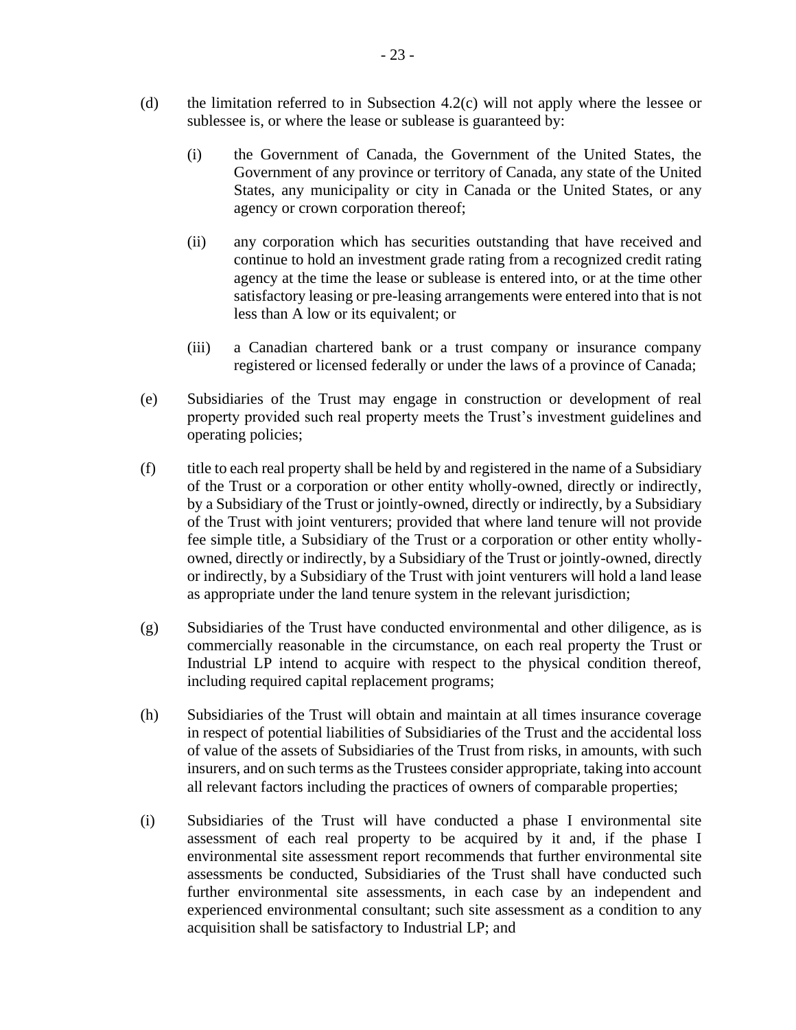(d) the limitation referred to in Subsection 4.2(c) will not apply where the lessee or sublessee is, or where the lease or sublease is guaranteed by:

  (i) the Government of Canada, the Government of the United States, the Government of any province or territory of Canada, any state of the United States, any municipality or city in Canada or the United States, or any agency or crown corporation thereof;

  (ii) any corporation which has securities outstanding that have received and continue to hold an investment grade rating from a recognized credit rating agency at the time the lease or sublease is entered into, or at the time other satisfactory leasing or pre-leasing arrangements were entered into that is not less than A low or its equivalent; or

  (iii) a Canadian chartered bank or a trust company or insurance company registered or licensed federally or under the laws of a province of Canada;

(e) Subsidiaries of the Trust may engage in construction or development of real property provided such real property meets the Trust's investment guidelines and operating policies;

(f) title to each real property shall be held by and registered in the name of a Subsidiary of the Trust or a corporation or other entity wholly-owned, directly or indirectly, by a Subsidiary of the Trust or jointly-owned, directly or indirectly, by a Subsidiary of the Trust with joint venturers; provided that where land tenure will not provide fee simple title, a Subsidiary of the Trust or a corporation or other entity wholly-owned, directly or indirectly, by a Subsidiary of the Trust or jointly-owned, directly or indirectly, by a Subsidiary of the Trust with joint venturers will hold a land lease as appropriate under the land tenure system in the relevant jurisdiction;

(g) Subsidiaries of the Trust have conducted environmental and other diligence, as is commercially reasonable in the circumstance, on each real property the Trust or Industrial LP intend to acquire with respect to the physical condition thereof, including required capital replacement programs;

(h) Subsidiaries of the Trust will obtain and maintain at all times insurance coverage in respect of potential liabilities of Subsidiaries of the Trust and the accidental loss of value of the assets of Subsidiaries of the Trust from risks, in amounts, with such insurers, and on such terms as the Trustees consider appropriate, taking into account all relevant factors including the practices of owners of comparable properties;

(i) Subsidiaries of the Trust will have conducted a phase I environmental site assessment of each real property to be acquired by it and, if the phase I environmental site assessment report recommends that further environmental site assessments be conducted, Subsidiaries of the Trust shall have conducted such further environmental site assessments, in each case by an independent and experienced environmental consultant; such site assessment as a condition to any acquisition shall be satisfactory to Industrial LP; and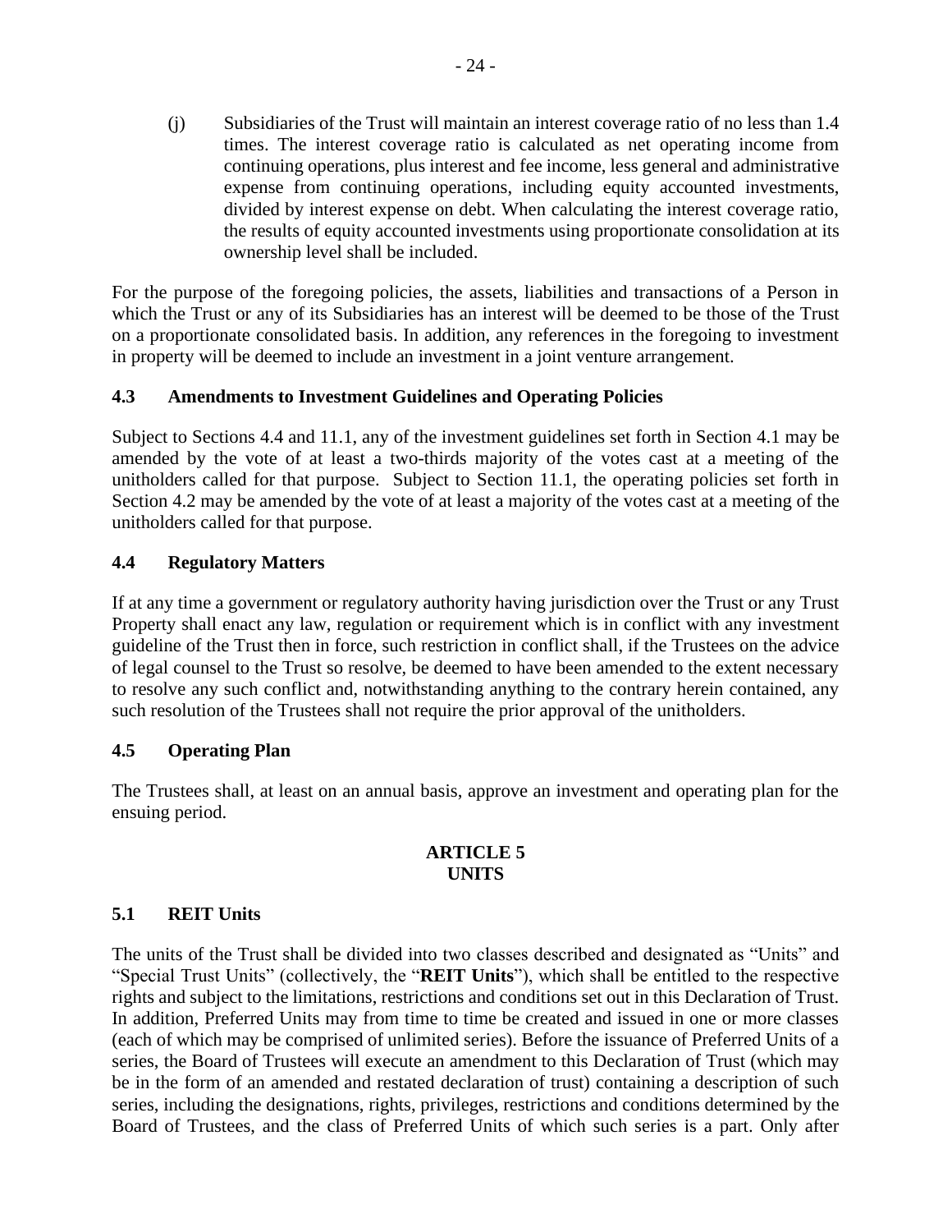(j) Subsidiaries of the Trust will maintain an interest coverage ratio of no less than 1.4 times. The interest coverage ratio is calculated as net operating income from continuing operations, plus interest and fee income, less general and administrative expense from continuing operations, including equity accounted investments, divided by interest expense on debt. When calculating the interest coverage ratio, the results of equity accounted investments using proportionate consolidation at its ownership level shall be included.

For the purpose of the foregoing policies, the assets, liabilities and transactions of a Person in which the Trust or any of its Subsidiaries has an interest will be deemed to be those of the Trust on a proportionate consolidated basis. In addition, any references in the foregoing to investment in property will be deemed to include an investment in a joint venture arrangement.

### 4.3 Amendments to Investment Guidelines and Operating Policies

Subject to Sections 4.4 and 11.1, any of the investment guidelines set forth in Section 4.1 may be amended by the vote of at least a two-thirds majority of the votes cast at a meeting of the unitholders called for that purpose. Subject to Section 11.1, the operating policies set forth in Section 4.2 may be amended by the vote of at least a majority of the votes cast at a meeting of the unitholders called for that purpose.

### 4.4 Regulatory Matters

If at any time a government or regulatory authority having jurisdiction over the Trust or any Trust Property shall enact any law, regulation or requirement which is in conflict with any investment guideline of the Trust then in force, such restriction in conflict shall, if the Trustees on the advice of legal counsel to the Trust so resolve, be deemed to have been amended to the extent necessary to resolve any such conflict and, notwithstanding anything to the contrary herein contained, any such resolution of the Trustees shall not require the prior approval of the unitholders.

### 4.5 Operating Plan

The Trustees shall, at least on an annual basis, approve an investment and operating plan for the ensuing period.

## ARTICLE 5
## UNITS

### 5.1 REIT Units

The units of the Trust shall be divided into two classes described and designated as "Units" and "Special Trust Units" (collectively, the "**REIT Units**"), which shall be entitled to the respective rights and subject to the limitations, restrictions and conditions set out in this Declaration of Trust. In addition, Preferred Units may from time to time be created and issued in one or more classes (each of which may be comprised of unlimited series). Before the issuance of Preferred Units of a series, the Board of Trustees will execute an amendment to this Declaration of Trust (which may be in the form of an amended and restated declaration of trust) containing a description of such series, including the designations, rights, privileges, restrictions and conditions determined by the Board of Trustees, and the class of Preferred Units of which such series is a part. Only after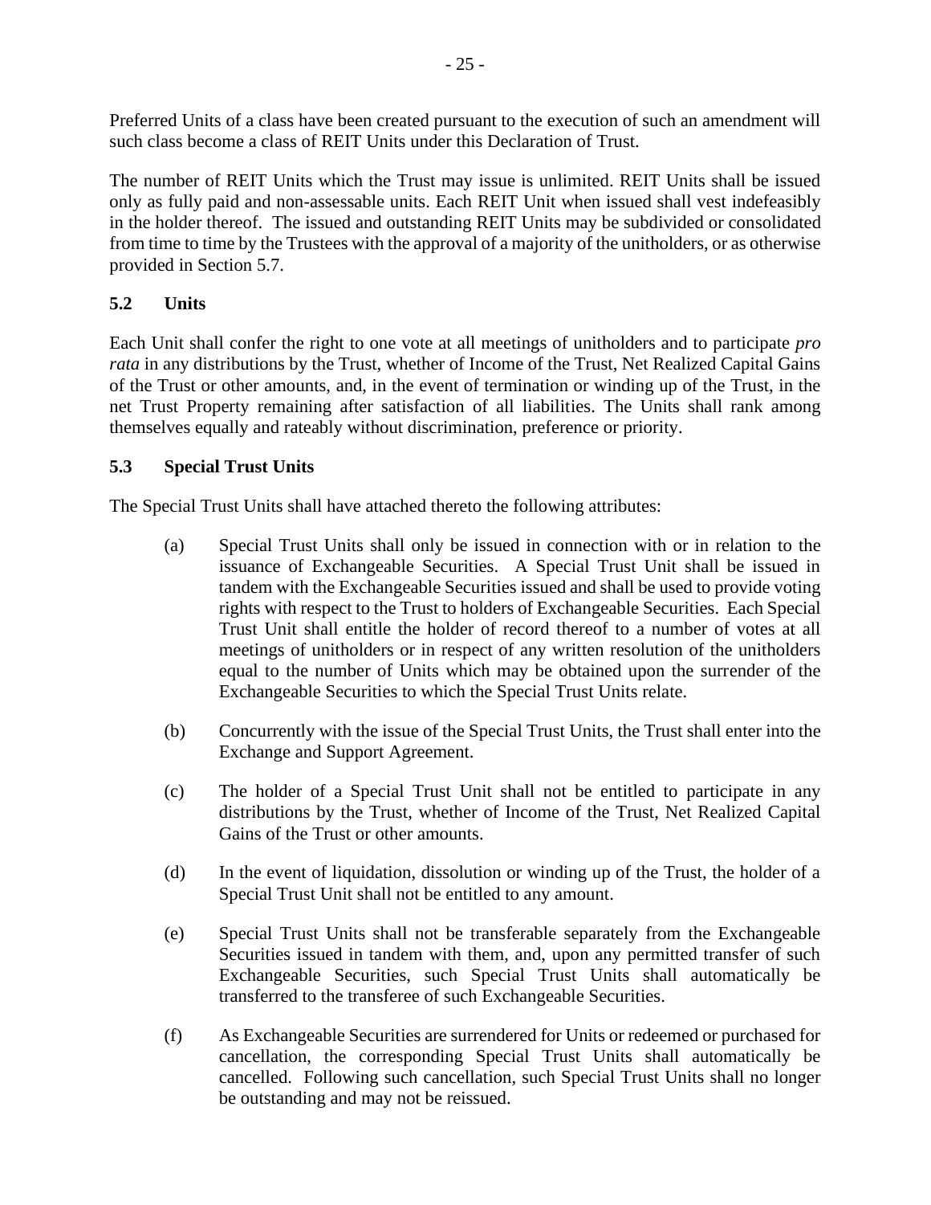Preferred Units of a class have been created pursuant to the execution of such an amendment will such class become a class of REIT Units under this Declaration of Trust.

The number of REIT Units which the Trust may issue is unlimited. REIT Units shall be issued only as fully paid and non-assessable units. Each REIT Unit when issued shall vest indefeasibly in the holder thereof. The issued and outstanding REIT Units may be subdivided or consolidated from time to time by the Trustees with the approval of a majority of the unitholders, or as otherwise provided in Section 5.7.

### 5.2 Units

Each Unit shall confer the right to one vote at all meetings of unitholders and to participate *pro rata* in any distributions by the Trust, whether of Income of the Trust, Net Realized Capital Gains of the Trust or other amounts, and, in the event of termination or winding up of the Trust, in the net Trust Property remaining after satisfaction of all liabilities. The Units shall rank among themselves equally and rateably without discrimination, preference or priority.

### 5.3 Special Trust Units

The Special Trust Units shall have attached thereto the following attributes:

(a) Special Trust Units shall only be issued in connection with or in relation to the issuance of Exchangeable Securities. A Special Trust Unit shall be issued in tandem with the Exchangeable Securities issued and shall be used to provide voting rights with respect to the Trust to holders of Exchangeable Securities. Each Special Trust Unit shall entitle the holder of record thereof to a number of votes at all meetings of unitholders or in respect of any written resolution of the unitholders equal to the number of Units which may be obtained upon the surrender of the Exchangeable Securities to which the Special Trust Units relate.

(b) Concurrently with the issue of the Special Trust Units, the Trust shall enter into the Exchange and Support Agreement.

(c) The holder of a Special Trust Unit shall not be entitled to participate in any distributions by the Trust, whether of Income of the Trust, Net Realized Capital Gains of the Trust or other amounts.

(d) In the event of liquidation, dissolution or winding up of the Trust, the holder of a Special Trust Unit shall not be entitled to any amount.

(e) Special Trust Units shall not be transferable separately from the Exchangeable Securities issued in tandem with them, and, upon any permitted transfer of such Exchangeable Securities, such Special Trust Units shall automatically be transferred to the transferee of such Exchangeable Securities.

(f) As Exchangeable Securities are surrendered for Units or redeemed or purchased for cancellation, the corresponding Special Trust Units shall automatically be cancelled. Following such cancellation, such Special Trust Units shall no longer be outstanding and may not be reissued.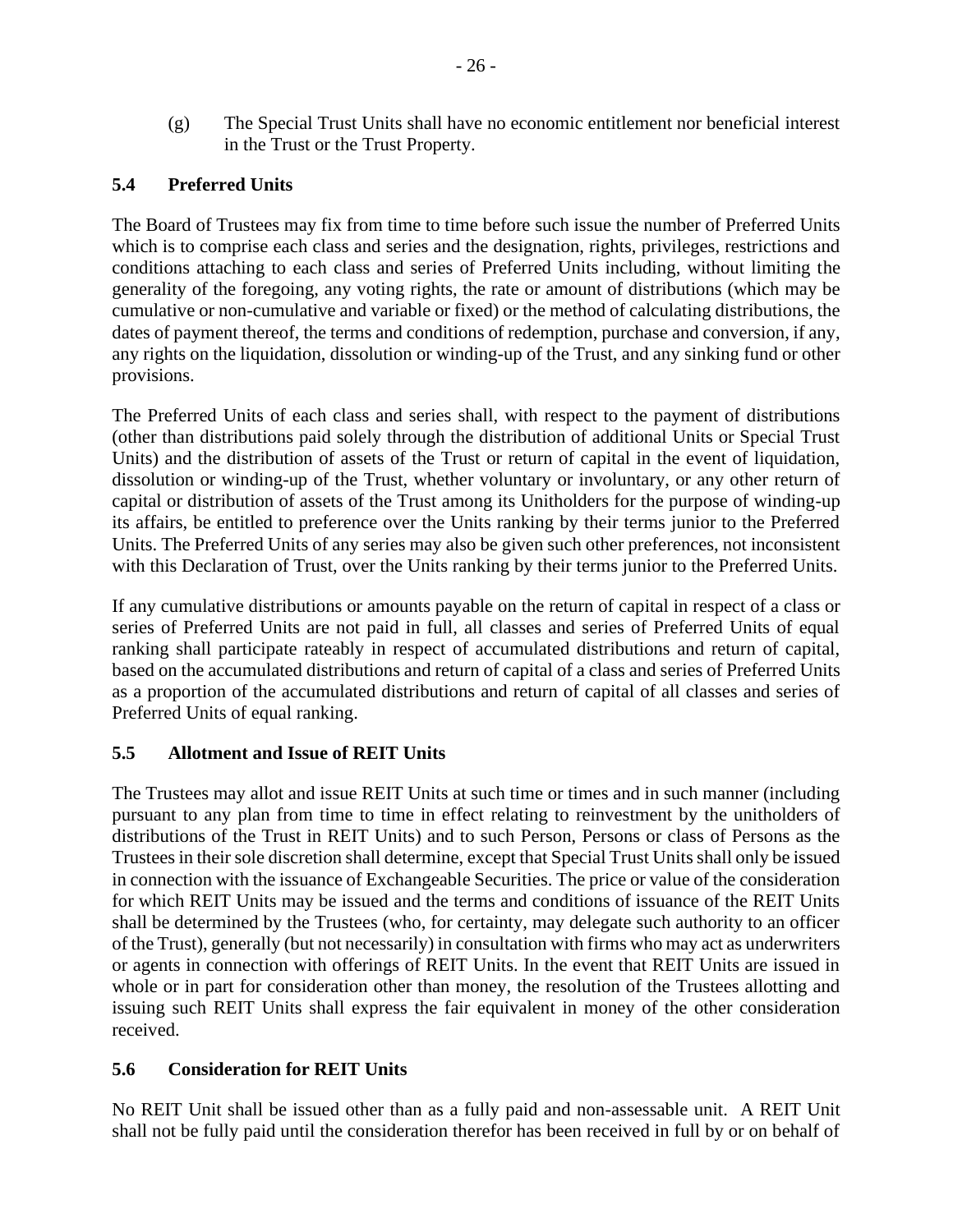(g) The Special Trust Units shall have no economic entitlement nor beneficial interest in the Trust or the Trust Property.

### 5.4 Preferred Units

The Board of Trustees may fix from time to time before such issue the number of Preferred Units which is to comprise each class and series and the designation, rights, privileges, restrictions and conditions attaching to each class and series of Preferred Units including, without limiting the generality of the foregoing, any voting rights, the rate or amount of distributions (which may be cumulative or non-cumulative and variable or fixed) or the method of calculating distributions, the dates of payment thereof, the terms and conditions of redemption, purchase and conversion, if any, any rights on the liquidation, dissolution or winding-up of the Trust, and any sinking fund or other provisions.

The Preferred Units of each class and series shall, with respect to the payment of distributions (other than distributions paid solely through the distribution of additional Units or Special Trust Units) and the distribution of assets of the Trust or return of capital in the event of liquidation, dissolution or winding-up of the Trust, whether voluntary or involuntary, or any other return of capital or distribution of assets of the Trust among its Unitholders for the purpose of winding-up its affairs, be entitled to preference over the Units ranking by their terms junior to the Preferred Units. The Preferred Units of any series may also be given such other preferences, not inconsistent with this Declaration of Trust, over the Units ranking by their terms junior to the Preferred Units.

If any cumulative distributions or amounts payable on the return of capital in respect of a class or series of Preferred Units are not paid in full, all classes and series of Preferred Units of equal ranking shall participate rateably in respect of accumulated distributions and return of capital, based on the accumulated distributions and return of capital of a class and series of Preferred Units as a proportion of the accumulated distributions and return of capital of all classes and series of Preferred Units of equal ranking.

### 5.5 Allotment and Issue of REIT Units

The Trustees may allot and issue REIT Units at such time or times and in such manner (including pursuant to any plan from time to time in effect relating to reinvestment by the unitholders of distributions of the Trust in REIT Units) and to such Person, Persons or class of Persons as the Trustees in their sole discretion shall determine, except that Special Trust Units shall only be issued in connection with the issuance of Exchangeable Securities. The price or value of the consideration for which REIT Units may be issued and the terms and conditions of issuance of the REIT Units shall be determined by the Trustees (who, for certainty, may delegate such authority to an officer of the Trust), generally (but not necessarily) in consultation with firms who may act as underwriters or agents in connection with offerings of REIT Units. In the event that REIT Units are issued in whole or in part for consideration other than money, the resolution of the Trustees allotting and issuing such REIT Units shall express the fair equivalent in money of the other consideration received.

### 5.6 Consideration for REIT Units

No REIT Unit shall be issued other than as a fully paid and non-assessable unit. A REIT Unit shall not be fully paid until the consideration therefor has been received in full by or on behalf of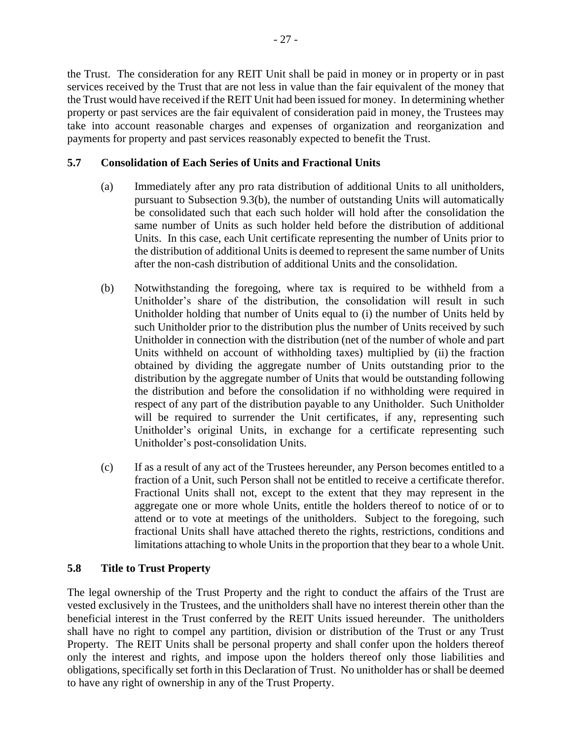the Trust. The consideration for any REIT Unit shall be paid in money or in property or in past services received by the Trust that are not less in value than the fair equivalent of the money that the Trust would have received if the REIT Unit had been issued for money. In determining whether property or past services are the fair equivalent of consideration paid in money, the Trustees may take into account reasonable charges and expenses of organization and reorganization and payments for property and past services reasonably expected to benefit the Trust.

### 5.7 Consolidation of Each Series of Units and Fractional Units

(a) Immediately after any pro rata distribution of additional Units to all unitholders, pursuant to Subsection 9.3(b), the number of outstanding Units will automatically be consolidated such that each such holder will hold after the consolidation the same number of Units as such holder held before the distribution of additional Units. In this case, each Unit certificate representing the number of Units prior to the distribution of additional Units is deemed to represent the same number of Units after the non-cash distribution of additional Units and the consolidation.

(b) Notwithstanding the foregoing, where tax is required to be withheld from a Unitholder's share of the distribution, the consolidation will result in such Unitholder holding that number of Units equal to (i) the number of Units held by such Unitholder prior to the distribution plus the number of Units received by such Unitholder in connection with the distribution (net of the number of whole and part Units withheld on account of withholding taxes) multiplied by (ii) the fraction obtained by dividing the aggregate number of Units outstanding prior to the distribution by the aggregate number of Units that would be outstanding following the distribution and before the consolidation if no withholding were required in respect of any part of the distribution payable to any Unitholder. Such Unitholder will be required to surrender the Unit certificates, if any, representing such Unitholder's original Units, in exchange for a certificate representing such Unitholder's post-consolidation Units.

(c) If as a result of any act of the Trustees hereunder, any Person becomes entitled to a fraction of a Unit, such Person shall not be entitled to receive a certificate therefor. Fractional Units shall not, except to the extent that they may represent in the aggregate one or more whole Units, entitle the holders thereof to notice of or to attend or to vote at meetings of the unitholders. Subject to the foregoing, such fractional Units shall have attached thereto the rights, restrictions, conditions and limitations attaching to whole Units in the proportion that they bear to a whole Unit.

### 5.8 Title to Trust Property

The legal ownership of the Trust Property and the right to conduct the affairs of the Trust are vested exclusively in the Trustees, and the unitholders shall have no interest therein other than the beneficial interest in the Trust conferred by the REIT Units issued hereunder. The unitholders shall have no right to compel any partition, division or distribution of the Trust or any Trust Property. The REIT Units shall be personal property and shall confer upon the holders thereof only the interest and rights, and impose upon the holders thereof only those liabilities and obligations, specifically set forth in this Declaration of Trust. No unitholder has or shall be deemed to have any right of ownership in any of the Trust Property.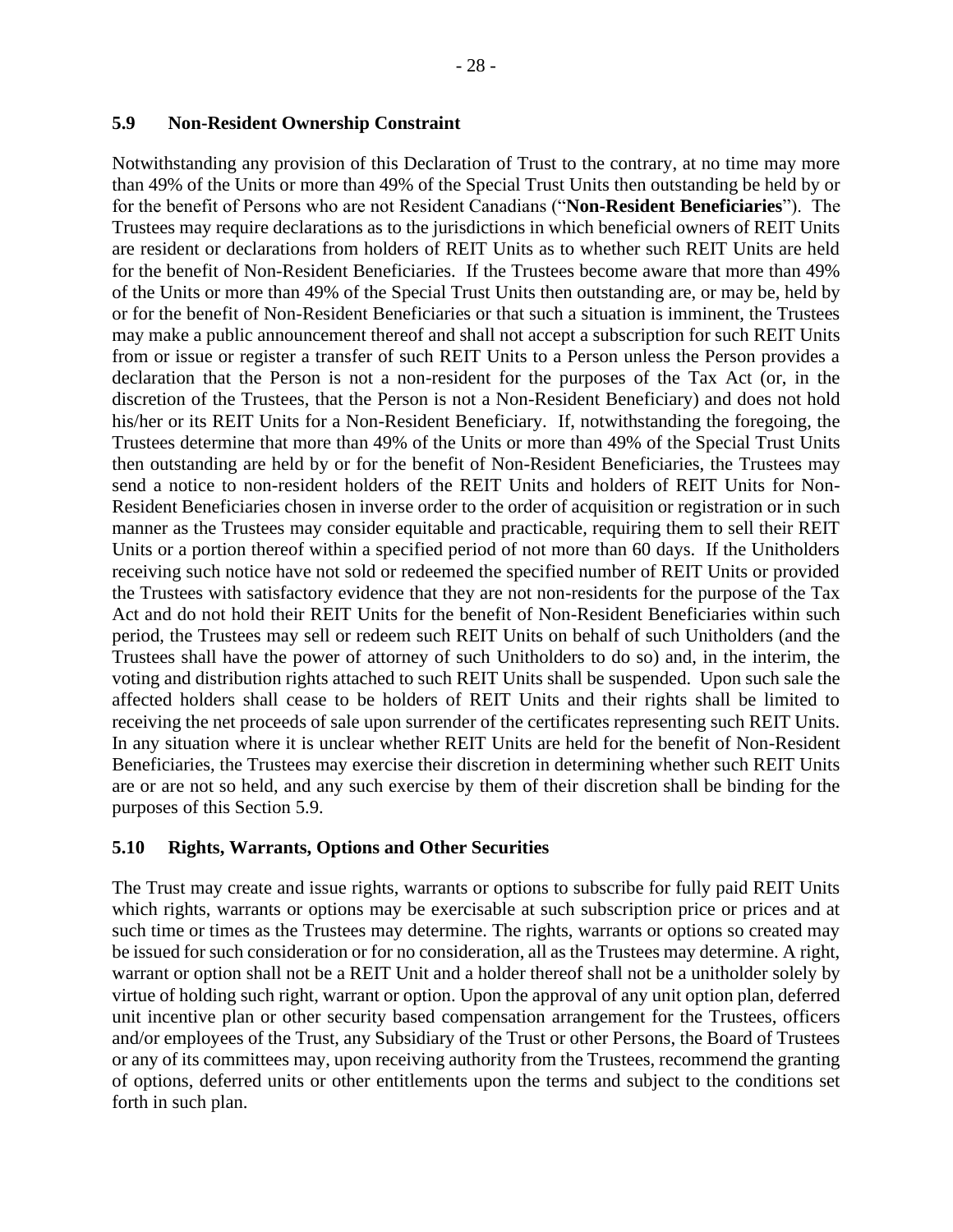### 5.9 Non-Resident Ownership Constraint

Notwithstanding any provision of this Declaration of Trust to the contrary, at no time may more than 49% of the Units or more than 49% of the Special Trust Units then outstanding be held by or for the benefit of Persons who are not Resident Canadians ("**Non-Resident Beneficiaries**"). The Trustees may require declarations as to the jurisdictions in which beneficial owners of REIT Units are resident or declarations from holders of REIT Units as to whether such REIT Units are held for the benefit of Non-Resident Beneficiaries. If the Trustees become aware that more than 49% of the Units or more than 49% of the Special Trust Units then outstanding are, or may be, held by or for the benefit of Non-Resident Beneficiaries or that such a situation is imminent, the Trustees may make a public announcement thereof and shall not accept a subscription for such REIT Units from or issue or register a transfer of such REIT Units to a Person unless the Person provides a declaration that the Person is not a non-resident for the purposes of the Tax Act (or, in the discretion of the Trustees, that the Person is not a Non-Resident Beneficiary) and does not hold his/her or its REIT Units for a Non-Resident Beneficiary. If, notwithstanding the foregoing, the Trustees determine that more than 49% of the Units or more than 49% of the Special Trust Units then outstanding are held by or for the benefit of Non-Resident Beneficiaries, the Trustees may send a notice to non-resident holders of the REIT Units and holders of REIT Units for Non-Resident Beneficiaries chosen in inverse order to the order of acquisition or registration or in such manner as the Trustees may consider equitable and practicable, requiring them to sell their REIT Units or a portion thereof within a specified period of not more than 60 days. If the Unitholders receiving such notice have not sold or redeemed the specified number of REIT Units or provided the Trustees with satisfactory evidence that they are not non-residents for the purpose of the Tax Act and do not hold their REIT Units for the benefit of Non-Resident Beneficiaries within such period, the Trustees may sell or redeem such REIT Units on behalf of such Unitholders (and the Trustees shall have the power of attorney of such Unitholders to do so) and, in the interim, the voting and distribution rights attached to such REIT Units shall be suspended. Upon such sale the affected holders shall cease to be holders of REIT Units and their rights shall be limited to receiving the net proceeds of sale upon surrender of the certificates representing such REIT Units. In any situation where it is unclear whether REIT Units are held for the benefit of Non-Resident Beneficiaries, the Trustees may exercise their discretion in determining whether such REIT Units are or are not so held, and any such exercise by them of their discretion shall be binding for the purposes of this Section 5.9.

### 5.10 Rights, Warrants, Options and Other Securities

The Trust may create and issue rights, warrants or options to subscribe for fully paid REIT Units which rights, warrants or options may be exercisable at such subscription price or prices and at such time or times as the Trustees may determine. The rights, warrants or options so created may be issued for such consideration or for no consideration, all as the Trustees may determine. A right, warrant or option shall not be a REIT Unit and a holder thereof shall not be a unitholder solely by virtue of holding such right, warrant or option. Upon the approval of any unit option plan, deferred unit incentive plan or other security based compensation arrangement for the Trustees, officers and/or employees of the Trust, any Subsidiary of the Trust or other Persons, the Board of Trustees or any of its committees may, upon receiving authority from the Trustees, recommend the granting of options, deferred units or other entitlements upon the terms and subject to the conditions set forth in such plan.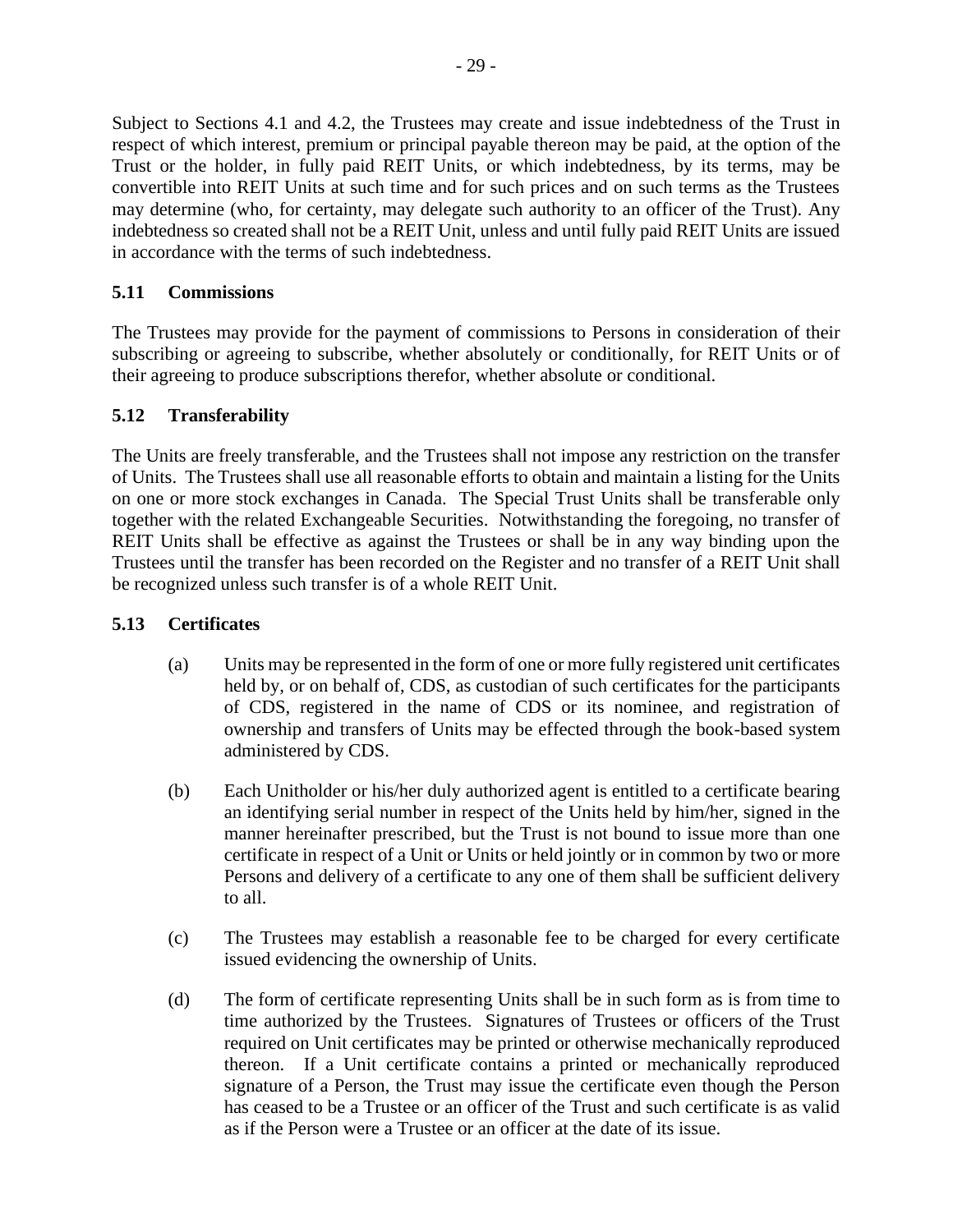Subject to Sections 4.1 and 4.2, the Trustees may create and issue indebtedness of the Trust in respect of which interest, premium or principal payable thereon may be paid, at the option of the Trust or the holder, in fully paid REIT Units, or which indebtedness, by its terms, may be convertible into REIT Units at such time and for such prices and on such terms as the Trustees may determine (who, for certainty, may delegate such authority to an officer of the Trust). Any indebtedness so created shall not be a REIT Unit, unless and until fully paid REIT Units are issued in accordance with the terms of such indebtedness.

### 5.11 Commissions

The Trustees may provide for the payment of commissions to Persons in consideration of their subscribing or agreeing to subscribe, whether absolutely or conditionally, for REIT Units or of their agreeing to produce subscriptions therefor, whether absolute or conditional.

### 5.12 Transferability

The Units are freely transferable, and the Trustees shall not impose any restriction on the transfer of Units. The Trustees shall use all reasonable efforts to obtain and maintain a listing for the Units on one or more stock exchanges in Canada. The Special Trust Units shall be transferable only together with the related Exchangeable Securities. Notwithstanding the foregoing, no transfer of REIT Units shall be effective as against the Trustees or shall be in any way binding upon the Trustees until the transfer has been recorded on the Register and no transfer of a REIT Unit shall be recognized unless such transfer is of a whole REIT Unit.

### 5.13 Certificates

(a) Units may be represented in the form of one or more fully registered unit certificates held by, or on behalf of, CDS, as custodian of such certificates for the participants of CDS, registered in the name of CDS or its nominee, and registration of ownership and transfers of Units may be effected through the book-based system administered by CDS.

(b) Each Unitholder or his/her duly authorized agent is entitled to a certificate bearing an identifying serial number in respect of the Units held by him/her, signed in the manner hereinafter prescribed, but the Trust is not bound to issue more than one certificate in respect of a Unit or Units or held jointly or in common by two or more Persons and delivery of a certificate to any one of them shall be sufficient delivery to all.

(c) The Trustees may establish a reasonable fee to be charged for every certificate issued evidencing the ownership of Units.

(d) The form of certificate representing Units shall be in such form as is from time to time authorized by the Trustees. Signatures of Trustees or officers of the Trust required on Unit certificates may be printed or otherwise mechanically reproduced thereon. If a Unit certificate contains a printed or mechanically reproduced signature of a Person, the Trust may issue the certificate even though the Person has ceased to be a Trustee or an officer of the Trust and such certificate is as valid as if the Person were a Trustee or an officer at the date of its issue.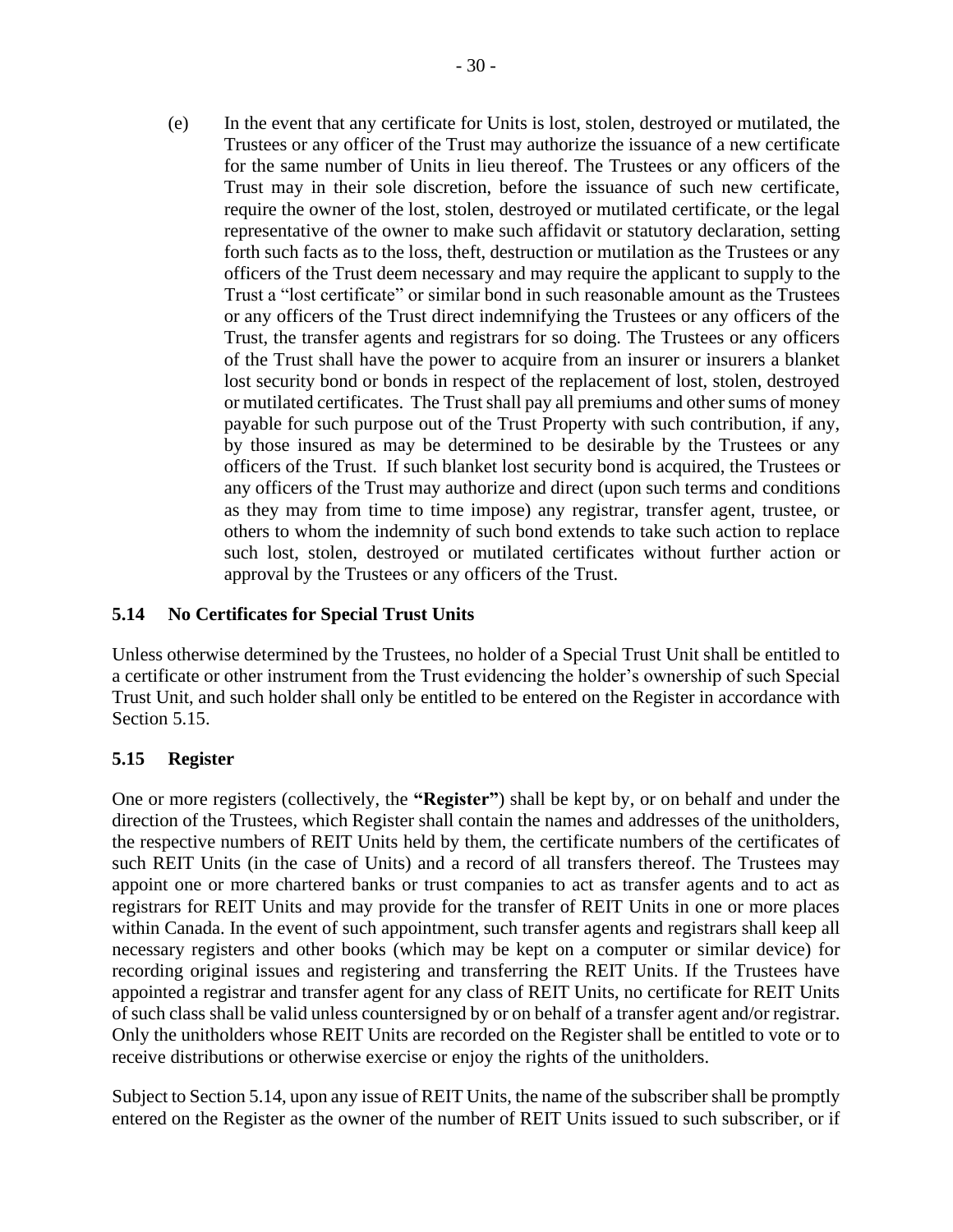(e) In the event that any certificate for Units is lost, stolen, destroyed or mutilated, the Trustees or any officer of the Trust may authorize the issuance of a new certificate for the same number of Units in lieu thereof. The Trustees or any officers of the Trust may in their sole discretion, before the issuance of such new certificate, require the owner of the lost, stolen, destroyed or mutilated certificate, or the legal representative of the owner to make such affidavit or statutory declaration, setting forth such facts as to the loss, theft, destruction or mutilation as the Trustees or any officers of the Trust deem necessary and may require the applicant to supply to the Trust a "lost certificate" or similar bond in such reasonable amount as the Trustees or any officers of the Trust direct indemnifying the Trustees or any officers of the Trust, the transfer agents and registrars for so doing. The Trustees or any officers of the Trust shall have the power to acquire from an insurer or insurers a blanket lost security bond or bonds in respect of the replacement of lost, stolen, destroyed or mutilated certificates. The Trust shall pay all premiums and other sums of money payable for such purpose out of the Trust Property with such contribution, if any, by those insured as may be determined to be desirable by the Trustees or any officers of the Trust. If such blanket lost security bond is acquired, the Trustees or any officers of the Trust may authorize and direct (upon such terms and conditions as they may from time to time impose) any registrar, transfer agent, trustee, or others to whom the indemnity of such bond extends to take such action to replace such lost, stolen, destroyed or mutilated certificates without further action or approval by the Trustees or any officers of the Trust.

### 5.14 No Certificates for Special Trust Units

Unless otherwise determined by the Trustees, no holder of a Special Trust Unit shall be entitled to a certificate or other instrument from the Trust evidencing the holder's ownership of such Special Trust Unit, and such holder shall only be entitled to be entered on the Register in accordance with Section 5.15.

### 5.15 Register

One or more registers (collectively, the **"Register"**) shall be kept by, or on behalf and under the direction of the Trustees, which Register shall contain the names and addresses of the unitholders, the respective numbers of REIT Units held by them, the certificate numbers of the certificates of such REIT Units (in the case of Units) and a record of all transfers thereof. The Trustees may appoint one or more chartered banks or trust companies to act as transfer agents and to act as registrars for REIT Units and may provide for the transfer of REIT Units in one or more places within Canada. In the event of such appointment, such transfer agents and registrars shall keep all necessary registers and other books (which may be kept on a computer or similar device) for recording original issues and registering and transferring the REIT Units. If the Trustees have appointed a registrar and transfer agent for any class of REIT Units, no certificate for REIT Units of such class shall be valid unless countersigned by or on behalf of a transfer agent and/or registrar. Only the unitholders whose REIT Units are recorded on the Register shall be entitled to vote or to receive distributions or otherwise exercise or enjoy the rights of the unitholders.

Subject to Section 5.14, upon any issue of REIT Units, the name of the subscriber shall be promptly entered on the Register as the owner of the number of REIT Units issued to such subscriber, or if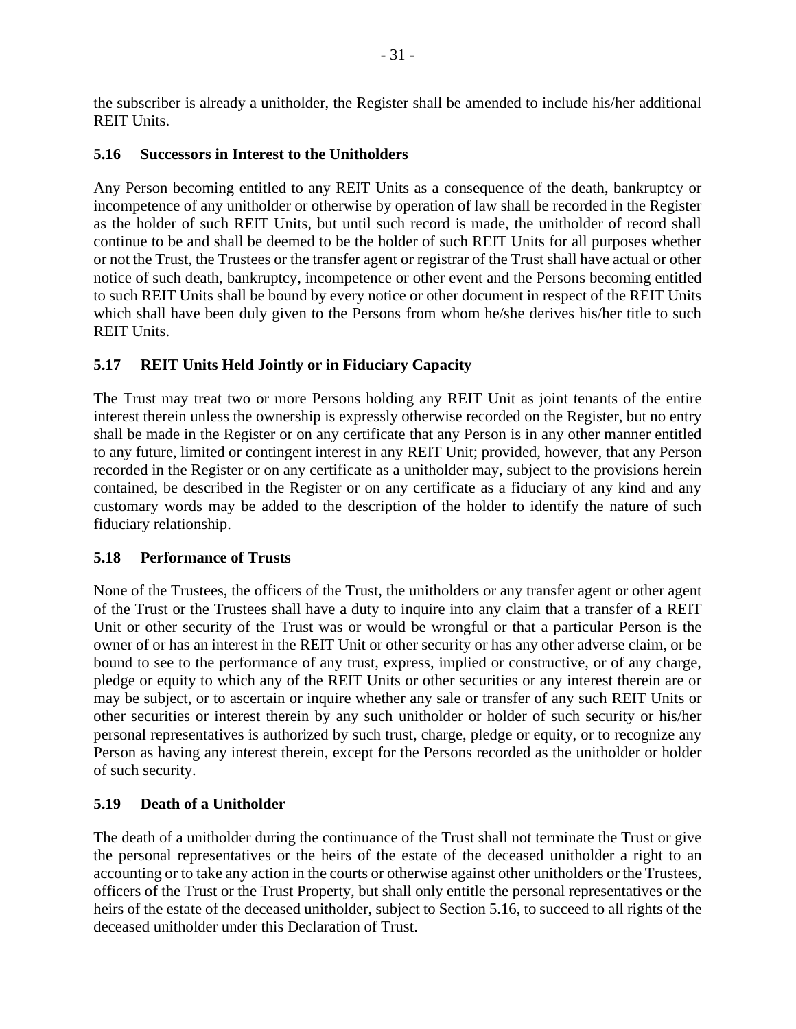the subscriber is already a unitholder, the Register shall be amended to include his/her additional REIT Units.

### 5.16 Successors in Interest to the Unitholders

Any Person becoming entitled to any REIT Units as a consequence of the death, bankruptcy or incompetence of any unitholder or otherwise by operation of law shall be recorded in the Register as the holder of such REIT Units, but until such record is made, the unitholder of record shall continue to be and shall be deemed to be the holder of such REIT Units for all purposes whether or not the Trust, the Trustees or the transfer agent or registrar of the Trust shall have actual or other notice of such death, bankruptcy, incompetence or other event and the Persons becoming entitled to such REIT Units shall be bound by every notice or other document in respect of the REIT Units which shall have been duly given to the Persons from whom he/she derives his/her title to such REIT Units.

### 5.17 REIT Units Held Jointly or in Fiduciary Capacity

The Trust may treat two or more Persons holding any REIT Unit as joint tenants of the entire interest therein unless the ownership is expressly otherwise recorded on the Register, but no entry shall be made in the Register or on any certificate that any Person is in any other manner entitled to any future, limited or contingent interest in any REIT Unit; provided, however, that any Person recorded in the Register or on any certificate as a unitholder may, subject to the provisions herein contained, be described in the Register or on any certificate as a fiduciary of any kind and any customary words may be added to the description of the holder to identify the nature of such fiduciary relationship.

### 5.18 Performance of Trusts

None of the Trustees, the officers of the Trust, the unitholders or any transfer agent or other agent of the Trust or the Trustees shall have a duty to inquire into any claim that a transfer of a REIT Unit or other security of the Trust was or would be wrongful or that a particular Person is the owner of or has an interest in the REIT Unit or other security or has any other adverse claim, or be bound to see to the performance of any trust, express, implied or constructive, or of any charge, pledge or equity to which any of the REIT Units or other securities or any interest therein are or may be subject, or to ascertain or inquire whether any sale or transfer of any such REIT Units or other securities or interest therein by any such unitholder or holder of such security or his/her personal representatives is authorized by such trust, charge, pledge or equity, or to recognize any Person as having any interest therein, except for the Persons recorded as the unitholder or holder of such security.

### 5.19 Death of a Unitholder

The death of a unitholder during the continuance of the Trust shall not terminate the Trust or give the personal representatives or the heirs of the estate of the deceased unitholder a right to an accounting or to take any action in the courts or otherwise against other unitholders or the Trustees, officers of the Trust or the Trust Property, but shall only entitle the personal representatives or the heirs of the estate of the deceased unitholder, subject to Section 5.16, to succeed to all rights of the deceased unitholder under this Declaration of Trust.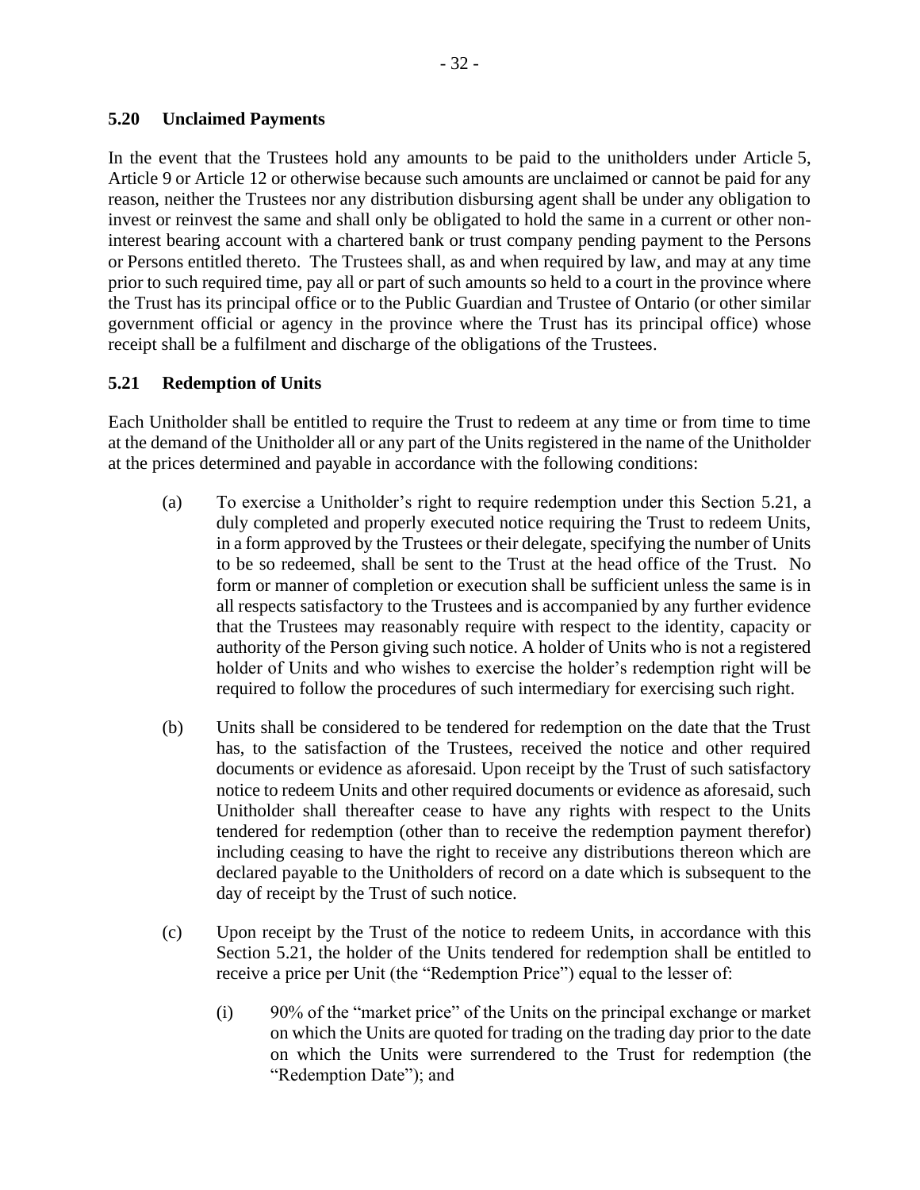### 5.20 Unclaimed Payments

In the event that the Trustees hold any amounts to be paid to the unitholders under Article 5, Article 9 or Article 12 or otherwise because such amounts are unclaimed or cannot be paid for any reason, neither the Trustees nor any distribution disbursing agent shall be under any obligation to invest or reinvest the same and shall only be obligated to hold the same in a current or other non-interest bearing account with a chartered bank or trust company pending payment to the Persons or Persons entitled thereto. The Trustees shall, as and when required by law, and may at any time prior to such required time, pay all or part of such amounts so held to a court in the province where the Trust has its principal office or to the Public Guardian and Trustee of Ontario (or other similar government official or agency in the province where the Trust has its principal office) whose receipt shall be a fulfilment and discharge of the obligations of the Trustees.

### 5.21 Redemption of Units

Each Unitholder shall be entitled to require the Trust to redeem at any time or from time to time at the demand of the Unitholder all or any part of the Units registered in the name of the Unitholder at the prices determined and payable in accordance with the following conditions:

(a) To exercise a Unitholder's right to require redemption under this Section 5.21, a duly completed and properly executed notice requiring the Trust to redeem Units, in a form approved by the Trustees or their delegate, specifying the number of Units to be so redeemed, shall be sent to the Trust at the head office of the Trust. No form or manner of completion or execution shall be sufficient unless the same is in all respects satisfactory to the Trustees and is accompanied by any further evidence that the Trustees may reasonably require with respect to the identity, capacity or authority of the Person giving such notice. A holder of Units who is not a registered holder of Units and who wishes to exercise the holder's redemption right will be required to follow the procedures of such intermediary for exercising such right.

(b) Units shall be considered to be tendered for redemption on the date that the Trust has, to the satisfaction of the Trustees, received the notice and other required documents or evidence as aforesaid. Upon receipt by the Trust of such satisfactory notice to redeem Units and other required documents or evidence as aforesaid, such Unitholder shall thereafter cease to have any rights with respect to the Units tendered for redemption (other than to receive the redemption payment therefor) including ceasing to have the right to receive any distributions thereon which are declared payable to the Unitholders of record on a date which is subsequent to the day of receipt by the Trust of such notice.

(c) Upon receipt by the Trust of the notice to redeem Units, in accordance with this Section 5.21, the holder of the Units tendered for redemption shall be entitled to receive a price per Unit (the "Redemption Price") equal to the lesser of:

   (i) 90% of the "market price" of the Units on the principal exchange or market on which the Units are quoted for trading on the trading day prior to the date on which the Units were surrendered to the Trust for redemption (the "Redemption Date"); and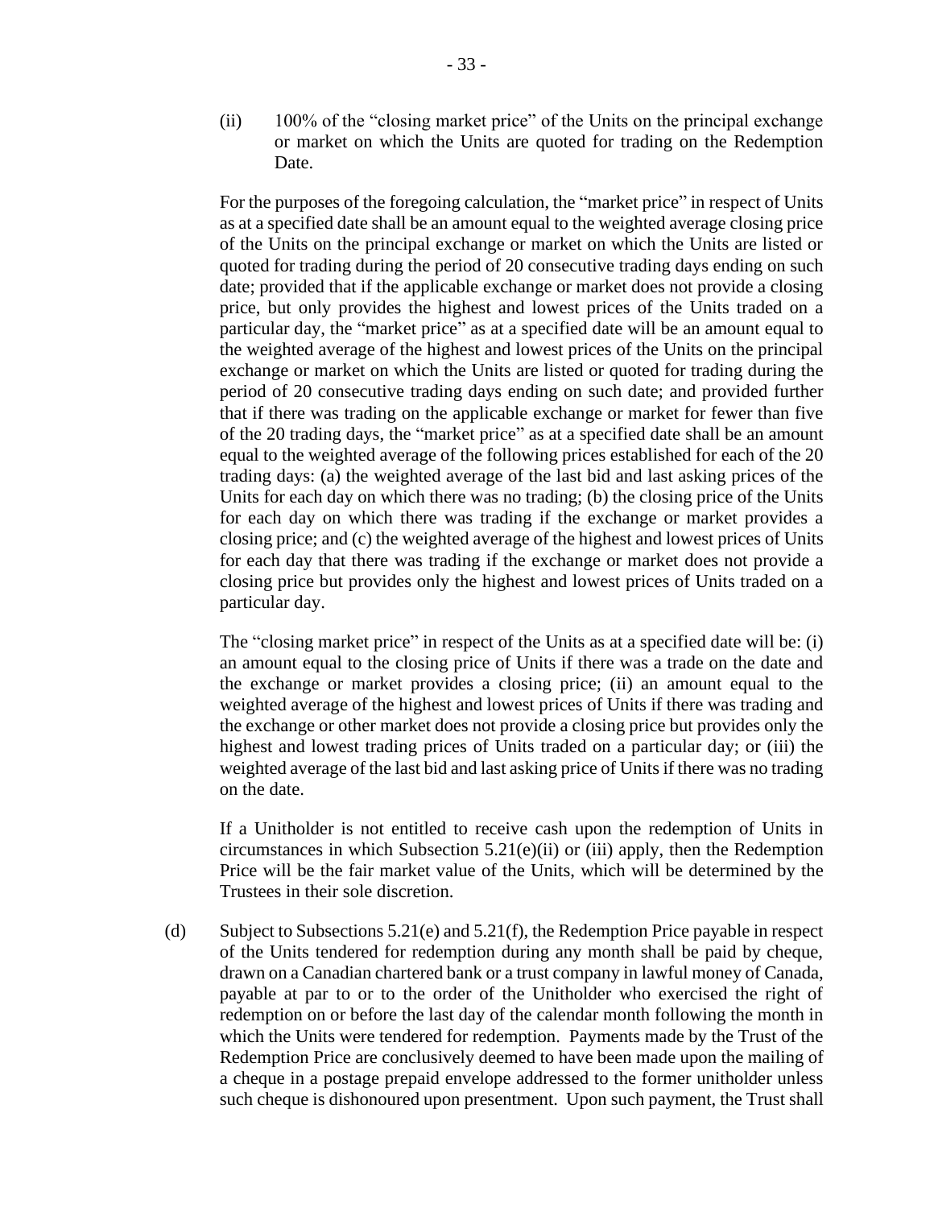(ii) 100% of the "closing market price" of the Units on the principal exchange or market on which the Units are quoted for trading on the Redemption Date.

For the purposes of the foregoing calculation, the "market price" in respect of Units as at a specified date shall be an amount equal to the weighted average closing price of the Units on the principal exchange or market on which the Units are listed or quoted for trading during the period of 20 consecutive trading days ending on such date; provided that if the applicable exchange or market does not provide a closing price, but only provides the highest and lowest prices of the Units traded on a particular day, the "market price" as at a specified date will be an amount equal to the weighted average of the highest and lowest prices of the Units on the principal exchange or market on which the Units are listed or quoted for trading during the period of 20 consecutive trading days ending on such date; and provided further that if there was trading on the applicable exchange or market for fewer than five of the 20 trading days, the "market price" as at a specified date shall be an amount equal to the weighted average of the following prices established for each of the 20 trading days: (a) the weighted average of the last bid and last asking prices of the Units for each day on which there was no trading; (b) the closing price of the Units for each day on which there was trading if the exchange or market provides a closing price; and (c) the weighted average of the highest and lowest prices of Units for each day that there was trading if the exchange or market does not provide a closing price but provides only the highest and lowest prices of Units traded on a particular day.

The "closing market price" in respect of the Units as at a specified date will be: (i) an amount equal to the closing price of Units if there was a trade on the date and the exchange or market provides a closing price; (ii) an amount equal to the weighted average of the highest and lowest prices of Units if there was trading and the exchange or other market does not provide a closing price but provides only the highest and lowest trading prices of Units traded on a particular day; or (iii) the weighted average of the last bid and last asking price of Units if there was no trading on the date.

If a Unitholder is not entitled to receive cash upon the redemption of Units in circumstances in which Subsection 5.21(e)(ii) or (iii) apply, then the Redemption Price will be the fair market value of the Units, which will be determined by the Trustees in their sole discretion.

(d) Subject to Subsections 5.21(e) and 5.21(f), the Redemption Price payable in respect of the Units tendered for redemption during any month shall be paid by cheque, drawn on a Canadian chartered bank or a trust company in lawful money of Canada, payable at par to or to the order of the Unitholder who exercised the right of redemption on or before the last day of the calendar month following the month in which the Units were tendered for redemption. Payments made by the Trust of the Redemption Price are conclusively deemed to have been made upon the mailing of a cheque in a postage prepaid envelope addressed to the former unitholder unless such cheque is dishonoured upon presentment. Upon such payment, the Trust shall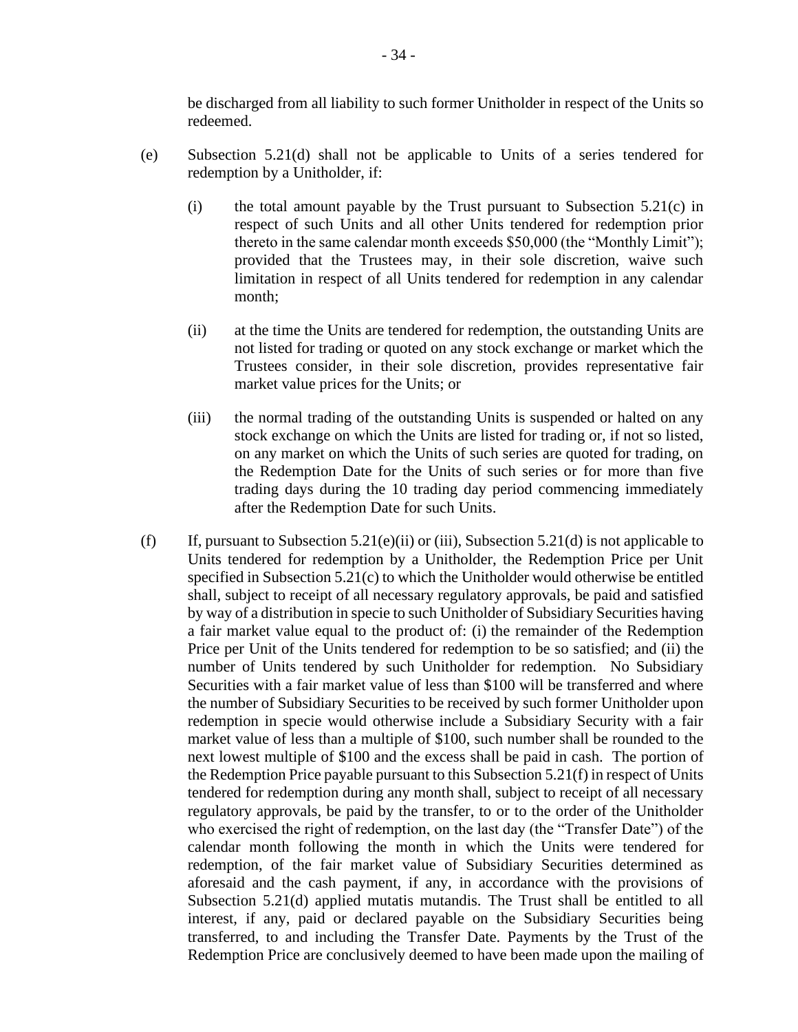be discharged from all liability to such former Unitholder in respect of the Units so redeemed.

(e) Subsection 5.21(d) shall not be applicable to Units of a series tendered for redemption by a Unitholder, if:

(i) the total amount payable by the Trust pursuant to Subsection 5.21(c) in respect of such Units and all other Units tendered for redemption prior thereto in the same calendar month exceeds $50,000 (the "Monthly Limit"); provided that the Trustees may, in their sole discretion, waive such limitation in respect of all Units tendered for redemption in any calendar month;

(ii) at the time the Units are tendered for redemption, the outstanding Units are not listed for trading or quoted on any stock exchange or market which the Trustees consider, in their sole discretion, provides representative fair market value prices for the Units; or

(iii) the normal trading of the outstanding Units is suspended or halted on any stock exchange on which the Units are listed for trading or, if not so listed, on any market on which the Units of such series are quoted for trading, on the Redemption Date for the Units of such series or for more than five trading days during the 10 trading day period commencing immediately after the Redemption Date for such Units.

(f) If, pursuant to Subsection 5.21(e)(ii) or (iii), Subsection 5.21(d) is not applicable to Units tendered for redemption by a Unitholder, the Redemption Price per Unit specified in Subsection 5.21(c) to which the Unitholder would otherwise be entitled shall, subject to receipt of all necessary regulatory approvals, be paid and satisfied by way of a distribution in specie to such Unitholder of Subsidiary Securities having a fair market value equal to the product of: (i) the remainder of the Redemption Price per Unit of the Units tendered for redemption to be so satisfied; and (ii) the number of Units tendered by such Unitholder for redemption. No Subsidiary Securities with a fair market value of less than $100 will be transferred and where the number of Subsidiary Securities to be received by such former Unitholder upon redemption in specie would otherwise include a Subsidiary Security with a fair market value of less than a multiple of $100, such number shall be rounded to the next lowest multiple of $100 and the excess shall be paid in cash. The portion of the Redemption Price payable pursuant to this Subsection 5.21(f) in respect of Units tendered for redemption during any month shall, subject to receipt of all necessary regulatory approvals, be paid by the transfer, to or to the order of the Unitholder who exercised the right of redemption, on the last day (the "Transfer Date") of the calendar month following the month in which the Units were tendered for redemption, of the fair market value of Subsidiary Securities determined as aforesaid and the cash payment, if any, in accordance with the provisions of Subsection 5.21(d) applied mutatis mutandis. The Trust shall be entitled to all interest, if any, paid or declared payable on the Subsidiary Securities being transferred, to and including the Transfer Date. Payments by the Trust of the Redemption Price are conclusively deemed to have been made upon the mailing of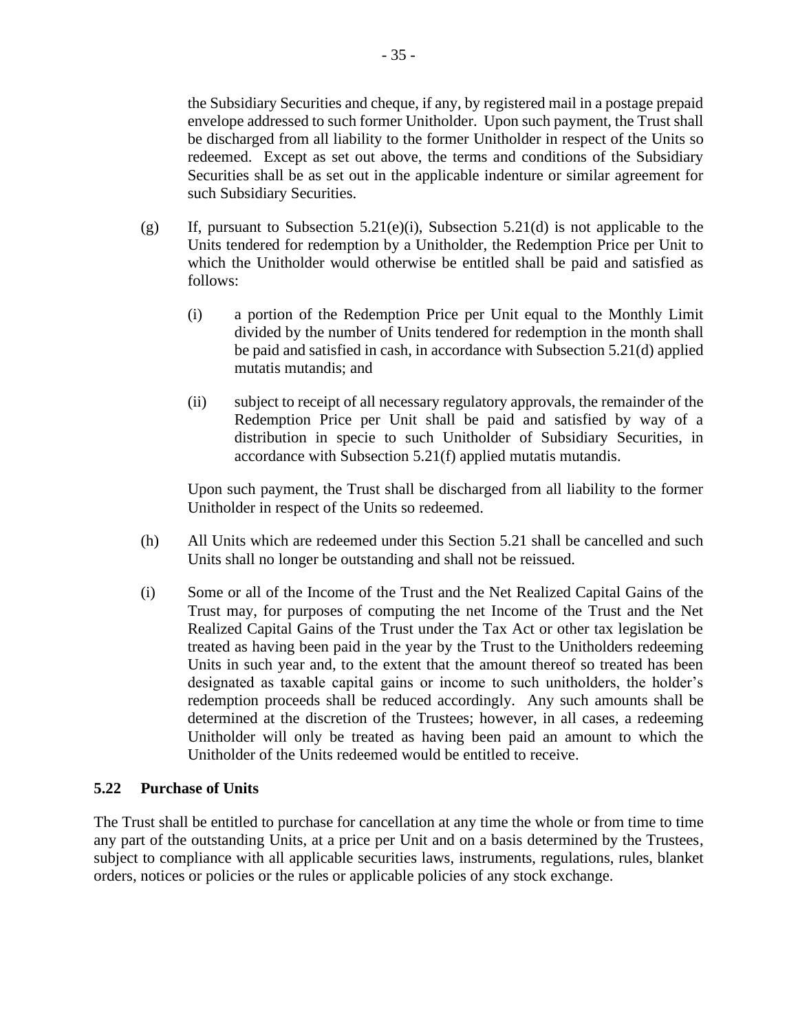the Subsidiary Securities and cheque, if any, by registered mail in a postage prepaid envelope addressed to such former Unitholder. Upon such payment, the Trust shall be discharged from all liability to the former Unitholder in respect of the Units so redeemed. Except as set out above, the terms and conditions of the Subsidiary Securities shall be as set out in the applicable indenture or similar agreement for such Subsidiary Securities.

(g) If, pursuant to Subsection 5.21(e)(i), Subsection 5.21(d) is not applicable to the Units tendered for redemption by a Unitholder, the Redemption Price per Unit to which the Unitholder would otherwise be entitled shall be paid and satisfied as follows:

(i) a portion of the Redemption Price per Unit equal to the Monthly Limit divided by the number of Units tendered for redemption in the month shall be paid and satisfied in cash, in accordance with Subsection 5.21(d) applied mutatis mutandis; and

(ii) subject to receipt of all necessary regulatory approvals, the remainder of the Redemption Price per Unit shall be paid and satisfied by way of a distribution in specie to such Unitholder of Subsidiary Securities, in accordance with Subsection 5.21(f) applied mutatis mutandis.

Upon such payment, the Trust shall be discharged from all liability to the former Unitholder in respect of the Units so redeemed.

(h) All Units which are redeemed under this Section 5.21 shall be cancelled and such Units shall no longer be outstanding and shall not be reissued.

(i) Some or all of the Income of the Trust and the Net Realized Capital Gains of the Trust may, for purposes of computing the net Income of the Trust and the Net Realized Capital Gains of the Trust under the Tax Act or other tax legislation be treated as having been paid in the year by the Trust to the Unitholders redeeming Units in such year and, to the extent that the amount thereof so treated has been designated as taxable capital gains or income to such unitholders, the holder's redemption proceeds shall be reduced accordingly. Any such amounts shall be determined at the discretion of the Trustees; however, in all cases, a redeeming Unitholder will only be treated as having been paid an amount to which the Unitholder of the Units redeemed would be entitled to receive.

### 5.22 Purchase of Units

The Trust shall be entitled to purchase for cancellation at any time the whole or from time to time any part of the outstanding Units, at a price per Unit and on a basis determined by the Trustees, subject to compliance with all applicable securities laws, instruments, regulations, rules, blanket orders, notices or policies or the rules or applicable policies of any stock exchange.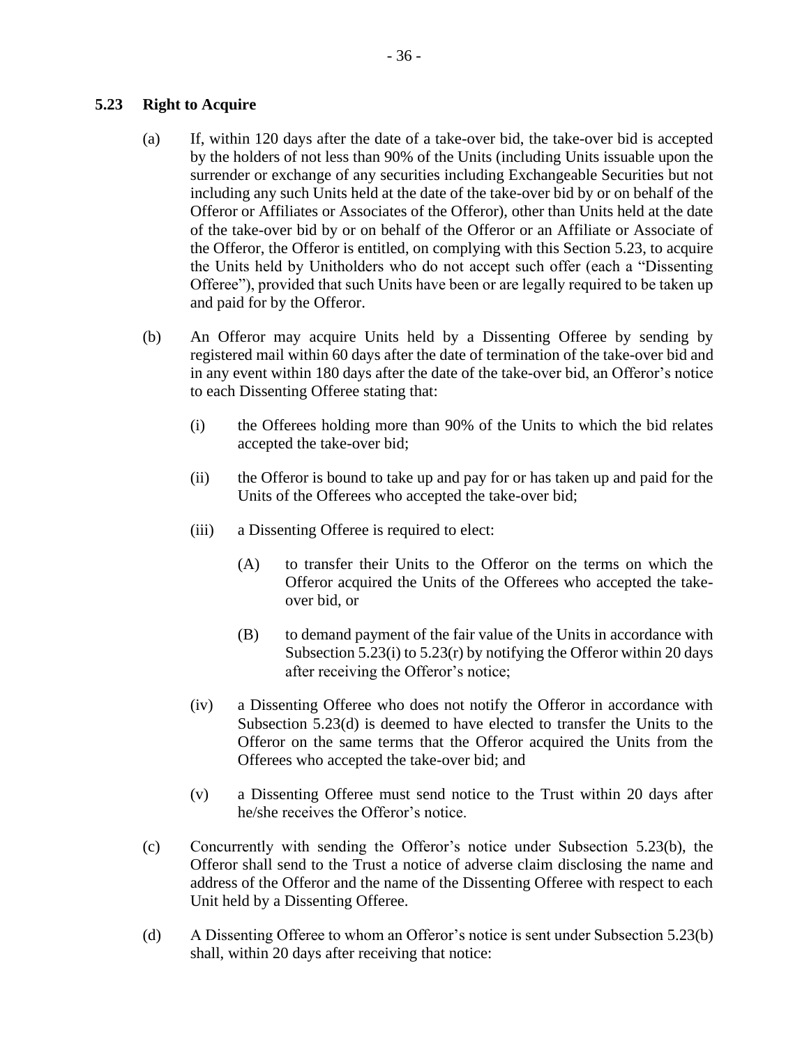### 5.23 Right to Acquire

(a) If, within 120 days after the date of a take-over bid, the take-over bid is accepted by the holders of not less than 90% of the Units (including Units issuable upon the surrender or exchange of any securities including Exchangeable Securities but not including any such Units held at the date of the take-over bid by or on behalf of the Offeror or Affiliates or Associates of the Offeror), other than Units held at the date of the take-over bid by or on behalf of the Offeror or an Affiliate or Associate of the Offeror, the Offeror is entitled, on complying with this Section 5.23, to acquire the Units held by Unitholders who do not accept such offer (each a "Dissenting Offeree"), provided that such Units have been or are legally required to be taken up and paid for by the Offeror.

(b) An Offeror may acquire Units held by a Dissenting Offeree by sending by registered mail within 60 days after the date of termination of the take-over bid and in any event within 180 days after the date of the take-over bid, an Offeror's notice to each Dissenting Offeree stating that:

 (i) the Offerees holding more than 90% of the Units to which the bid relates accepted the take-over bid;

 (ii) the Offeror is bound to take up and pay for or has taken up and paid for the Units of the Offerees who accepted the take-over bid;

 (iii) a Dissenting Offeree is required to elect:

  (A) to transfer their Units to the Offeror on the terms on which the Offeror acquired the Units of the Offerees who accepted the take-over bid, or

  (B) to demand payment of the fair value of the Units in accordance with Subsection 5.23(i) to 5.23(r) by notifying the Offeror within 20 days after receiving the Offeror's notice;

 (iv) a Dissenting Offeree who does not notify the Offeror in accordance with Subsection 5.23(d) is deemed to have elected to transfer the Units to the Offeror on the same terms that the Offeror acquired the Units from the Offerees who accepted the take-over bid; and

 (v) a Dissenting Offeree must send notice to the Trust within 20 days after he/she receives the Offeror's notice.

(c) Concurrently with sending the Offeror's notice under Subsection 5.23(b), the Offeror shall send to the Trust a notice of adverse claim disclosing the name and address of the Offeror and the name of the Dissenting Offeree with respect to each Unit held by a Dissenting Offeree.

(d) A Dissenting Offeree to whom an Offeror's notice is sent under Subsection 5.23(b) shall, within 20 days after receiving that notice: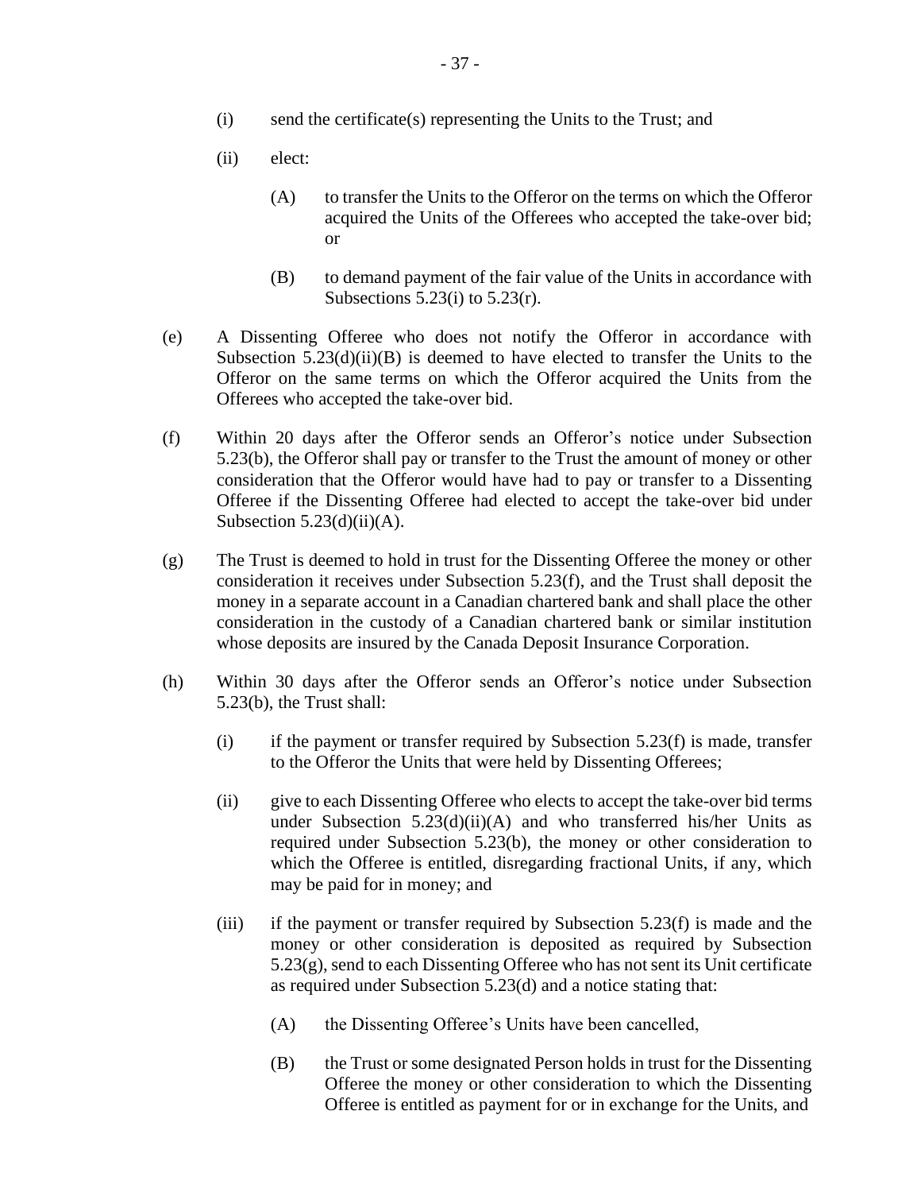(i) send the certificate(s) representing the Units to the Trust; and

(ii) elect:

(A) to transfer the Units to the Offeror on the terms on which the Offeror acquired the Units of the Offerees who accepted the take-over bid; or

(B) to demand payment of the fair value of the Units in accordance with Subsections 5.23(i) to 5.23(r).

(e) A Dissenting Offeree who does not notify the Offeror in accordance with Subsection 5.23(d)(ii)(B) is deemed to have elected to transfer the Units to the Offeror on the same terms on which the Offeror acquired the Units from the Offerees who accepted the take-over bid.

(f) Within 20 days after the Offeror sends an Offeror's notice under Subsection 5.23(b), the Offeror shall pay or transfer to the Trust the amount of money or other consideration that the Offeror would have had to pay or transfer to a Dissenting Offeree if the Dissenting Offeree had elected to accept the take-over bid under Subsection 5.23(d)(ii)(A).

(g) The Trust is deemed to hold in trust for the Dissenting Offeree the money or other consideration it receives under Subsection 5.23(f), and the Trust shall deposit the money in a separate account in a Canadian chartered bank and shall place the other consideration in the custody of a Canadian chartered bank or similar institution whose deposits are insured by the Canada Deposit Insurance Corporation.

(h) Within 30 days after the Offeror sends an Offeror's notice under Subsection 5.23(b), the Trust shall:

(i) if the payment or transfer required by Subsection 5.23(f) is made, transfer to the Offeror the Units that were held by Dissenting Offerees;

(ii) give to each Dissenting Offeree who elects to accept the take-over bid terms under Subsection 5.23(d)(ii)(A) and who transferred his/her Units as required under Subsection 5.23(b), the money or other consideration to which the Offeree is entitled, disregarding fractional Units, if any, which may be paid for in money; and

(iii) if the payment or transfer required by Subsection 5.23(f) is made and the money or other consideration is deposited as required by Subsection 5.23(g), send to each Dissenting Offeree who has not sent its Unit certificate as required under Subsection 5.23(d) and a notice stating that:

(A) the Dissenting Offeree's Units have been cancelled,

(B) the Trust or some designated Person holds in trust for the Dissenting Offeree the money or other consideration to which the Dissenting Offeree is entitled as payment for or in exchange for the Units, and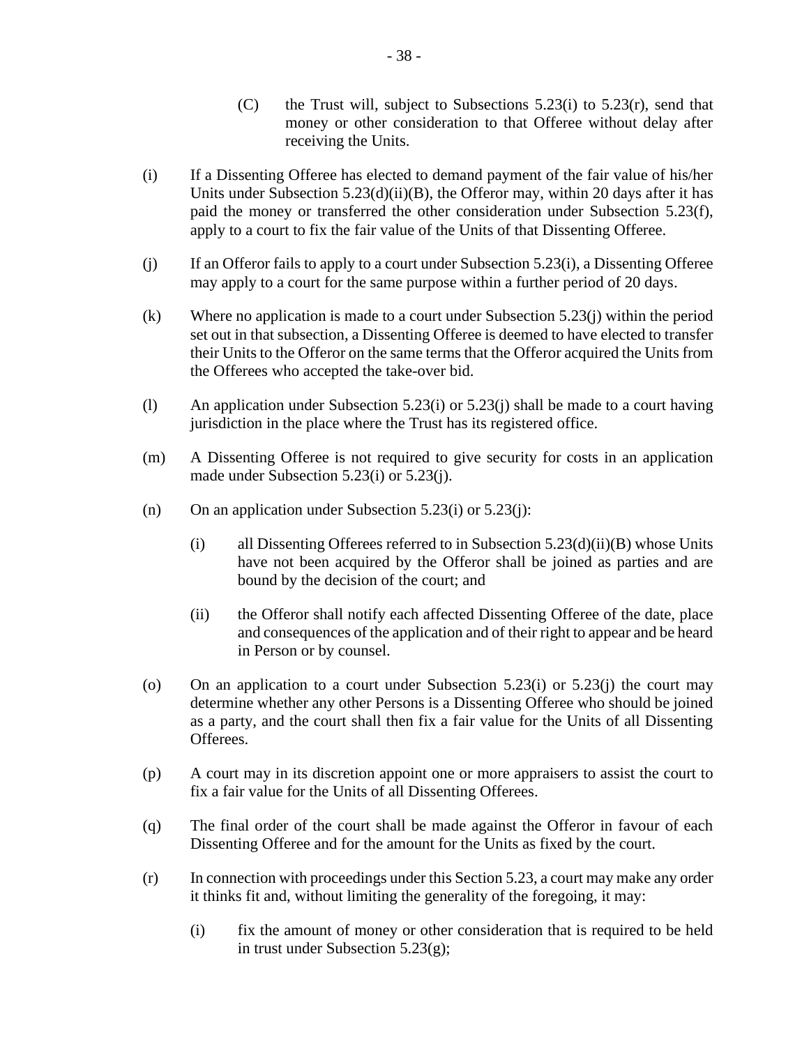(C) the Trust will, subject to Subsections 5.23(i) to 5.23(r), send that money or other consideration to that Offeree without delay after receiving the Units.

(i) If a Dissenting Offeree has elected to demand payment of the fair value of his/her Units under Subsection 5.23(d)(ii)(B), the Offeror may, within 20 days after it has paid the money or transferred the other consideration under Subsection 5.23(f), apply to a court to fix the fair value of the Units of that Dissenting Offeree.

(j) If an Offeror fails to apply to a court under Subsection 5.23(i), a Dissenting Offeree may apply to a court for the same purpose within a further period of 20 days.

(k) Where no application is made to a court under Subsection 5.23(j) within the period set out in that subsection, a Dissenting Offeree is deemed to have elected to transfer their Units to the Offeror on the same terms that the Offeror acquired the Units from the Offerees who accepted the take-over bid.

(l) An application under Subsection 5.23(i) or 5.23(j) shall be made to a court having jurisdiction in the place where the Trust has its registered office.

(m) A Dissenting Offeree is not required to give security for costs in an application made under Subsection 5.23(i) or 5.23(j).

(n) On an application under Subsection 5.23(i) or 5.23(j):

(i) all Dissenting Offerees referred to in Subsection 5.23(d)(ii)(B) whose Units have not been acquired by the Offeror shall be joined as parties and are bound by the decision of the court; and

(ii) the Offeror shall notify each affected Dissenting Offeree of the date, place and consequences of the application and of their right to appear and be heard in Person or by counsel.

(o) On an application to a court under Subsection 5.23(i) or 5.23(j) the court may determine whether any other Persons is a Dissenting Offeree who should be joined as a party, and the court shall then fix a fair value for the Units of all Dissenting Offerees.

(p) A court may in its discretion appoint one or more appraisers to assist the court to fix a fair value for the Units of all Dissenting Offerees.

(q) The final order of the court shall be made against the Offeror in favour of each Dissenting Offeree and for the amount for the Units as fixed by the court.

(r) In connection with proceedings under this Section 5.23, a court may make any order it thinks fit and, without limiting the generality of the foregoing, it may:

(i) fix the amount of money or other consideration that is required to be held in trust under Subsection 5.23(g);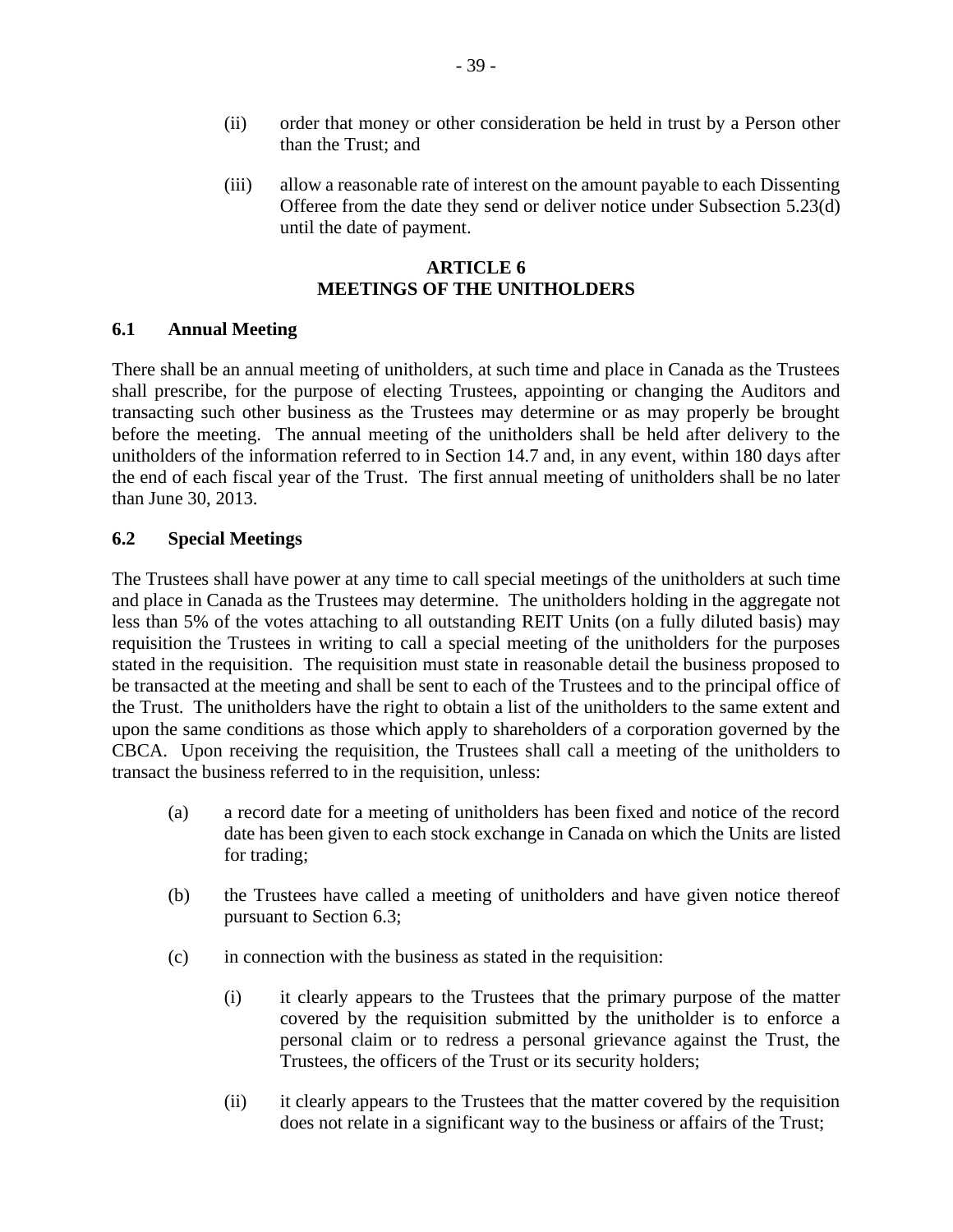(ii) order that money or other consideration be held in trust by a Person other than the Trust; and

(iii) allow a reasonable rate of interest on the amount payable to each Dissenting Offeree from the date they send or deliver notice under Subsection 5.23(d) until the date of payment.

## ARTICLE 6
## MEETINGS OF THE UNITHOLDERS

### 6.1 Annual Meeting

There shall be an annual meeting of unitholders, at such time and place in Canada as the Trustees shall prescribe, for the purpose of electing Trustees, appointing or changing the Auditors and transacting such other business as the Trustees may determine or as may properly be brought before the meeting. The annual meeting of the unitholders shall be held after delivery to the unitholders of the information referred to in Section 14.7 and, in any event, within 180 days after the end of each fiscal year of the Trust. The first annual meeting of unitholders shall be no later than June 30, 2013.

### 6.2 Special Meetings

The Trustees shall have power at any time to call special meetings of the unitholders at such time and place in Canada as the Trustees may determine. The unitholders holding in the aggregate not less than 5% of the votes attaching to all outstanding REIT Units (on a fully diluted basis) may requisition the Trustees in writing to call a special meeting of the unitholders for the purposes stated in the requisition. The requisition must state in reasonable detail the business proposed to be transacted at the meeting and shall be sent to each of the Trustees and to the principal office of the Trust. The unitholders have the right to obtain a list of the unitholders to the same extent and upon the same conditions as those which apply to shareholders of a corporation governed by the CBCA. Upon receiving the requisition, the Trustees shall call a meeting of the unitholders to transact the business referred to in the requisition, unless:

(a) a record date for a meeting of unitholders has been fixed and notice of the record date has been given to each stock exchange in Canada on which the Units are listed for trading;

(b) the Trustees have called a meeting of unitholders and have given notice thereof pursuant to Section 6.3;

(c) in connection with the business as stated in the requisition:

(i) it clearly appears to the Trustees that the primary purpose of the matter covered by the requisition submitted by the unitholder is to enforce a personal claim or to redress a personal grievance against the Trust, the Trustees, the officers of the Trust or its security holders;

(ii) it clearly appears to the Trustees that the matter covered by the requisition does not relate in a significant way to the business or affairs of the Trust;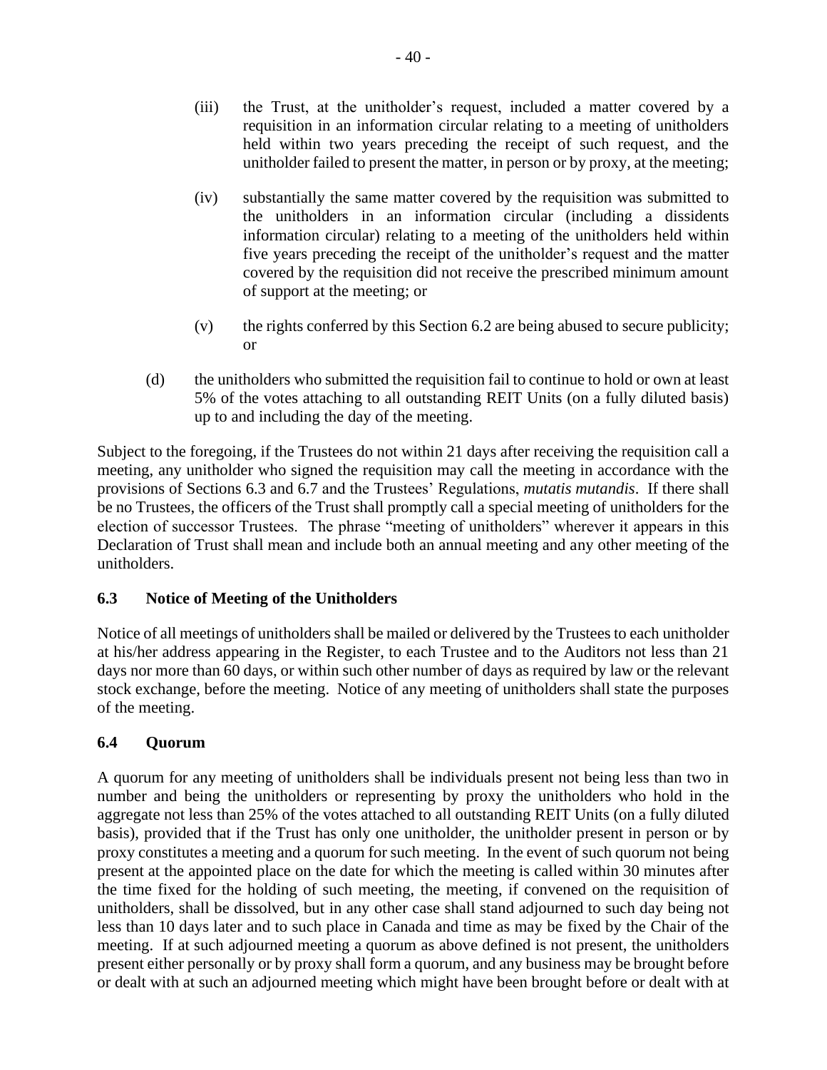(iii) the Trust, at the unitholder's request, included a matter covered by a requisition in an information circular relating to a meeting of unitholders held within two years preceding the receipt of such request, and the unitholder failed to present the matter, in person or by proxy, at the meeting;

(iv) substantially the same matter covered by the requisition was submitted to the unitholders in an information circular (including a dissidents information circular) relating to a meeting of the unitholders held within five years preceding the receipt of the unitholder's request and the matter covered by the requisition did not receive the prescribed minimum amount of support at the meeting; or

(v) the rights conferred by this Section 6.2 are being abused to secure publicity; or

(d) the unitholders who submitted the requisition fail to continue to hold or own at least 5% of the votes attaching to all outstanding REIT Units (on a fully diluted basis) up to and including the day of the meeting.

Subject to the foregoing, if the Trustees do not within 21 days after receiving the requisition call a meeting, any unitholder who signed the requisition may call the meeting in accordance with the provisions of Sections 6.3 and 6.7 and the Trustees' Regulations, *mutatis mutandis*. If there shall be no Trustees, the officers of the Trust shall promptly call a special meeting of unitholders for the election of successor Trustees. The phrase "meeting of unitholders" wherever it appears in this Declaration of Trust shall mean and include both an annual meeting and any other meeting of the unitholders.

## 6.3 Notice of Meeting of the Unitholders

Notice of all meetings of unitholders shall be mailed or delivered by the Trustees to each unitholder at his/her address appearing in the Register, to each Trustee and to the Auditors not less than 21 days nor more than 60 days, or within such other number of days as required by law or the relevant stock exchange, before the meeting. Notice of any meeting of unitholders shall state the purposes of the meeting.

## 6.4 Quorum

A quorum for any meeting of unitholders shall be individuals present not being less than two in number and being the unitholders or representing by proxy the unitholders who hold in the aggregate not less than 25% of the votes attached to all outstanding REIT Units (on a fully diluted basis), provided that if the Trust has only one unitholder, the unitholder present in person or by proxy constitutes a meeting and a quorum for such meeting. In the event of such quorum not being present at the appointed place on the date for which the meeting is called within 30 minutes after the time fixed for the holding of such meeting, the meeting, if convened on the requisition of unitholders, shall be dissolved, but in any other case shall stand adjourned to such day being not less than 10 days later and to such place in Canada and time as may be fixed by the Chair of the meeting. If at such adjourned meeting a quorum as above defined is not present, the unitholders present either personally or by proxy shall form a quorum, and any business may be brought before or dealt with at such an adjourned meeting which might have been brought before or dealt with at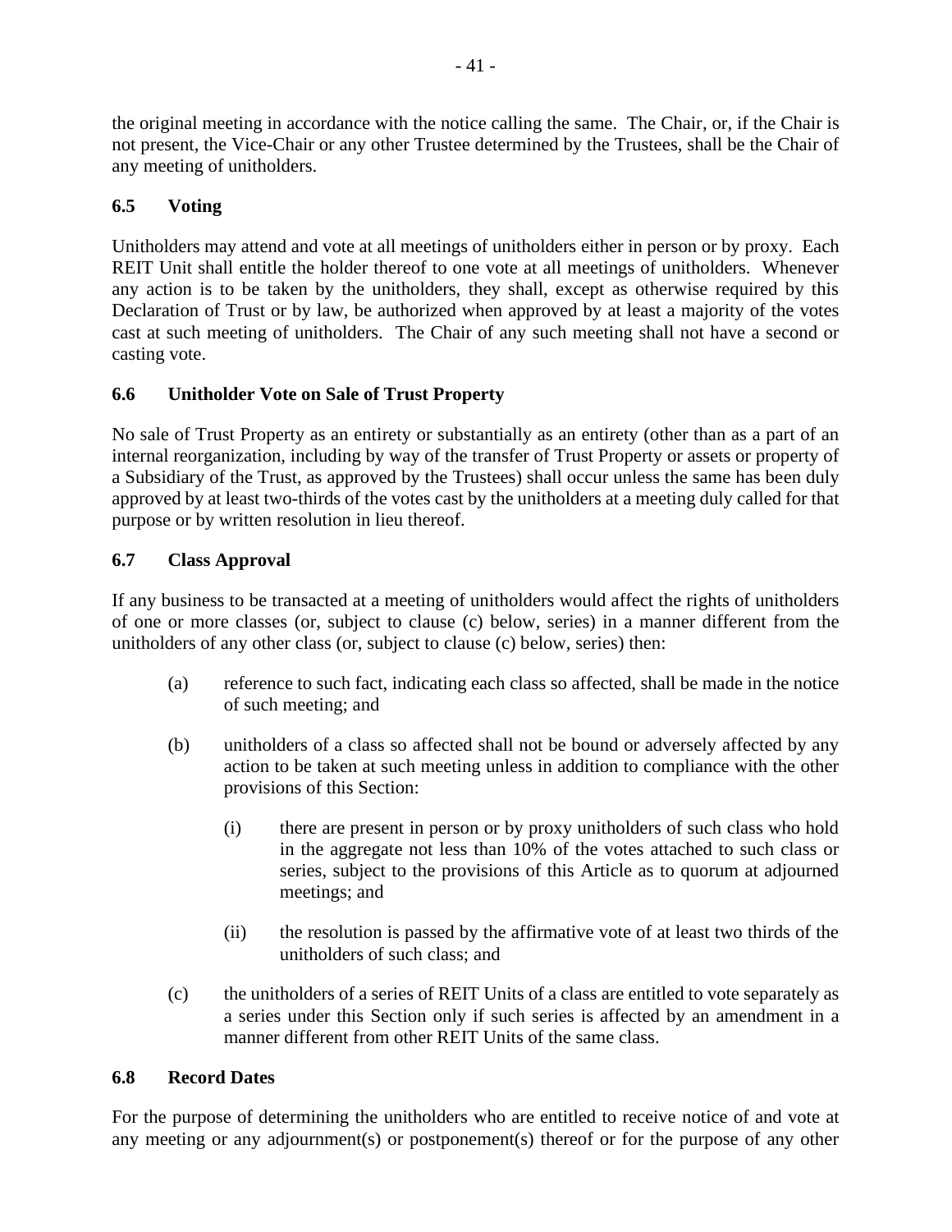the original meeting in accordance with the notice calling the same. The Chair, or, if the Chair is not present, the Vice-Chair or any other Trustee determined by the Trustees, shall be the Chair of any meeting of unitholders.

### 6.5 Voting

Unitholders may attend and vote at all meetings of unitholders either in person or by proxy. Each REIT Unit shall entitle the holder thereof to one vote at all meetings of unitholders. Whenever any action is to be taken by the unitholders, they shall, except as otherwise required by this Declaration of Trust or by law, be authorized when approved by at least a majority of the votes cast at such meeting of unitholders. The Chair of any such meeting shall not have a second or casting vote.

### 6.6 Unitholder Vote on Sale of Trust Property

No sale of Trust Property as an entirety or substantially as an entirety (other than as a part of an internal reorganization, including by way of the transfer of Trust Property or assets or property of a Subsidiary of the Trust, as approved by the Trustees) shall occur unless the same has been duly approved by at least two-thirds of the votes cast by the unitholders at a meeting duly called for that purpose or by written resolution in lieu thereof.

### 6.7 Class Approval

If any business to be transacted at a meeting of unitholders would affect the rights of unitholders of one or more classes (or, subject to clause (c) below, series) in a manner different from the unitholders of any other class (or, subject to clause (c) below, series) then:

(a) reference to such fact, indicating each class so affected, shall be made in the notice of such meeting; and

(b) unitholders of a class so affected shall not be bound or adversely affected by any action to be taken at such meeting unless in addition to compliance with the other provisions of this Section:

  (i) there are present in person or by proxy unitholders of such class who hold in the aggregate not less than 10% of the votes attached to such class or series, subject to the provisions of this Article as to quorum at adjourned meetings; and

  (ii) the resolution is passed by the affirmative vote of at least two thirds of the unitholders of such class; and

(c) the unitholders of a series of REIT Units of a class are entitled to vote separately as a series under this Section only if such series is affected by an amendment in a manner different from other REIT Units of the same class.

### 6.8 Record Dates

For the purpose of determining the unitholders who are entitled to receive notice of and vote at any meeting or any adjournment(s) or postponement(s) thereof or for the purpose of any other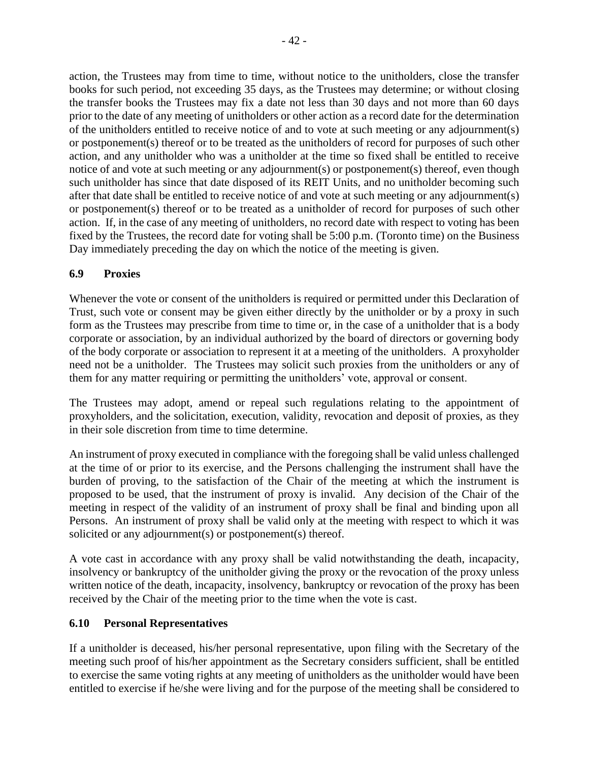action, the Trustees may from time to time, without notice to the unitholders, close the transfer books for such period, not exceeding 35 days, as the Trustees may determine; or without closing the transfer books the Trustees may fix a date not less than 30 days and not more than 60 days prior to the date of any meeting of unitholders or other action as a record date for the determination of the unitholders entitled to receive notice of and to vote at such meeting or any adjournment(s) or postponement(s) thereof or to be treated as the unitholders of record for purposes of such other action, and any unitholder who was a unitholder at the time so fixed shall be entitled to receive notice of and vote at such meeting or any adjournment(s) or postponement(s) thereof, even though such unitholder has since that date disposed of its REIT Units, and no unitholder becoming such after that date shall be entitled to receive notice of and vote at such meeting or any adjournment(s) or postponement(s) thereof or to be treated as a unitholder of record for purposes of such other action. If, in the case of any meeting of unitholders, no record date with respect to voting has been fixed by the Trustees, the record date for voting shall be 5:00 p.m. (Toronto time) on the Business Day immediately preceding the day on which the notice of the meeting is given.

### 6.9 Proxies

Whenever the vote or consent of the unitholders is required or permitted under this Declaration of Trust, such vote or consent may be given either directly by the unitholder or by a proxy in such form as the Trustees may prescribe from time to time or, in the case of a unitholder that is a body corporate or association, by an individual authorized by the board of directors or governing body of the body corporate or association to represent it at a meeting of the unitholders. A proxyholder need not be a unitholder. The Trustees may solicit such proxies from the unitholders or any of them for any matter requiring or permitting the unitholders' vote, approval or consent.

The Trustees may adopt, amend or repeal such regulations relating to the appointment of proxyholders, and the solicitation, execution, validity, revocation and deposit of proxies, as they in their sole discretion from time to time determine.

An instrument of proxy executed in compliance with the foregoing shall be valid unless challenged at the time of or prior to its exercise, and the Persons challenging the instrument shall have the burden of proving, to the satisfaction of the Chair of the meeting at which the instrument is proposed to be used, that the instrument of proxy is invalid. Any decision of the Chair of the meeting in respect of the validity of an instrument of proxy shall be final and binding upon all Persons. An instrument of proxy shall be valid only at the meeting with respect to which it was solicited or any adjournment(s) or postponement(s) thereof.

A vote cast in accordance with any proxy shall be valid notwithstanding the death, incapacity, insolvency or bankruptcy of the unitholder giving the proxy or the revocation of the proxy unless written notice of the death, incapacity, insolvency, bankruptcy or revocation of the proxy has been received by the Chair of the meeting prior to the time when the vote is cast.

### 6.10 Personal Representatives

If a unitholder is deceased, his/her personal representative, upon filing with the Secretary of the meeting such proof of his/her appointment as the Secretary considers sufficient, shall be entitled to exercise the same voting rights at any meeting of unitholders as the unitholder would have been entitled to exercise if he/she were living and for the purpose of the meeting shall be considered to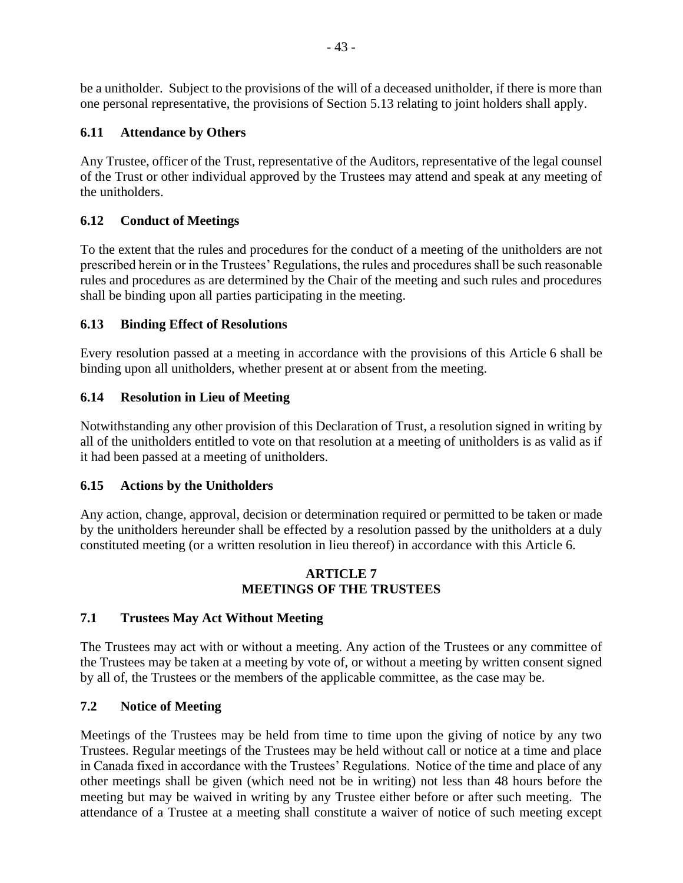be a unitholder. Subject to the provisions of the will of a deceased unitholder, if there is more than one personal representative, the provisions of Section 5.13 relating to joint holders shall apply.

### 6.11 Attendance by Others

Any Trustee, officer of the Trust, representative of the Auditors, representative of the legal counsel of the Trust or other individual approved by the Trustees may attend and speak at any meeting of the unitholders.

### 6.12 Conduct of Meetings

To the extent that the rules and procedures for the conduct of a meeting of the unitholders are not prescribed herein or in the Trustees' Regulations, the rules and procedures shall be such reasonable rules and procedures as are determined by the Chair of the meeting and such rules and procedures shall be binding upon all parties participating in the meeting.

### 6.13 Binding Effect of Resolutions

Every resolution passed at a meeting in accordance with the provisions of this Article 6 shall be binding upon all unitholders, whether present at or absent from the meeting.

### 6.14 Resolution in Lieu of Meeting

Notwithstanding any other provision of this Declaration of Trust, a resolution signed in writing by all of the unitholders entitled to vote on that resolution at a meeting of unitholders is as valid as if it had been passed at a meeting of unitholders.

### 6.15 Actions by the Unitholders

Any action, change, approval, decision or determination required or permitted to be taken or made by the unitholders hereunder shall be effected by a resolution passed by the unitholders at a duly constituted meeting (or a written resolution in lieu thereof) in accordance with this Article 6.

## ARTICLE 7
## MEETINGS OF THE TRUSTEES

### 7.1 Trustees May Act Without Meeting

The Trustees may act with or without a meeting. Any action of the Trustees or any committee of the Trustees may be taken at a meeting by vote of, or without a meeting by written consent signed by all of, the Trustees or the members of the applicable committee, as the case may be.

### 7.2 Notice of Meeting

Meetings of the Trustees may be held from time to time upon the giving of notice by any two Trustees. Regular meetings of the Trustees may be held without call or notice at a time and place in Canada fixed in accordance with the Trustees' Regulations. Notice of the time and place of any other meetings shall be given (which need not be in writing) not less than 48 hours before the meeting but may be waived in writing by any Trustee either before or after such meeting. The attendance of a Trustee at a meeting shall constitute a waiver of notice of such meeting except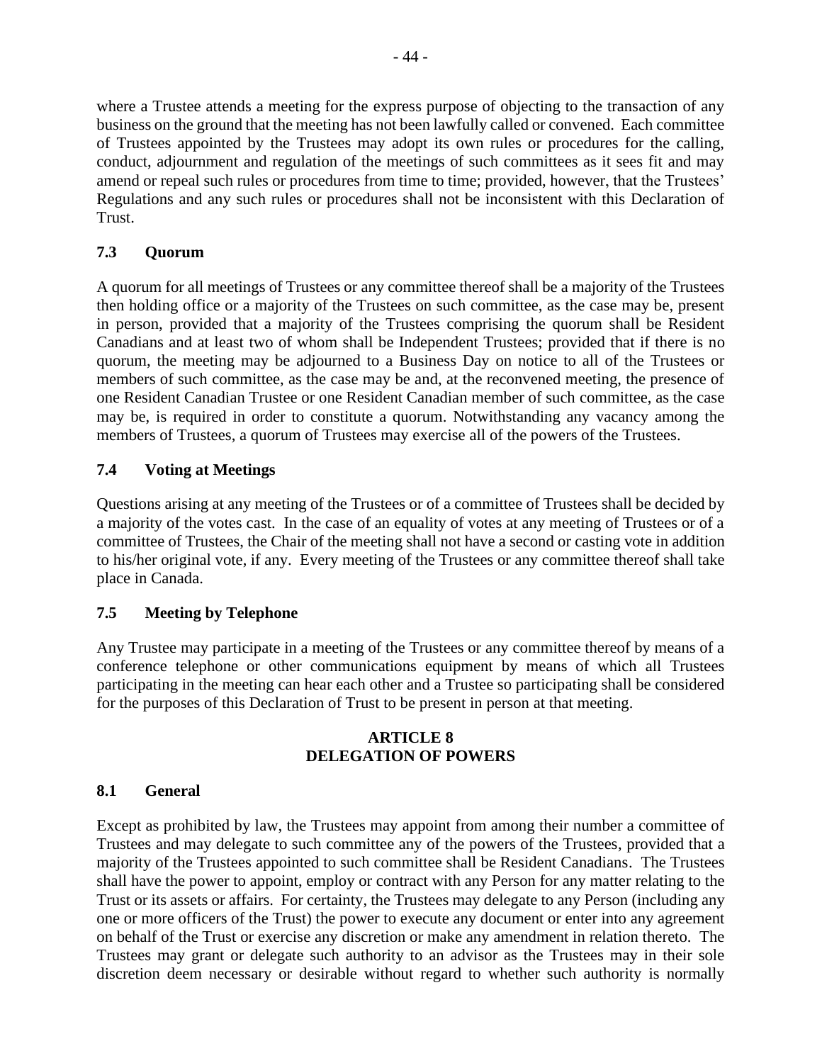where a Trustee attends a meeting for the express purpose of objecting to the transaction of any business on the ground that the meeting has not been lawfully called or convened. Each committee of Trustees appointed by the Trustees may adopt its own rules or procedures for the calling, conduct, adjournment and regulation of the meetings of such committees as it sees fit and may amend or repeal such rules or procedures from time to time; provided, however, that the Trustees' Regulations and any such rules or procedures shall not be inconsistent with this Declaration of Trust.

### 7.3 Quorum

A quorum for all meetings of Trustees or any committee thereof shall be a majority of the Trustees then holding office or a majority of the Trustees on such committee, as the case may be, present in person, provided that a majority of the Trustees comprising the quorum shall be Resident Canadians and at least two of whom shall be Independent Trustees; provided that if there is no quorum, the meeting may be adjourned to a Business Day on notice to all of the Trustees or members of such committee, as the case may be and, at the reconvened meeting, the presence of one Resident Canadian Trustee or one Resident Canadian member of such committee, as the case may be, is required in order to constitute a quorum. Notwithstanding any vacancy among the members of Trustees, a quorum of Trustees may exercise all of the powers of the Trustees.

### 7.4 Voting at Meetings

Questions arising at any meeting of the Trustees or of a committee of Trustees shall be decided by a majority of the votes cast. In the case of an equality of votes at any meeting of Trustees or of a committee of Trustees, the Chair of the meeting shall not have a second or casting vote in addition to his/her original vote, if any. Every meeting of the Trustees or any committee thereof shall take place in Canada.

### 7.5 Meeting by Telephone

Any Trustee may participate in a meeting of the Trustees or any committee thereof by means of a conference telephone or other communications equipment by means of which all Trustees participating in the meeting can hear each other and a Trustee so participating shall be considered for the purposes of this Declaration of Trust to be present in person at that meeting.

## ARTICLE 8
## DELEGATION OF POWERS

### 8.1 General

Except as prohibited by law, the Trustees may appoint from among their number a committee of Trustees and may delegate to such committee any of the powers of the Trustees, provided that a majority of the Trustees appointed to such committee shall be Resident Canadians. The Trustees shall have the power to appoint, employ or contract with any Person for any matter relating to the Trust or its assets or affairs. For certainty, the Trustees may delegate to any Person (including any one or more officers of the Trust) the power to execute any document or enter into any agreement on behalf of the Trust or exercise any discretion or make any amendment in relation thereto. The Trustees may grant or delegate such authority to an advisor as the Trustees may in their sole discretion deem necessary or desirable without regard to whether such authority is normally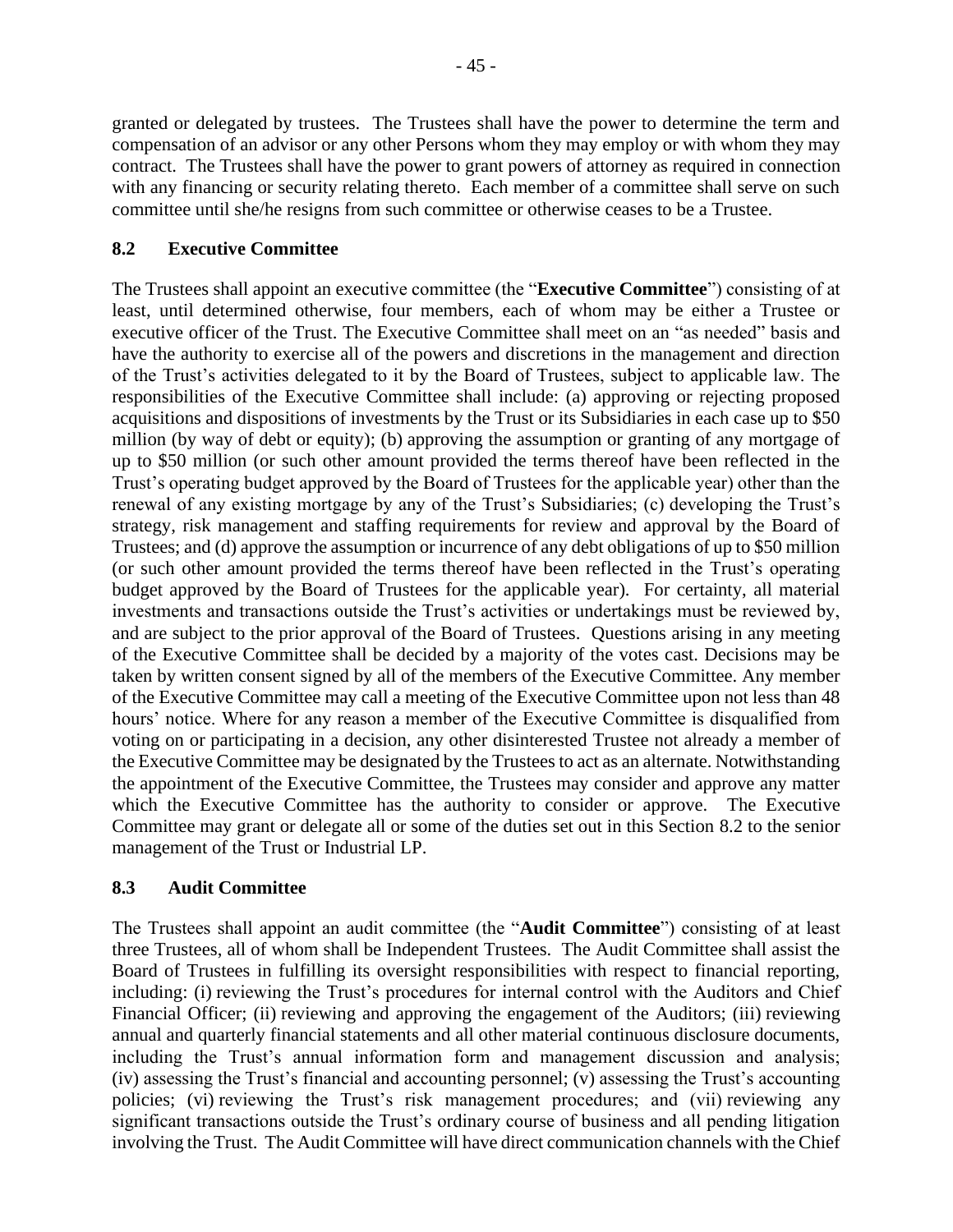granted or delegated by trustees. The Trustees shall have the power to determine the term and compensation of an advisor or any other Persons whom they may employ or with whom they may contract. The Trustees shall have the power to grant powers of attorney as required in connection with any financing or security relating thereto. Each member of a committee shall serve on such committee until she/he resigns from such committee or otherwise ceases to be a Trustee.

## 8.2 Executive Committee

The Trustees shall appoint an executive committee (the "**Executive Committee**") consisting of at least, until determined otherwise, four members, each of whom may be either a Trustee or executive officer of the Trust. The Executive Committee shall meet on an "as needed" basis and have the authority to exercise all of the powers and discretions in the management and direction of the Trust's activities delegated to it by the Board of Trustees, subject to applicable law. The responsibilities of the Executive Committee shall include: (a) approving or rejecting proposed acquisitions and dispositions of investments by the Trust or its Subsidiaries in each case up to $50 million (by way of debt or equity); (b) approving the assumption or granting of any mortgage of up to $50 million (or such other amount provided the terms thereof have been reflected in the Trust's operating budget approved by the Board of Trustees for the applicable year) other than the renewal of any existing mortgage by any of the Trust's Subsidiaries; (c) developing the Trust's strategy, risk management and staffing requirements for review and approval by the Board of Trustees; and (d) approve the assumption or incurrence of any debt obligations of up to $50 million (or such other amount provided the terms thereof have been reflected in the Trust's operating budget approved by the Board of Trustees for the applicable year). For certainty, all material investments and transactions outside the Trust's activities or undertakings must be reviewed by, and are subject to the prior approval of the Board of Trustees. Questions arising in any meeting of the Executive Committee shall be decided by a majority of the votes cast. Decisions may be taken by written consent signed by all of the members of the Executive Committee. Any member of the Executive Committee may call a meeting of the Executive Committee upon not less than 48 hours' notice. Where for any reason a member of the Executive Committee is disqualified from voting on or participating in a decision, any other disinterested Trustee not already a member of the Executive Committee may be designated by the Trustees to act as an alternate. Notwithstanding the appointment of the Executive Committee, the Trustees may consider and approve any matter which the Executive Committee has the authority to consider or approve. The Executive Committee may grant or delegate all or some of the duties set out in this Section 8.2 to the senior management of the Trust or Industrial LP.

## 8.3 Audit Committee

The Trustees shall appoint an audit committee (the "**Audit Committee**") consisting of at least three Trustees, all of whom shall be Independent Trustees. The Audit Committee shall assist the Board of Trustees in fulfilling its oversight responsibilities with respect to financial reporting, including: (i) reviewing the Trust's procedures for internal control with the Auditors and Chief Financial Officer; (ii) reviewing and approving the engagement of the Auditors; (iii) reviewing annual and quarterly financial statements and all other material continuous disclosure documents, including the Trust's annual information form and management discussion and analysis; (iv) assessing the Trust's financial and accounting personnel; (v) assessing the Trust's accounting policies; (vi) reviewing the Trust's risk management procedures; and (vii) reviewing any significant transactions outside the Trust's ordinary course of business and all pending litigation involving the Trust. The Audit Committee will have direct communication channels with the Chief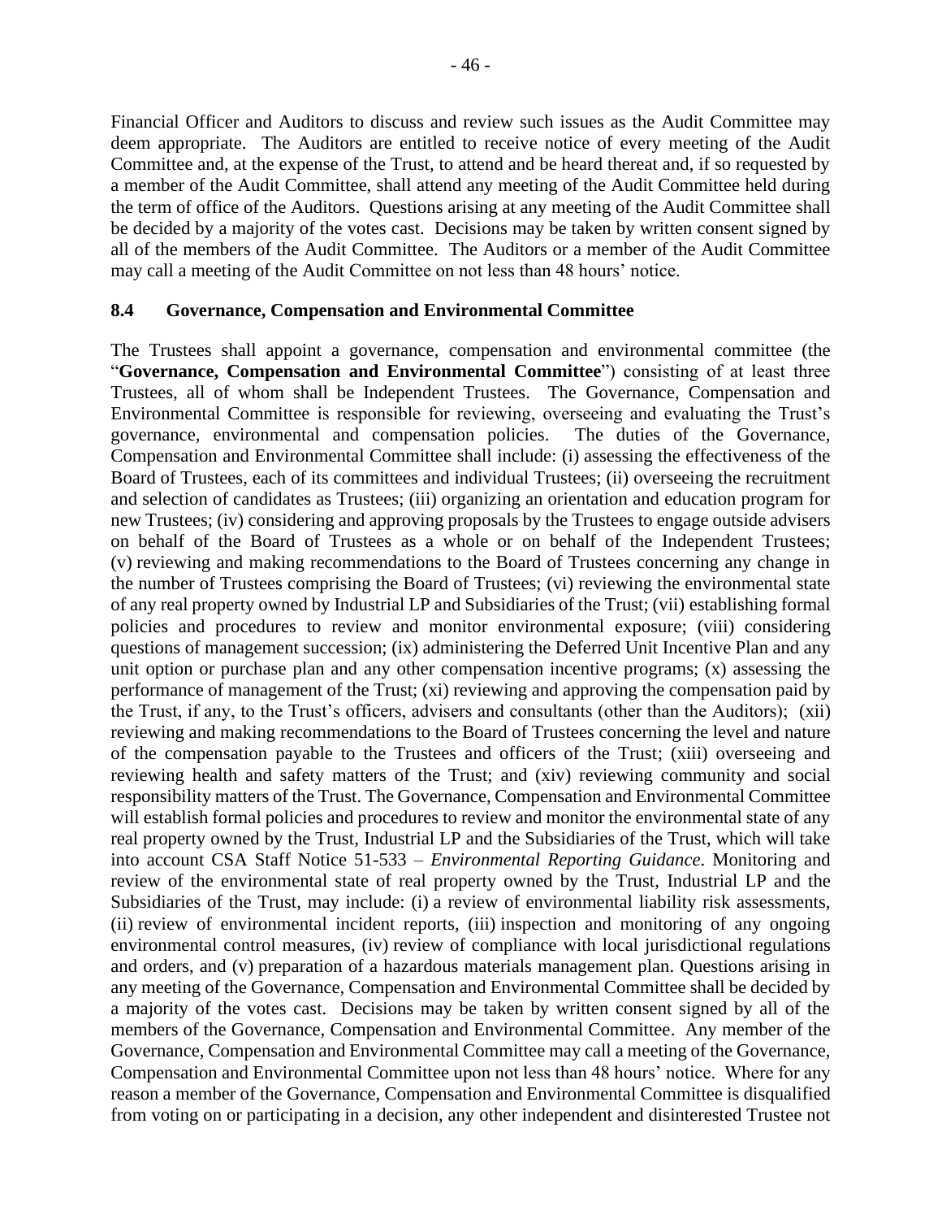Financial Officer and Auditors to discuss and review such issues as the Audit Committee may deem appropriate. The Auditors are entitled to receive notice of every meeting of the Audit Committee and, at the expense of the Trust, to attend and be heard thereat and, if so requested by a member of the Audit Committee, shall attend any meeting of the Audit Committee held during the term of office of the Auditors. Questions arising at any meeting of the Audit Committee shall be decided by a majority of the votes cast. Decisions may be taken by written consent signed by all of the members of the Audit Committee. The Auditors or a member of the Audit Committee may call a meeting of the Audit Committee on not less than 48 hours' notice.

### 8.4 Governance, Compensation and Environmental Committee

The Trustees shall appoint a governance, compensation and environmental committee (the "**Governance, Compensation and Environmental Committee**") consisting of at least three Trustees, all of whom shall be Independent Trustees. The Governance, Compensation and Environmental Committee is responsible for reviewing, overseeing and evaluating the Trust's governance, environmental and compensation policies. The duties of the Governance, Compensation and Environmental Committee shall include: (i) assessing the effectiveness of the Board of Trustees, each of its committees and individual Trustees; (ii) overseeing the recruitment and selection of candidates as Trustees; (iii) organizing an orientation and education program for new Trustees; (iv) considering and approving proposals by the Trustees to engage outside advisers on behalf of the Board of Trustees as a whole or on behalf of the Independent Trustees; (v) reviewing and making recommendations to the Board of Trustees concerning any change in the number of Trustees comprising the Board of Trustees; (vi) reviewing the environmental state of any real property owned by Industrial LP and Subsidiaries of the Trust; (vii) establishing formal policies and procedures to review and monitor environmental exposure; (viii) considering questions of management succession; (ix) administering the Deferred Unit Incentive Plan and any unit option or purchase plan and any other compensation incentive programs; (x) assessing the performance of management of the Trust; (xi) reviewing and approving the compensation paid by the Trust, if any, to the Trust's officers, advisers and consultants (other than the Auditors); (xii) reviewing and making recommendations to the Board of Trustees concerning the level and nature of the compensation payable to the Trustees and officers of the Trust; (xiii) overseeing and reviewing health and safety matters of the Trust; and (xiv) reviewing community and social responsibility matters of the Trust. The Governance, Compensation and Environmental Committee will establish formal policies and procedures to review and monitor the environmental state of any real property owned by the Trust, Industrial LP and the Subsidiaries of the Trust, which will take into account CSA Staff Notice 51-533 – *Environmental Reporting Guidance*. Monitoring and review of the environmental state of real property owned by the Trust, Industrial LP and the Subsidiaries of the Trust, may include: (i) a review of environmental liability risk assessments, (ii) review of environmental incident reports, (iii) inspection and monitoring of any ongoing environmental control measures, (iv) review of compliance with local jurisdictional regulations and orders, and (v) preparation of a hazardous materials management plan. Questions arising in any meeting of the Governance, Compensation and Environmental Committee shall be decided by a majority of the votes cast. Decisions may be taken by written consent signed by all of the members of the Governance, Compensation and Environmental Committee. Any member of the Governance, Compensation and Environmental Committee may call a meeting of the Governance, Compensation and Environmental Committee upon not less than 48 hours' notice. Where for any reason a member of the Governance, Compensation and Environmental Committee is disqualified from voting on or participating in a decision, any other independent and disinterested Trustee not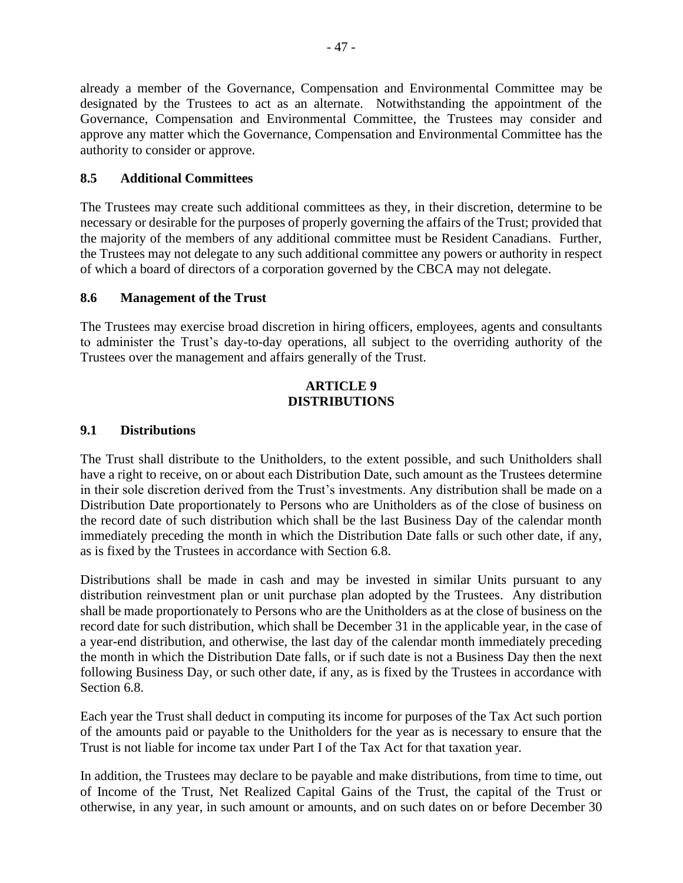already a member of the Governance, Compensation and Environmental Committee may be designated by the Trustees to act as an alternate. Notwithstanding the appointment of the Governance, Compensation and Environmental Committee, the Trustees may consider and approve any matter which the Governance, Compensation and Environmental Committee has the authority to consider or approve.

### 8.5 Additional Committees

The Trustees may create such additional committees as they, in their discretion, determine to be necessary or desirable for the purposes of properly governing the affairs of the Trust; provided that the majority of the members of any additional committee must be Resident Canadians. Further, the Trustees may not delegate to any such additional committee any powers or authority in respect of which a board of directors of a corporation governed by the CBCA may not delegate.

### 8.6 Management of the Trust

The Trustees may exercise broad discretion in hiring officers, employees, agents and consultants to administer the Trust's day-to-day operations, all subject to the overriding authority of the Trustees over the management and affairs generally of the Trust.

## ARTICLE 9
## DISTRIBUTIONS

### 9.1 Distributions

The Trust shall distribute to the Unitholders, to the extent possible, and such Unitholders shall have a right to receive, on or about each Distribution Date, such amount as the Trustees determine in their sole discretion derived from the Trust's investments. Any distribution shall be made on a Distribution Date proportionately to Persons who are Unitholders as of the close of business on the record date of such distribution which shall be the last Business Day of the calendar month immediately preceding the month in which the Distribution Date falls or such other date, if any, as is fixed by the Trustees in accordance with Section 6.8.

Distributions shall be made in cash and may be invested in similar Units pursuant to any distribution reinvestment plan or unit purchase plan adopted by the Trustees. Any distribution shall be made proportionately to Persons who are the Unitholders as at the close of business on the record date for such distribution, which shall be December 31 in the applicable year, in the case of a year-end distribution, and otherwise, the last day of the calendar month immediately preceding the month in which the Distribution Date falls, or if such date is not a Business Day then the next following Business Day, or such other date, if any, as is fixed by the Trustees in accordance with Section 6.8.

Each year the Trust shall deduct in computing its income for purposes of the Tax Act such portion of the amounts paid or payable to the Unitholders for the year as is necessary to ensure that the Trust is not liable for income tax under Part I of the Tax Act for that taxation year.

In addition, the Trustees may declare to be payable and make distributions, from time to time, out of Income of the Trust, Net Realized Capital Gains of the Trust, the capital of the Trust or otherwise, in any year, in such amount or amounts, and on such dates on or before December 30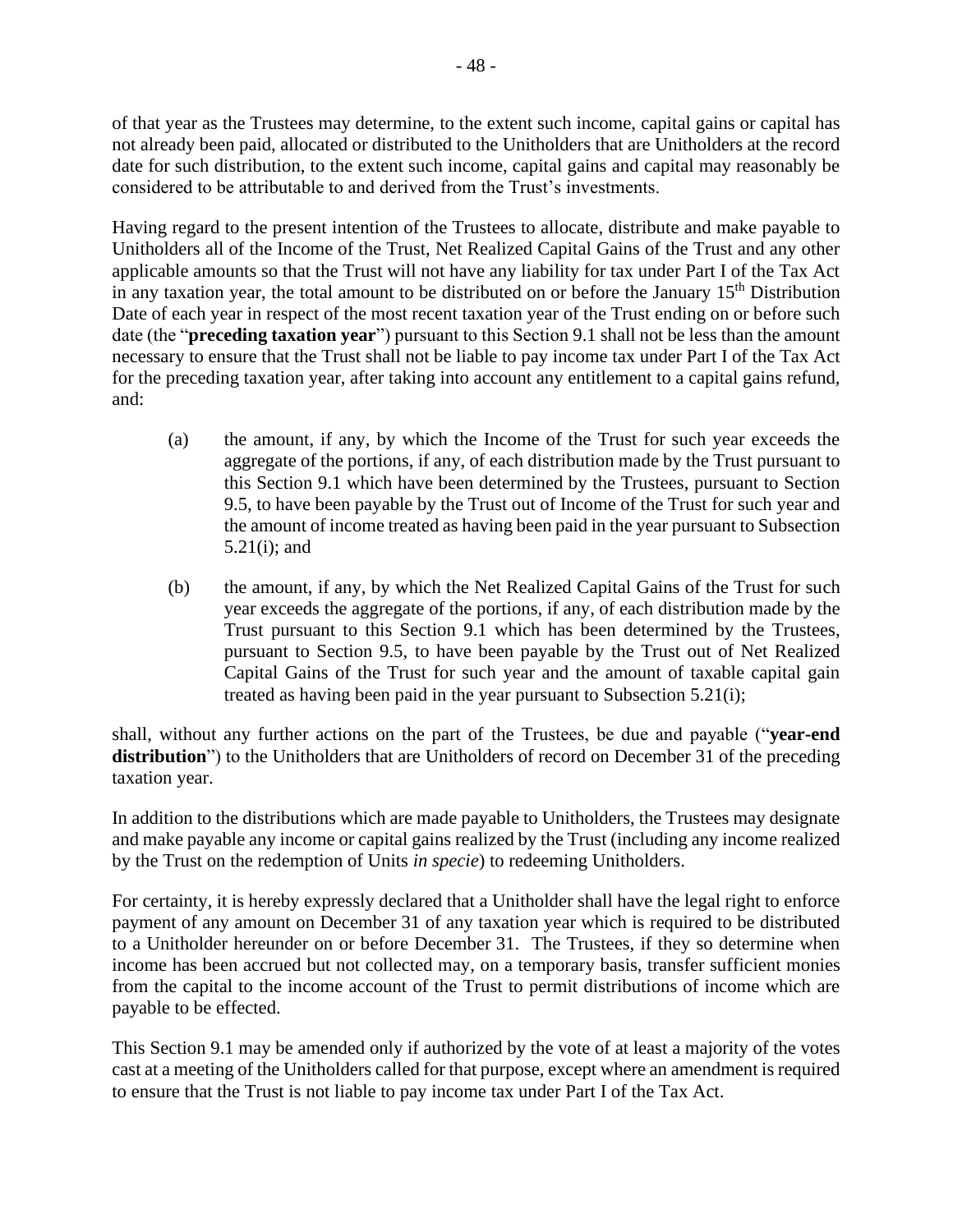of that year as the Trustees may determine, to the extent such income, capital gains or capital has not already been paid, allocated or distributed to the Unitholders that are Unitholders at the record date for such distribution, to the extent such income, capital gains and capital may reasonably be considered to be attributable to and derived from the Trust's investments.

Having regard to the present intention of the Trustees to allocate, distribute and make payable to Unitholders all of the Income of the Trust, Net Realized Capital Gains of the Trust and any other applicable amounts so that the Trust will not have any liability for tax under Part I of the Tax Act in any taxation year, the total amount to be distributed on or before the January 15th Distribution Date of each year in respect of the most recent taxation year of the Trust ending on or before such date (the "**preceding taxation year**") pursuant to this Section 9.1 shall not be less than the amount necessary to ensure that the Trust shall not be liable to pay income tax under Part I of the Tax Act for the preceding taxation year, after taking into account any entitlement to a capital gains refund, and:

(a) the amount, if any, by which the Income of the Trust for such year exceeds the aggregate of the portions, if any, of each distribution made by the Trust pursuant to this Section 9.1 which have been determined by the Trustees, pursuant to Section 9.5, to have been payable by the Trust out of Income of the Trust for such year and the amount of income treated as having been paid in the year pursuant to Subsection 5.21(i); and

(b) the amount, if any, by which the Net Realized Capital Gains of the Trust for such year exceeds the aggregate of the portions, if any, of each distribution made by the Trust pursuant to this Section 9.1 which has been determined by the Trustees, pursuant to Section 9.5, to have been payable by the Trust out of Net Realized Capital Gains of the Trust for such year and the amount of taxable capital gain treated as having been paid in the year pursuant to Subsection 5.21(i);

shall, without any further actions on the part of the Trustees, be due and payable ("**year-end distribution**") to the Unitholders that are Unitholders of record on December 31 of the preceding taxation year.

In addition to the distributions which are made payable to Unitholders, the Trustees may designate and make payable any income or capital gains realized by the Trust (including any income realized by the Trust on the redemption of Units *in specie*) to redeeming Unitholders.

For certainty, it is hereby expressly declared that a Unitholder shall have the legal right to enforce payment of any amount on December 31 of any taxation year which is required to be distributed to a Unitholder hereunder on or before December 31. The Trustees, if they so determine when income has been accrued but not collected may, on a temporary basis, transfer sufficient monies from the capital to the income account of the Trust to permit distributions of income which are payable to be effected.

This Section 9.1 may be amended only if authorized by the vote of at least a majority of the votes cast at a meeting of the Unitholders called for that purpose, except where an amendment is required to ensure that the Trust is not liable to pay income tax under Part I of the Tax Act.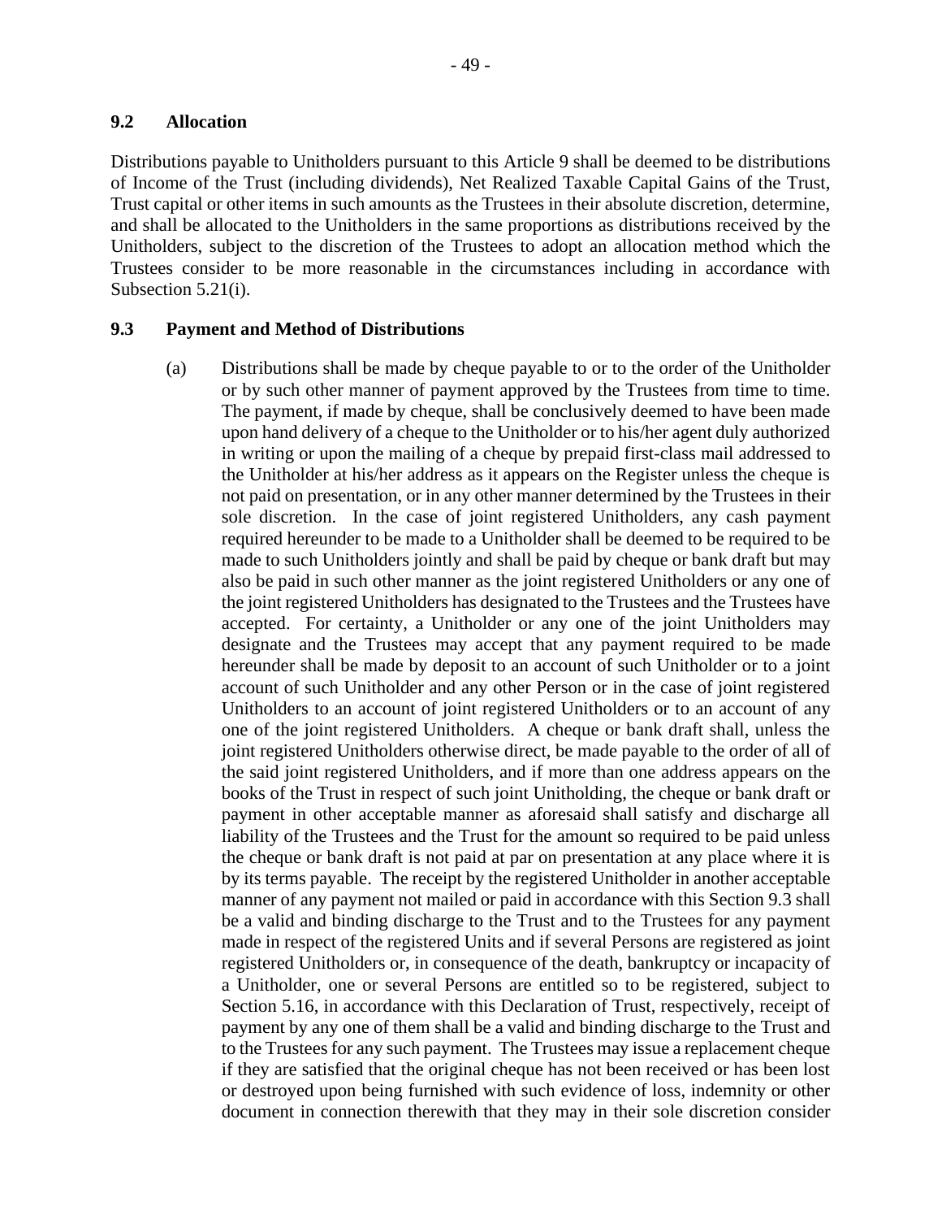## 9.2 Allocation

Distributions payable to Unitholders pursuant to this Article 9 shall be deemed to be distributions of Income of the Trust (including dividends), Net Realized Taxable Capital Gains of the Trust, Trust capital or other items in such amounts as the Trustees in their absolute discretion, determine, and shall be allocated to the Unitholders in the same proportions as distributions received by the Unitholders, subject to the discretion of the Trustees to adopt an allocation method which the Trustees consider to be more reasonable in the circumstances including in accordance with Subsection 5.21(i).

## 9.3 Payment and Method of Distributions

(a) Distributions shall be made by cheque payable to or to the order of the Unitholder or by such other manner of payment approved by the Trustees from time to time. The payment, if made by cheque, shall be conclusively deemed to have been made upon hand delivery of a cheque to the Unitholder or to his/her agent duly authorized in writing or upon the mailing of a cheque by prepaid first-class mail addressed to the Unitholder at his/her address as it appears on the Register unless the cheque is not paid on presentation, or in any other manner determined by the Trustees in their sole discretion. In the case of joint registered Unitholders, any cash payment required hereunder to be made to a Unitholder shall be deemed to be required to be made to such Unitholders jointly and shall be paid by cheque or bank draft but may also be paid in such other manner as the joint registered Unitholders or any one of the joint registered Unitholders has designated to the Trustees and the Trustees have accepted. For certainty, a Unitholder or any one of the joint Unitholders may designate and the Trustees may accept that any payment required to be made hereunder shall be made by deposit to an account of such Unitholder or to a joint account of such Unitholder and any other Person or in the case of joint registered Unitholders to an account of joint registered Unitholders or to an account of any one of the joint registered Unitholders. A cheque or bank draft shall, unless the joint registered Unitholders otherwise direct, be made payable to the order of all of the said joint registered Unitholders, and if more than one address appears on the books of the Trust in respect of such joint Unitholding, the cheque or bank draft or payment in other acceptable manner as aforesaid shall satisfy and discharge all liability of the Trustees and the Trust for the amount so required to be paid unless the cheque or bank draft is not paid at par on presentation at any place where it is by its terms payable. The receipt by the registered Unitholder in another acceptable manner of any payment not mailed or paid in accordance with this Section 9.3 shall be a valid and binding discharge to the Trust and to the Trustees for any payment made in respect of the registered Units and if several Persons are registered as joint registered Unitholders or, in consequence of the death, bankruptcy or incapacity of a Unitholder, one or several Persons are entitled so to be registered, subject to Section 5.16, in accordance with this Declaration of Trust, respectively, receipt of payment by any one of them shall be a valid and binding discharge to the Trust and to the Trustees for any such payment. The Trustees may issue a replacement cheque if they are satisfied that the original cheque has not been received or has been lost or destroyed upon being furnished with such evidence of loss, indemnity or other document in connection therewith that they may in their sole discretion consider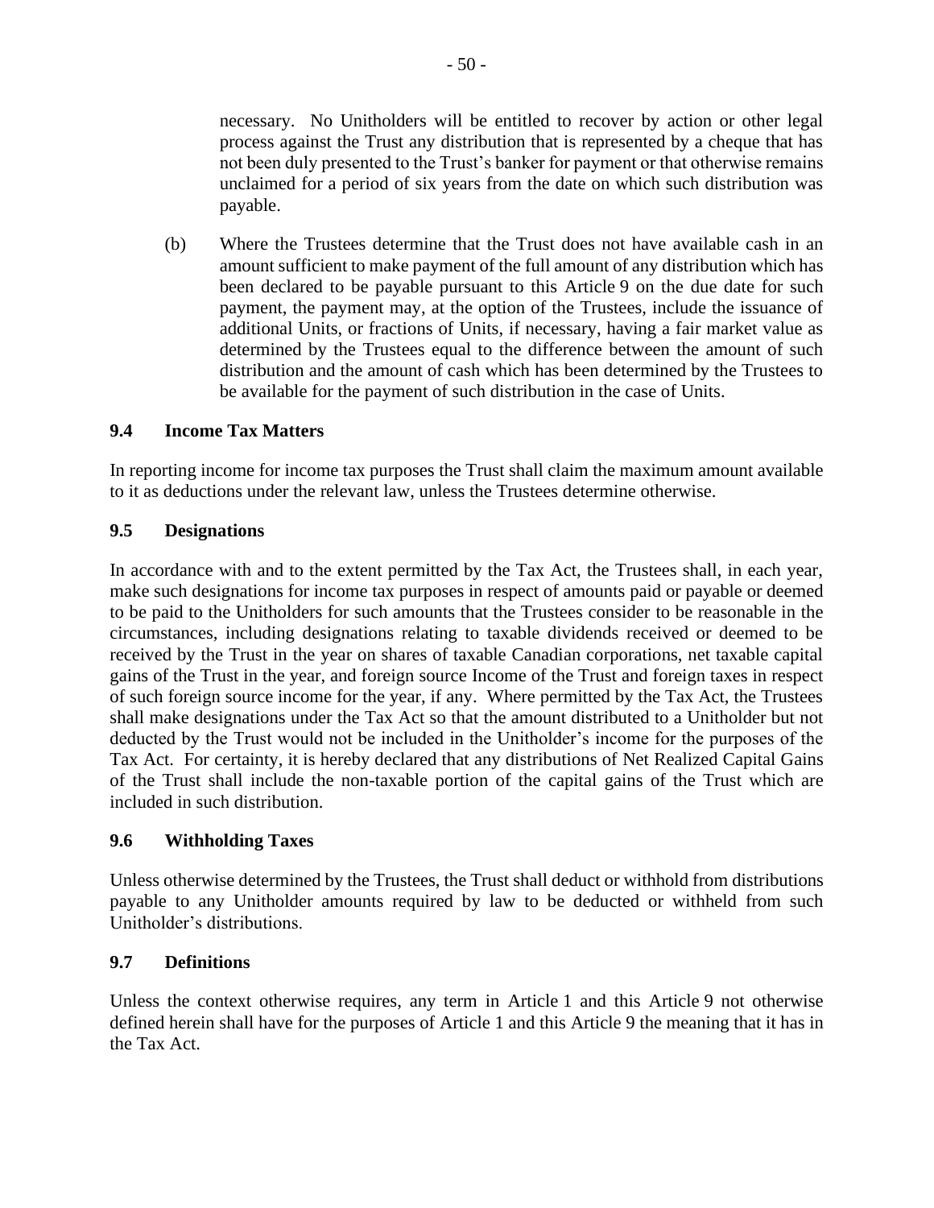necessary. No Unitholders will be entitled to recover by action or other legal process against the Trust any distribution that is represented by a cheque that has not been duly presented to the Trust's banker for payment or that otherwise remains unclaimed for a period of six years from the date on which such distribution was payable.

(b) Where the Trustees determine that the Trust does not have available cash in an amount sufficient to make payment of the full amount of any distribution which has been declared to be payable pursuant to this Article 9 on the due date for such payment, the payment may, at the option of the Trustees, include the issuance of additional Units, or fractions of Units, if necessary, having a fair market value as determined by the Trustees equal to the difference between the amount of such distribution and the amount of cash which has been determined by the Trustees to be available for the payment of such distribution in the case of Units.

## 9.4 Income Tax Matters

In reporting income for income tax purposes the Trust shall claim the maximum amount available to it as deductions under the relevant law, unless the Trustees determine otherwise.

## 9.5 Designations

In accordance with and to the extent permitted by the Tax Act, the Trustees shall, in each year, make such designations for income tax purposes in respect of amounts paid or payable or deemed to be paid to the Unitholders for such amounts that the Trustees consider to be reasonable in the circumstances, including designations relating to taxable dividends received or deemed to be received by the Trust in the year on shares of taxable Canadian corporations, net taxable capital gains of the Trust in the year, and foreign source Income of the Trust and foreign taxes in respect of such foreign source income for the year, if any. Where permitted by the Tax Act, the Trustees shall make designations under the Tax Act so that the amount distributed to a Unitholder but not deducted by the Trust would not be included in the Unitholder's income for the purposes of the Tax Act. For certainty, it is hereby declared that any distributions of Net Realized Capital Gains of the Trust shall include the non-taxable portion of the capital gains of the Trust which are included in such distribution.

## 9.6 Withholding Taxes

Unless otherwise determined by the Trustees, the Trust shall deduct or withhold from distributions payable to any Unitholder amounts required by law to be deducted or withheld from such Unitholder's distributions.

## 9.7 Definitions

Unless the context otherwise requires, any term in Article 1 and this Article 9 not otherwise defined herein shall have for the purposes of Article 1 and this Article 9 the meaning that it has in the Tax Act.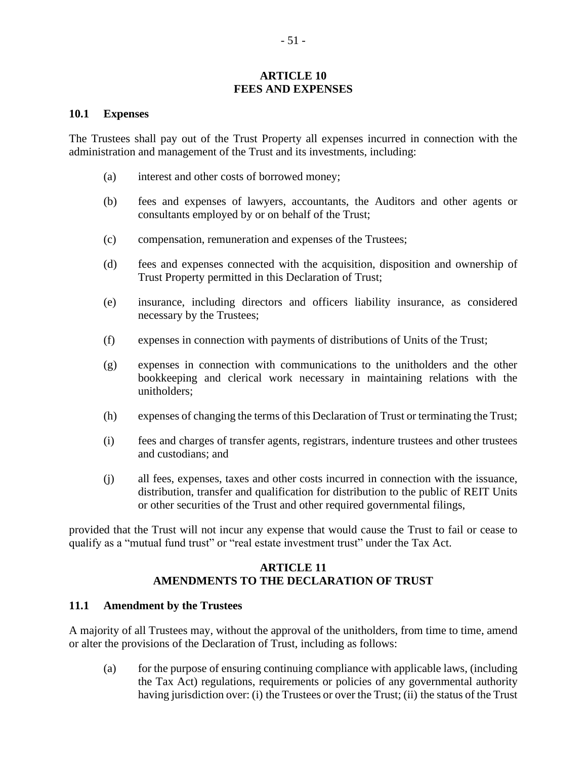## ARTICLE 10
## FEES AND EXPENSES

### 10.1 Expenses

The Trustees shall pay out of the Trust Property all expenses incurred in connection with the administration and management of the Trust and its investments, including:

(a) interest and other costs of borrowed money;

(b) fees and expenses of lawyers, accountants, the Auditors and other agents or consultants employed by or on behalf of the Trust;

(c) compensation, remuneration and expenses of the Trustees;

(d) fees and expenses connected with the acquisition, disposition and ownership of Trust Property permitted in this Declaration of Trust;

(e) insurance, including directors and officers liability insurance, as considered necessary by the Trustees;

(f) expenses in connection with payments of distributions of Units of the Trust;

(g) expenses in connection with communications to the unitholders and the other bookkeeping and clerical work necessary in maintaining relations with the unitholders;

(h) expenses of changing the terms of this Declaration of Trust or terminating the Trust;

(i) fees and charges of transfer agents, registrars, indenture trustees and other trustees and custodians; and

(j) all fees, expenses, taxes and other costs incurred in connection with the issuance, distribution, transfer and qualification for distribution to the public of REIT Units or other securities of the Trust and other required governmental filings,

provided that the Trust will not incur any expense that would cause the Trust to fail or cease to qualify as a "mutual fund trust" or "real estate investment trust" under the Tax Act.

## ARTICLE 11
## AMENDMENTS TO THE DECLARATION OF TRUST

### 11.1 Amendment by the Trustees

A majority of all Trustees may, without the approval of the unitholders, from time to time, amend or alter the provisions of the Declaration of Trust, including as follows:

(a) for the purpose of ensuring continuing compliance with applicable laws, (including the Tax Act) regulations, requirements or policies of any governmental authority having jurisdiction over: (i) the Trustees or over the Trust; (ii) the status of the Trust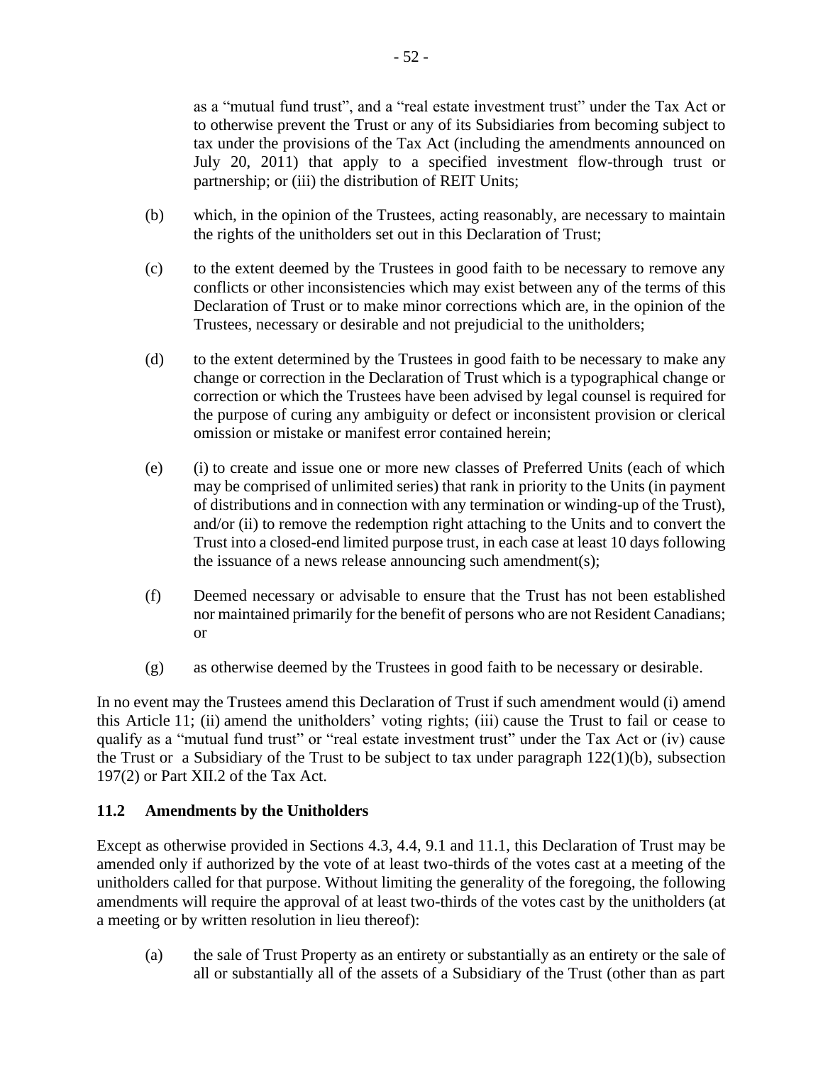as a "mutual fund trust", and a "real estate investment trust" under the Tax Act or to otherwise prevent the Trust or any of its Subsidiaries from becoming subject to tax under the provisions of the Tax Act (including the amendments announced on July 20, 2011) that apply to a specified investment flow-through trust or partnership; or (iii) the distribution of REIT Units;

(b) which, in the opinion of the Trustees, acting reasonably, are necessary to maintain the rights of the unitholders set out in this Declaration of Trust;

(c) to the extent deemed by the Trustees in good faith to be necessary to remove any conflicts or other inconsistencies which may exist between any of the terms of this Declaration of Trust or to make minor corrections which are, in the opinion of the Trustees, necessary or desirable and not prejudicial to the unitholders;

(d) to the extent determined by the Trustees in good faith to be necessary to make any change or correction in the Declaration of Trust which is a typographical change or correction or which the Trustees have been advised by legal counsel is required for the purpose of curing any ambiguity or defect or inconsistent provision or clerical omission or mistake or manifest error contained herein;

(e) (i) to create and issue one or more new classes of Preferred Units (each of which may be comprised of unlimited series) that rank in priority to the Units (in payment of distributions and in connection with any termination or winding-up of the Trust), and/or (ii) to remove the redemption right attaching to the Units and to convert the Trust into a closed-end limited purpose trust, in each case at least 10 days following the issuance of a news release announcing such amendment(s);

(f) Deemed necessary or advisable to ensure that the Trust has not been established nor maintained primarily for the benefit of persons who are not Resident Canadians; or

(g) as otherwise deemed by the Trustees in good faith to be necessary or desirable.

In no event may the Trustees amend this Declaration of Trust if such amendment would (i) amend this Article 11; (ii) amend the unitholders' voting rights; (iii) cause the Trust to fail or cease to qualify as a "mutual fund trust" or "real estate investment trust" under the Tax Act or (iv) cause the Trust or a Subsidiary of the Trust to be subject to tax under paragraph 122(1)(b), subsection 197(2) or Part XII.2 of the Tax Act.

### 11.2 Amendments by the Unitholders

Except as otherwise provided in Sections 4.3, 4.4, 9.1 and 11.1, this Declaration of Trust may be amended only if authorized by the vote of at least two-thirds of the votes cast at a meeting of the unitholders called for that purpose. Without limiting the generality of the foregoing, the following amendments will require the approval of at least two-thirds of the votes cast by the unitholders (at a meeting or by written resolution in lieu thereof):

(a) the sale of Trust Property as an entirety or substantially as an entirety or the sale of all or substantially all of the assets of a Subsidiary of the Trust (other than as part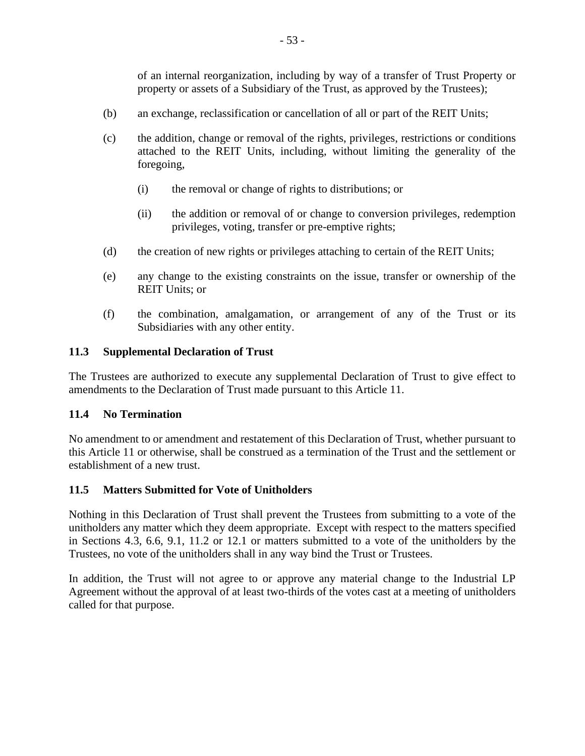of an internal reorganization, including by way of a transfer of Trust Property or property or assets of a Subsidiary of the Trust, as approved by the Trustees);

(b) an exchange, reclassification or cancellation of all or part of the REIT Units;

(c) the addition, change or removal of the rights, privileges, restrictions or conditions attached to the REIT Units, including, without limiting the generality of the foregoing,

  (i) the removal or change of rights to distributions; or

  (ii) the addition or removal of or change to conversion privileges, redemption privileges, voting, transfer or pre-emptive rights;

(d) the creation of new rights or privileges attaching to certain of the REIT Units;

(e) any change to the existing constraints on the issue, transfer or ownership of the REIT Units; or

(f) the combination, amalgamation, or arrangement of any of the Trust or its Subsidiaries with any other entity.

### 11.3 Supplemental Declaration of Trust

The Trustees are authorized to execute any supplemental Declaration of Trust to give effect to amendments to the Declaration of Trust made pursuant to this Article 11.

### 11.4 No Termination

No amendment to or amendment and restatement of this Declaration of Trust, whether pursuant to this Article 11 or otherwise, shall be construed as a termination of the Trust and the settlement or establishment of a new trust.

### 11.5 Matters Submitted for Vote of Unitholders

Nothing in this Declaration of Trust shall prevent the Trustees from submitting to a vote of the unitholders any matter which they deem appropriate. Except with respect to the matters specified in Sections 4.3, 6.6, 9.1, 11.2 or 12.1 or matters submitted to a vote of the unitholders by the Trustees, no vote of the unitholders shall in any way bind the Trust or Trustees.

In addition, the Trust will not agree to or approve any material change to the Industrial LP Agreement without the approval of at least two-thirds of the votes cast at a meeting of unitholders called for that purpose.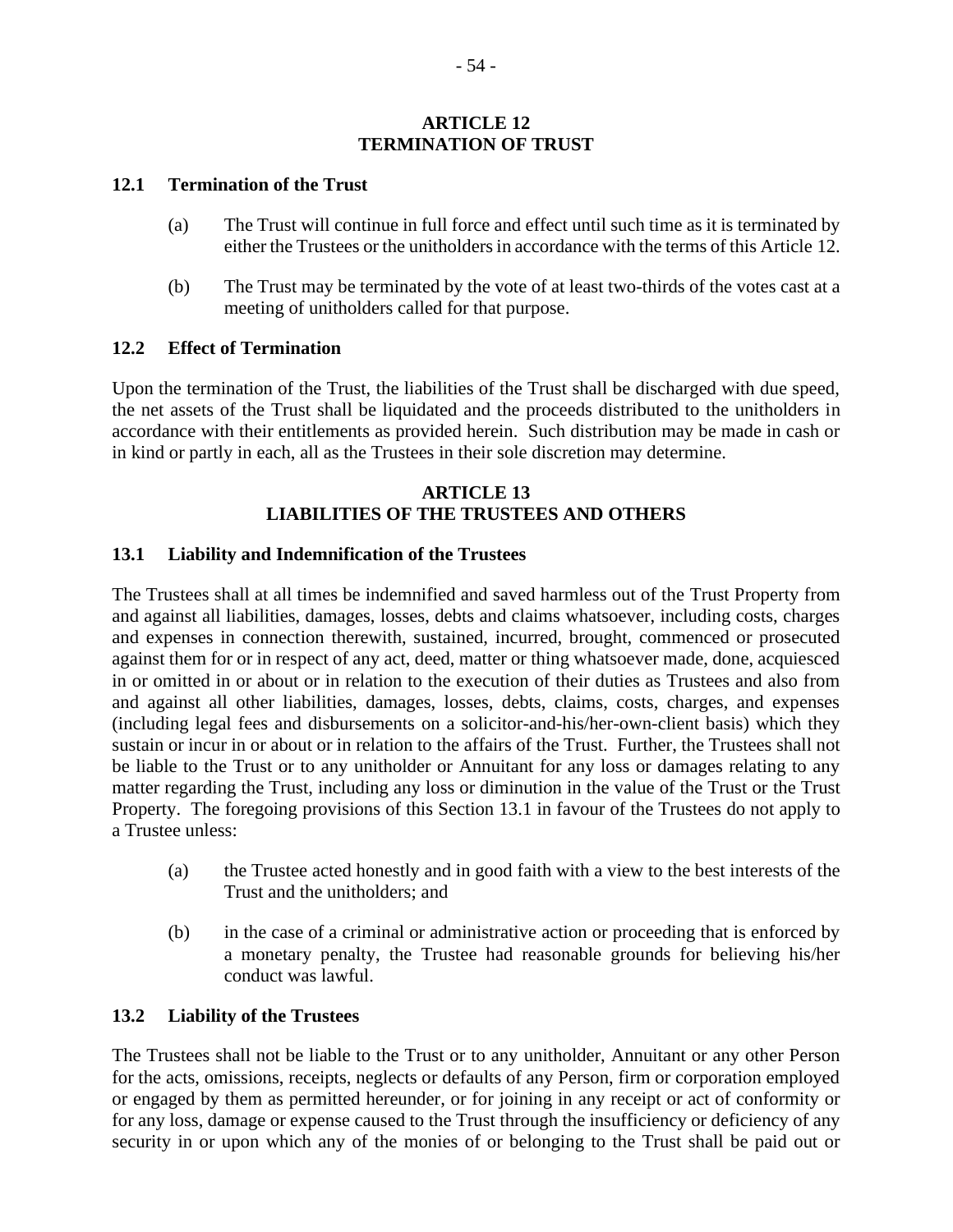## ARTICLE 12
## TERMINATION OF TRUST

### 12.1 Termination of the Trust

(a) The Trust will continue in full force and effect until such time as it is terminated by either the Trustees or the unitholders in accordance with the terms of this Article 12.

(b) The Trust may be terminated by the vote of at least two-thirds of the votes cast at a meeting of unitholders called for that purpose.

### 12.2 Effect of Termination

Upon the termination of the Trust, the liabilities of the Trust shall be discharged with due speed, the net assets of the Trust shall be liquidated and the proceeds distributed to the unitholders in accordance with their entitlements as provided herein. Such distribution may be made in cash or in kind or partly in each, all as the Trustees in their sole discretion may determine.

## ARTICLE 13
## LIABILITIES OF THE TRUSTEES AND OTHERS

### 13.1 Liability and Indemnification of the Trustees

The Trustees shall at all times be indemnified and saved harmless out of the Trust Property from and against all liabilities, damages, losses, debts and claims whatsoever, including costs, charges and expenses in connection therewith, sustained, incurred, brought, commenced or prosecuted against them for or in respect of any act, deed, matter or thing whatsoever made, done, acquiesced in or omitted in or about or in relation to the execution of their duties as Trustees and also from and against all other liabilities, damages, losses, debts, claims, costs, charges, and expenses (including legal fees and disbursements on a solicitor-and-his/her-own-client basis) which they sustain or incur in or about or in relation to the affairs of the Trust. Further, the Trustees shall not be liable to the Trust or to any unitholder or Annuitant for any loss or damages relating to any matter regarding the Trust, including any loss or diminution in the value of the Trust or the Trust Property. The foregoing provisions of this Section 13.1 in favour of the Trustees do not apply to a Trustee unless:

(a) the Trustee acted honestly and in good faith with a view to the best interests of the Trust and the unitholders; and

(b) in the case of a criminal or administrative action or proceeding that is enforced by a monetary penalty, the Trustee had reasonable grounds for believing his/her conduct was lawful.

### 13.2 Liability of the Trustees

The Trustees shall not be liable to the Trust or to any unitholder, Annuitant or any other Person for the acts, omissions, receipts, neglects or defaults of any Person, firm or corporation employed or engaged by them as permitted hereunder, or for joining in any receipt or act of conformity or for any loss, damage or expense caused to the Trust through the insufficiency or deficiency of any security in or upon which any of the monies of or belonging to the Trust shall be paid out or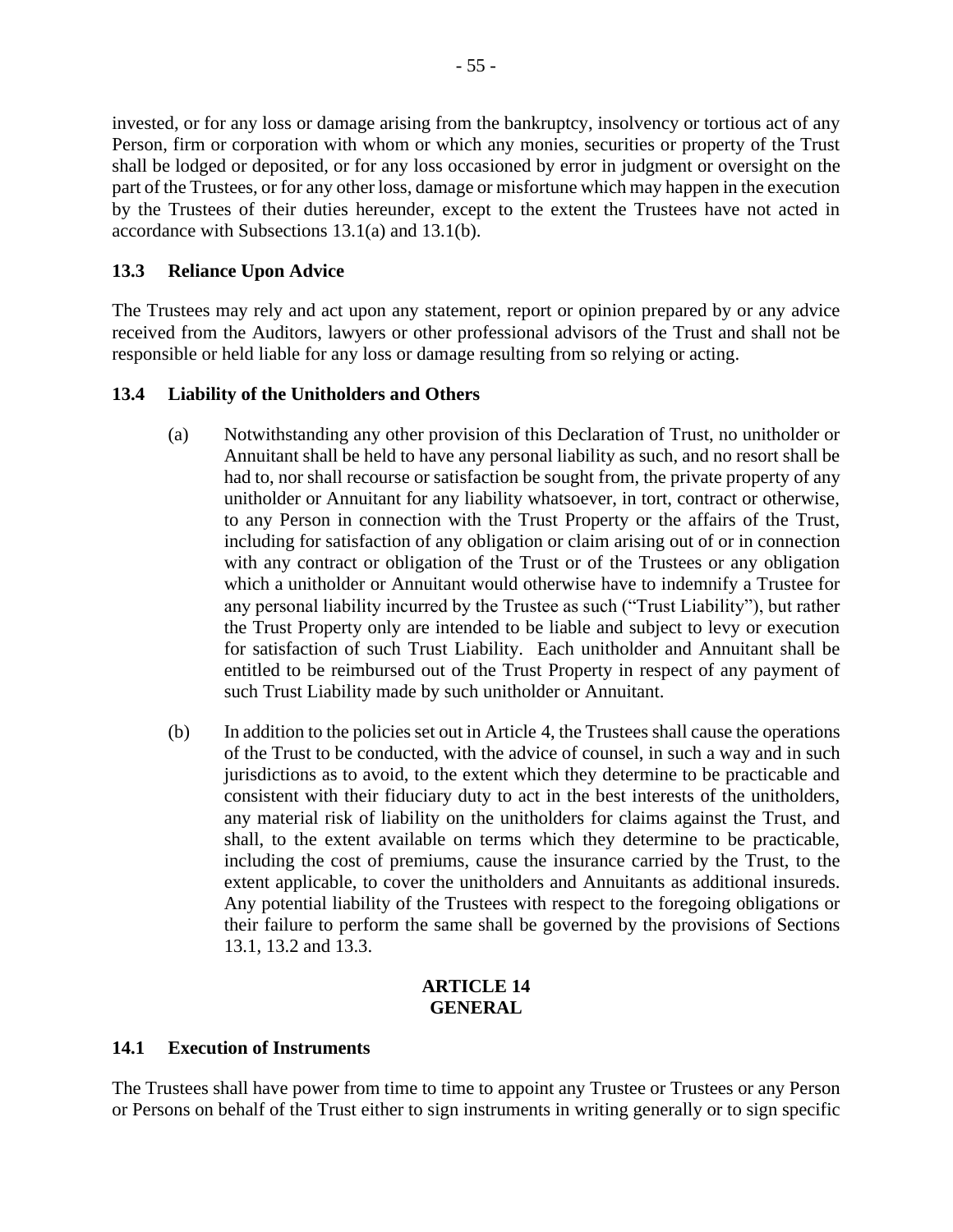invested, or for any loss or damage arising from the bankruptcy, insolvency or tortious act of any Person, firm or corporation with whom or which any monies, securities or property of the Trust shall be lodged or deposited, or for any loss occasioned by error in judgment or oversight on the part of the Trustees, or for any other loss, damage or misfortune which may happen in the execution by the Trustees of their duties hereunder, except to the extent the Trustees have not acted in accordance with Subsections 13.1(a) and 13.1(b).

### 13.3 Reliance Upon Advice

The Trustees may rely and act upon any statement, report or opinion prepared by or any advice received from the Auditors, lawyers or other professional advisors of the Trust and shall not be responsible or held liable for any loss or damage resulting from so relying or acting.

### 13.4 Liability of the Unitholders and Others

(a) Notwithstanding any other provision of this Declaration of Trust, no unitholder or Annuitant shall be held to have any personal liability as such, and no resort shall be had to, nor shall recourse or satisfaction be sought from, the private property of any unitholder or Annuitant for any liability whatsoever, in tort, contract or otherwise, to any Person in connection with the Trust Property or the affairs of the Trust, including for satisfaction of any obligation or claim arising out of or in connection with any contract or obligation of the Trust or of the Trustees or any obligation which a unitholder or Annuitant would otherwise have to indemnify a Trustee for any personal liability incurred by the Trustee as such ("Trust Liability"), but rather the Trust Property only are intended to be liable and subject to levy or execution for satisfaction of such Trust Liability. Each unitholder and Annuitant shall be entitled to be reimbursed out of the Trust Property in respect of any payment of such Trust Liability made by such unitholder or Annuitant.

(b) In addition to the policies set out in Article 4, the Trustees shall cause the operations of the Trust to be conducted, with the advice of counsel, in such a way and in such jurisdictions as to avoid, to the extent which they determine to be practicable and consistent with their fiduciary duty to act in the best interests of the unitholders, any material risk of liability on the unitholders for claims against the Trust, and shall, to the extent available on terms which they determine to be practicable, including the cost of premiums, cause the insurance carried by the Trust, to the extent applicable, to cover the unitholders and Annuitants as additional insureds. Any potential liability of the Trustees with respect to the foregoing obligations or their failure to perform the same shall be governed by the provisions of Sections 13.1, 13.2 and 13.3.

## ARTICLE 14
## GENERAL

### 14.1 Execution of Instruments

The Trustees shall have power from time to time to appoint any Trustee or Trustees or any Person or Persons on behalf of the Trust either to sign instruments in writing generally or to sign specific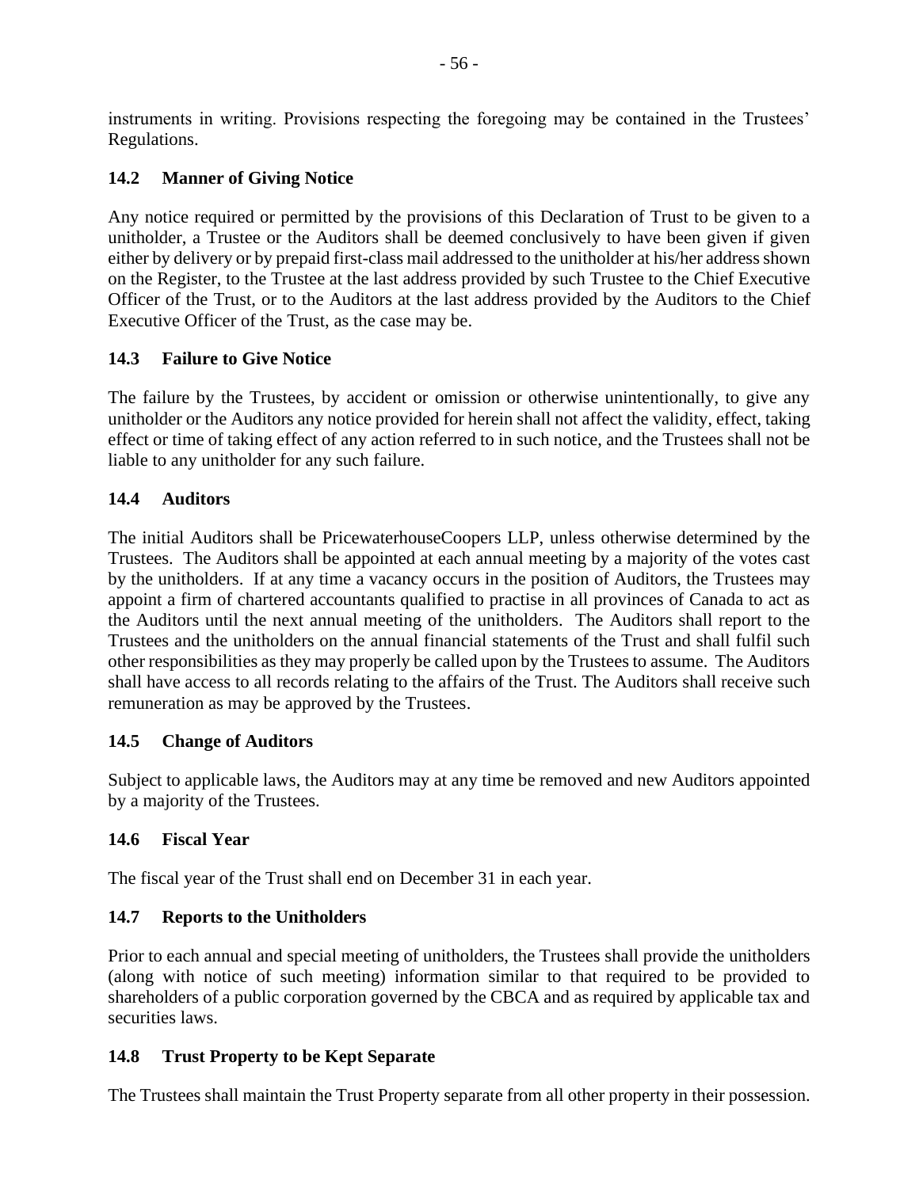instruments in writing. Provisions respecting the foregoing may be contained in the Trustees' Regulations.

### 14.2 Manner of Giving Notice

Any notice required or permitted by the provisions of this Declaration of Trust to be given to a unitholder, a Trustee or the Auditors shall be deemed conclusively to have been given if given either by delivery or by prepaid first-class mail addressed to the unitholder at his/her address shown on the Register, to the Trustee at the last address provided by such Trustee to the Chief Executive Officer of the Trust, or to the Auditors at the last address provided by the Auditors to the Chief Executive Officer of the Trust, as the case may be.

### 14.3 Failure to Give Notice

The failure by the Trustees, by accident or omission or otherwise unintentionally, to give any unitholder or the Auditors any notice provided for herein shall not affect the validity, effect, taking effect or time of taking effect of any action referred to in such notice, and the Trustees shall not be liable to any unitholder for any such failure.

### 14.4 Auditors

The initial Auditors shall be PricewaterhouseCoopers LLP, unless otherwise determined by the Trustees. The Auditors shall be appointed at each annual meeting by a majority of the votes cast by the unitholders. If at any time a vacancy occurs in the position of Auditors, the Trustees may appoint a firm of chartered accountants qualified to practise in all provinces of Canada to act as the Auditors until the next annual meeting of the unitholders. The Auditors shall report to the Trustees and the unitholders on the annual financial statements of the Trust and shall fulfil such other responsibilities as they may properly be called upon by the Trustees to assume. The Auditors shall have access to all records relating to the affairs of the Trust. The Auditors shall receive such remuneration as may be approved by the Trustees.

### 14.5 Change of Auditors

Subject to applicable laws, the Auditors may at any time be removed and new Auditors appointed by a majority of the Trustees.

### 14.6 Fiscal Year

The fiscal year of the Trust shall end on December 31 in each year.

### 14.7 Reports to the Unitholders

Prior to each annual and special meeting of unitholders, the Trustees shall provide the unitholders (along with notice of such meeting) information similar to that required to be provided to shareholders of a public corporation governed by the CBCA and as required by applicable tax and securities laws.

### 14.8 Trust Property to be Kept Separate

The Trustees shall maintain the Trust Property separate from all other property in their possession.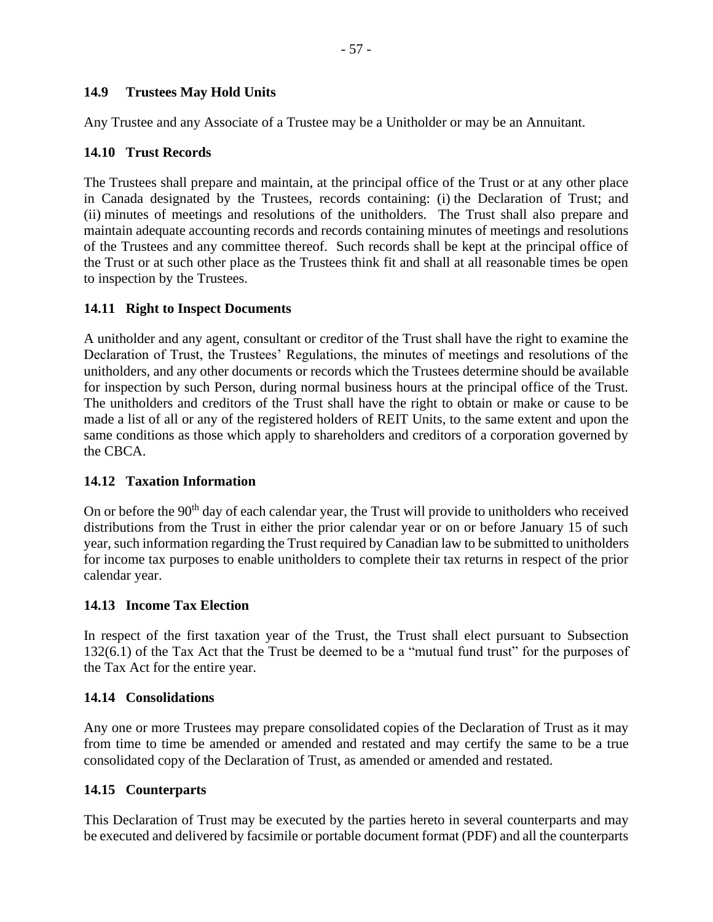### 14.9 Trustees May Hold Units

Any Trustee and any Associate of a Trustee may be a Unitholder or may be an Annuitant.

### 14.10 Trust Records

The Trustees shall prepare and maintain, at the principal office of the Trust or at any other place in Canada designated by the Trustees, records containing: (i) the Declaration of Trust; and (ii) minutes of meetings and resolutions of the unitholders. The Trust shall also prepare and maintain adequate accounting records and records containing minutes of meetings and resolutions of the Trustees and any committee thereof. Such records shall be kept at the principal office of the Trust or at such other place as the Trustees think fit and shall at all reasonable times be open to inspection by the Trustees.

### 14.11 Right to Inspect Documents

A unitholder and any agent, consultant or creditor of the Trust shall have the right to examine the Declaration of Trust, the Trustees' Regulations, the minutes of meetings and resolutions of the unitholders, and any other documents or records which the Trustees determine should be available for inspection by such Person, during normal business hours at the principal office of the Trust. The unitholders and creditors of the Trust shall have the right to obtain or make or cause to be made a list of all or any of the registered holders of REIT Units, to the same extent and upon the same conditions as those which apply to shareholders and creditors of a corporation governed by the CBCA.

### 14.12 Taxation Information

On or before the 90th day of each calendar year, the Trust will provide to unitholders who received distributions from the Trust in either the prior calendar year or on or before January 15 of such year, such information regarding the Trust required by Canadian law to be submitted to unitholders for income tax purposes to enable unitholders to complete their tax returns in respect of the prior calendar year.

### 14.13 Income Tax Election

In respect of the first taxation year of the Trust, the Trust shall elect pursuant to Subsection 132(6.1) of the Tax Act that the Trust be deemed to be a "mutual fund trust" for the purposes of the Tax Act for the entire year.

### 14.14 Consolidations

Any one or more Trustees may prepare consolidated copies of the Declaration of Trust as it may from time to time be amended or amended and restated and may certify the same to be a true consolidated copy of the Declaration of Trust, as amended or amended and restated.

### 14.15 Counterparts

This Declaration of Trust may be executed by the parties hereto in several counterparts and may be executed and delivered by facsimile or portable document format (PDF) and all the counterparts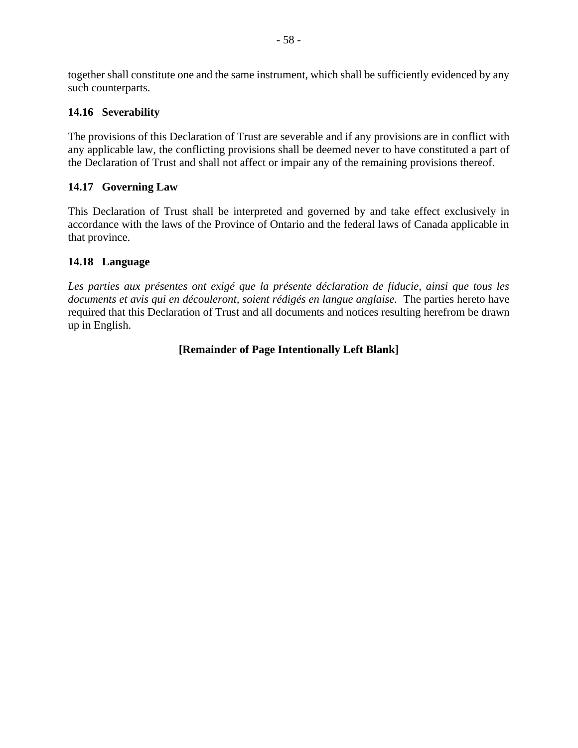together shall constitute one and the same instrument, which shall be sufficiently evidenced by any such counterparts.

### 14.16 Severability

The provisions of this Declaration of Trust are severable and if any provisions are in conflict with any applicable law, the conflicting provisions shall be deemed never to have constituted a part of the Declaration of Trust and shall not affect or impair any of the remaining provisions thereof.

### 14.17 Governing Law

This Declaration of Trust shall be interpreted and governed by and take effect exclusively in accordance with the laws of the Province of Ontario and the federal laws of Canada applicable in that province.

### 14.18 Language

*Les parties aux présentes ont exigé que la présente déclaration de fiducie, ainsi que tous les documents et avis qui en découleront, soient rédigés en langue anglaise.* The parties hereto have required that this Declaration of Trust and all documents and notices resulting herefrom be drawn up in English.

**[Remainder of Page Intentionally Left Blank]**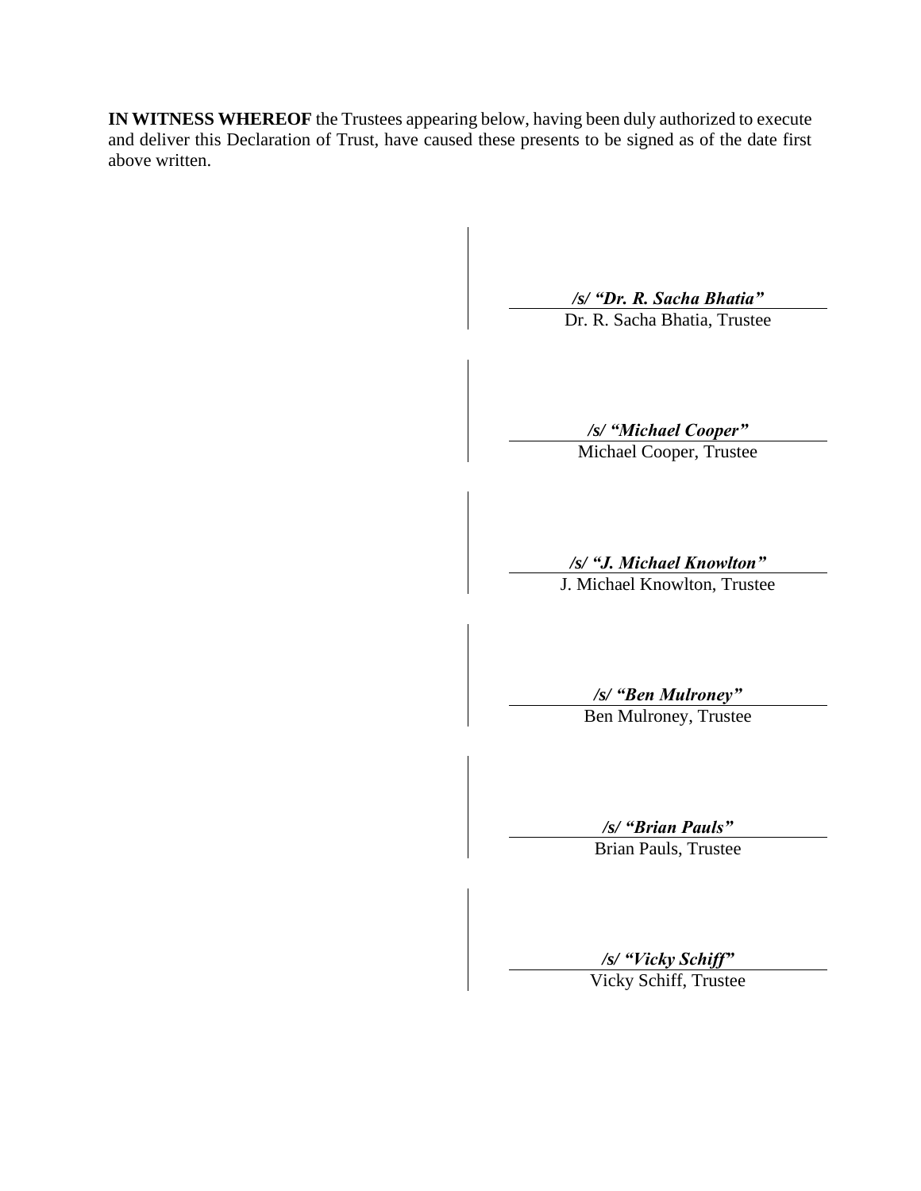**IN WITNESS WHEREOF** the Trustees appearing below, having been duly authorized to execute and deliver this Declaration of Trust, have caused these presents to be signed as of the date first above written.

***/s/ "Dr. R. Sacha Bhatia"***
Dr. R. Sacha Bhatia, Trustee

***/s/ "Michael Cooper"***
Michael Cooper, Trustee

***/s/ "J. Michael Knowlton"***
J. Michael Knowlton, Trustee

***/s/ "Ben Mulroney"***
Ben Mulroney, Trustee

***/s/ "Brian Pauls"***
Brian Pauls, Trustee

***/s/ "Vicky Schiff"***
Vicky Schiff, Trustee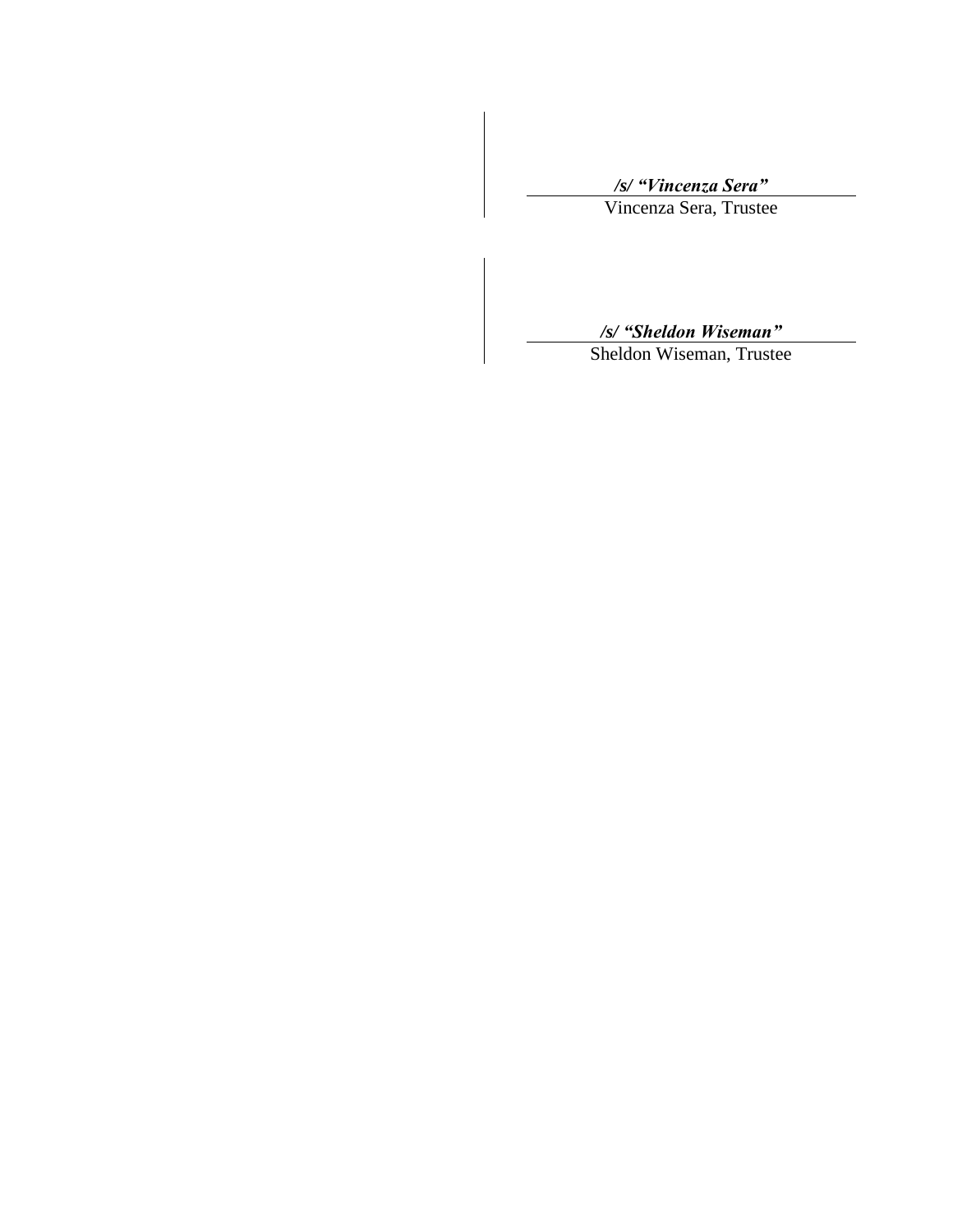***/s/ "Vincenza Sera"***

Vincenza Sera, Trustee

***/s/ "Sheldon Wiseman"***

Sheldon Wiseman, Trustee